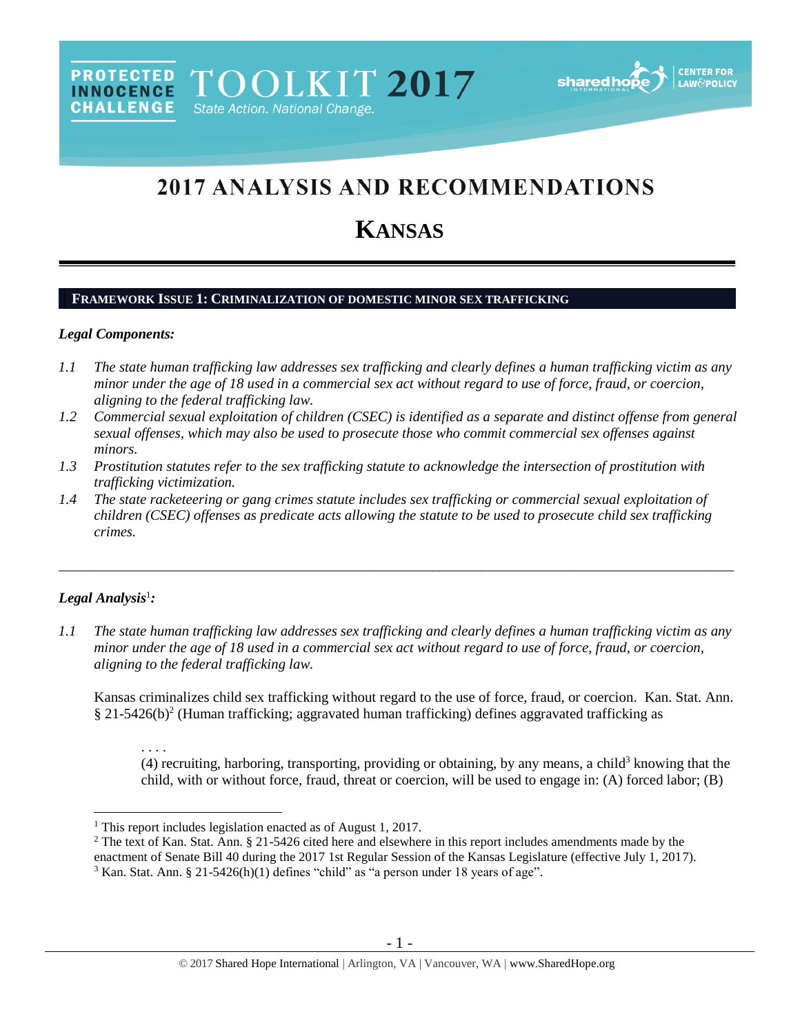PROTECTED INNOCENCE CHALLENGE TOOLKIT 2017 State Action. National Change.

# 2017 ANALYSIS AND RECOMMENDATIONS

# KANSAS

## FRAMEWORK ISSUE 1: CRIMINALIZATION OF DOMESTIC MINOR SEX TRAFFICKING

### *Legal Components:*

*1.1 The state human trafficking law addresses sex trafficking and clearly defines a human trafficking victim as any minor under the age of 18 used in a commercial sex act without regard to use of force, fraud, or coercion, aligning to the federal trafficking law.*

*1.2 Commercial sexual exploitation of children (CSEC) is identified as a separate and distinct offense from general sexual offenses, which may also be used to prosecute those who commit commercial sex offenses against minors.*

*1.3 Prostitution statutes refer to the sex trafficking statute to acknowledge the intersection of prostitution with trafficking victimization.*

*1.4 The state racketeering or gang crimes statute includes sex trafficking or commercial sexual exploitation of children (CSEC) offenses as predicate acts allowing the statute to be used to prosecute child sex trafficking crimes.*

---

### *Legal Analysis*[1]*:*

*1.1 The state human trafficking law addresses sex trafficking and clearly defines a human trafficking victim as any minor under the age of 18 used in a commercial sex act without regard to use of force, fraud, or coercion, aligning to the federal trafficking law.*

Kansas criminalizes child sex trafficking without regard to the use of force, fraud, or coercion. Kan. Stat. Ann. § 21-5426(b)[2] (Human trafficking; aggravated human trafficking) defines aggravated trafficking as

> . . . .
> (4) recruiting, harboring, transporting, providing or obtaining, by any means, a child[3] knowing that the child, with or without force, fraud, threat or coercion, will be used to engage in: (A) forced labor; (B)

[1] This report includes legislation enacted as of August 1, 2017.

[2] The text of Kan. Stat. Ann. § 21-5426 cited here and elsewhere in this report includes amendments made by the enactment of Senate Bill 40 during the 2017 1st Regular Session of the Kansas Legislature (effective July 1, 2017).

[3] Kan. Stat. Ann. § 21-5426(h)(1) defines "child" as "a person under 18 years of age".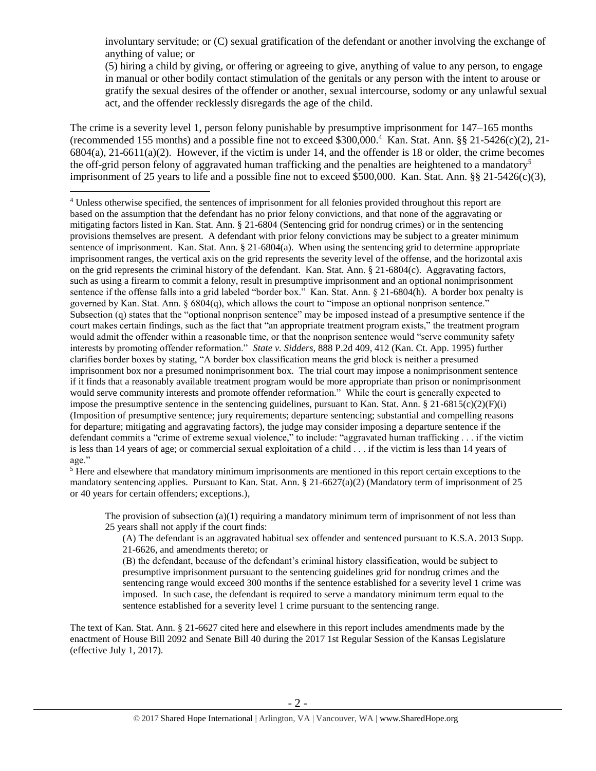involuntary servitude; or (C) sexual gratification of the defendant or another involving the exchange of anything of value; or

(5) hiring a child by giving, or offering or agreeing to give, anything of value to any person, to engage in manual or other bodily contact stimulation of the genitals or any person with the intent to arouse or gratify the sexual desires of the offender or another, sexual intercourse, sodomy or any unlawful sexual act, and the offender recklessly disregards the age of the child.

The crime is a severity level 1, person felony punishable by presumptive imprisonment for 147–165 months (recommended 155 months) and a possible fine not to exceed $300,000.[4] Kan. Stat. Ann. §§ 21-5426(c)(2), 21-6804(a), 21-6611(a)(2). However, if the victim is under 14, and the offender is 18 or older, the crime becomes the off-grid person felony of aggravated human trafficking and the penalties are heightened to a mandatory[5] imprisonment of 25 years to life and a possible fine not to exceed $500,000. Kan. Stat. Ann. §§ 21-5426(c)(3),

[4] Unless otherwise specified, the sentences of imprisonment for all felonies provided throughout this report are based on the assumption that the defendant has no prior felony convictions, and that none of the aggravating or mitigating factors listed in Kan. Stat. Ann. § 21-6804 (Sentencing grid for nondrug crimes) or in the sentencing provisions themselves are present. A defendant with prior felony convictions may be subject to a greater minimum sentence of imprisonment. Kan. Stat. Ann. § 21-6804(a). When using the sentencing grid to determine appropriate imprisonment ranges, the vertical axis on the grid represents the severity level of the offense, and the horizontal axis on the grid represents the criminal history of the defendant. Kan. Stat. Ann. § 21-6804(c). Aggravating factors, such as using a firearm to commit a felony, result in presumptive imprisonment and an optional nonimprisonment sentence if the offense falls into a grid labeled "border box." Kan. Stat. Ann. § 21-6804(h). A border box penalty is governed by Kan. Stat. Ann. § 6804(q), which allows the court to "impose an optional nonprison sentence." Subsection (q) states that the "optional nonprison sentence" may be imposed instead of a presumptive sentence if the court makes certain findings, such as the fact that "an appropriate treatment program exists," the treatment program would admit the offender within a reasonable time, or that the nonprison sentence would "serve community safety interests by promoting offender reformation." *State v. Sidders*, 888 P.2d 409, 412 (Kan. Ct. App. 1995) further clarifies border boxes by stating, "A border box classification means the grid block is neither a presumed imprisonment box nor a presumed nonimprisonment box. The trial court may impose a nonimprisonment sentence if it finds that a reasonably available treatment program would be more appropriate than prison or nonimprisonment would serve community interests and promote offender reformation." While the court is generally expected to impose the presumptive sentence in the sentencing guidelines, pursuant to Kan. Stat. Ann. § 21-6815(c)(2)(F)(i) (Imposition of presumptive sentence; jury requirements; departure sentencing; substantial and compelling reasons for departure; mitigating and aggravating factors), the judge may consider imposing a departure sentence if the defendant commits a "crime of extreme sexual violence," to include: "aggravated human trafficking . . . if the victim is less than 14 years of age; or commercial sexual exploitation of a child . . . if the victim is less than 14 years of age."

[5] Here and elsewhere that mandatory minimum imprisonments are mentioned in this report certain exceptions to the mandatory sentencing applies. Pursuant to Kan. Stat. Ann. § 21-6627(a)(2) (Mandatory term of imprisonment of 25 or 40 years for certain offenders; exceptions.),

> The provision of subsection (a)(1) requiring a mandatory minimum term of imprisonment of not less than 25 years shall not apply if the court finds:
>
> (A) The defendant is an aggravated habitual sex offender and sentenced pursuant to K.S.A. 2013 Supp. 21-6626, and amendments thereto; or
>
> (B) the defendant, because of the defendant's criminal history classification, would be subject to presumptive imprisonment pursuant to the sentencing guidelines grid for nondrug crimes and the sentencing range would exceed 300 months if the sentence established for a severity level 1 crime was imposed. In such case, the defendant is required to serve a mandatory minimum term equal to the sentence established for a severity level 1 crime pursuant to the sentencing range.

The text of Kan. Stat. Ann. § 21-6627 cited here and elsewhere in this report includes amendments made by the enactment of House Bill 2092 and Senate Bill 40 during the 2017 1st Regular Session of the Kansas Legislature (effective July 1, 2017).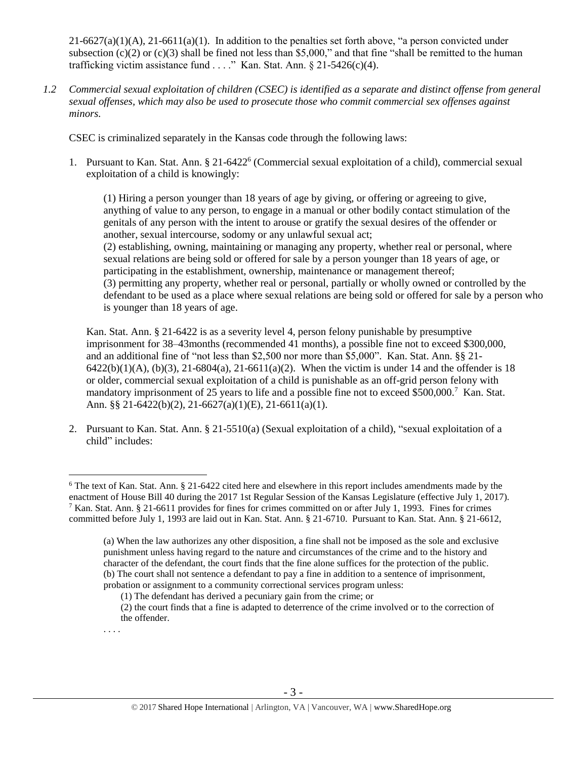21-6627(a)(1)(A), 21-6611(a)(1). In addition to the penalties set forth above, "a person convicted under subsection (c)(2) or (c)(3) shall be fined not less than $5,000," and that fine "shall be remitted to the human trafficking victim assistance fund . . . ." Kan. Stat. Ann. § 21-5426(c)(4).

*1.2 Commercial sexual exploitation of children (CSEC) is identified as a separate and distinct offense from general sexual offenses, which may also be used to prosecute those who commit commercial sex offenses against minors.*

CSEC is criminalized separately in the Kansas code through the following laws:

1. Pursuant to Kan. Stat. Ann. § 21-6422[6] (Commercial sexual exploitation of a child), commercial sexual exploitation of a child is knowingly:

   (1) Hiring a person younger than 18 years of age by giving, or offering or agreeing to give, anything of value to any person, to engage in a manual or other bodily contact stimulation of the genitals of any person with the intent to arouse or gratify the sexual desires of the offender or another, sexual intercourse, sodomy or any unlawful sexual act;
   (2) establishing, owning, maintaining or managing any property, whether real or personal, where sexual relations are being sold or offered for sale by a person younger than 18 years of age, or participating in the establishment, ownership, maintenance or management thereof;
   (3) permitting any property, whether real or personal, partially or wholly owned or controlled by the defendant to be used as a place where sexual relations are being sold or offered for sale by a person who is younger than 18 years of age.

   Kan. Stat. Ann. § 21-6422 is as a severity level 4, person felony punishable by presumptive imprisonment for 38–43months (recommended 41 months), a possible fine not to exceed $300,000, and an additional fine of "not less than $2,500 nor more than $5,000". Kan. Stat. Ann. §§ 21-6422(b)(1)(A), (b)(3), 21-6804(a), 21-6611(a)(2). When the victim is under 14 and the offender is 18 or older, commercial sexual exploitation of a child is punishable as an off-grid person felony with mandatory imprisonment of 25 years to life and a possible fine not to exceed $500,000.[7] Kan. Stat. Ann. §§ 21-6422(b)(2), 21-6627(a)(1)(E), 21-6611(a)(1).

2. Pursuant to Kan. Stat. Ann. § 21-5510(a) (Sexual exploitation of a child), "sexual exploitation of a child" includes:

---

[6] The text of Kan. Stat. Ann. § 21-6422 cited here and elsewhere in this report includes amendments made by the enactment of House Bill 40 during the 2017 1st Regular Session of the Kansas Legislature (effective July 1, 2017).

[7] Kan. Stat. Ann. § 21-6611 provides for fines for crimes committed on or after July 1, 1993. Fines for crimes committed before July 1, 1993 are laid out in Kan. Stat. Ann. § 21-6710. Pursuant to Kan. Stat. Ann. § 21-6612,

> (a) When the law authorizes any other disposition, a fine shall not be imposed as the sole and exclusive punishment unless having regard to the nature and circumstances of the crime and to the history and character of the defendant, the court finds that the fine alone suffices for the protection of the public.
> (b) The court shall not sentence a defendant to pay a fine in addition to a sentence of imprisonment, probation or assignment to a community correctional services program unless:
> (1) The defendant has derived a pecuniary gain from the crime; or
> (2) the court finds that a fine is adapted to deterrence of the crime involved or to the correction of the offender.
>
> . . . .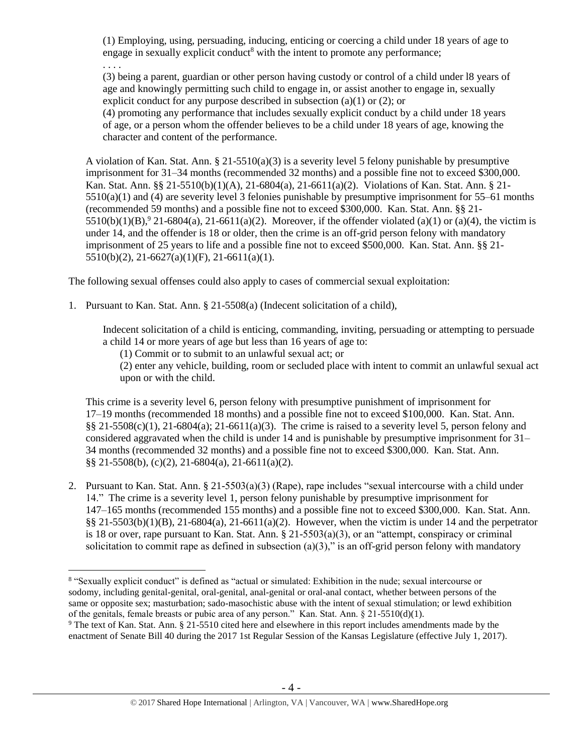> (1) Employing, using, persuading, inducing, enticing or coercing a child under 18 years of age to engage in sexually explicit conduct[8] with the intent to promote any performance;
>
> . . . .
>
> (3) being a parent, guardian or other person having custody or control of a child under l8 years of age and knowingly permitting such child to engage in, or assist another to engage in, sexually explicit conduct for any purpose described in subsection (a)(1) or (2); or
>
> (4) promoting any performance that includes sexually explicit conduct by a child under 18 years of age, or a person whom the offender believes to be a child under 18 years of age, knowing the character and content of the performance.

A violation of Kan. Stat. Ann. § 21-5510(a)(3) is a severity level 5 felony punishable by presumptive imprisonment for 31–34 months (recommended 32 months) and a possible fine not to exceed $300,000. Kan. Stat. Ann. §§ 21-5510(b)(1)(A), 21-6804(a), 21-6611(a)(2). Violations of Kan. Stat. Ann. § 21-5510(a)(1) and (4) are severity level 3 felonies punishable by presumptive imprisonment for 55–61 months (recommended 59 months) and a possible fine not to exceed $300,000. Kan. Stat. Ann. §§ 21-5510(b)(1)(B),[9] 21-6804(a), 21-6611(a)(2). Moreover, if the offender violated (a)(1) or (a)(4), the victim is under 14, and the offender is 18 or older, then the crime is an off-grid person felony with mandatory imprisonment of 25 years to life and a possible fine not to exceed $500,000. Kan. Stat. Ann. §§ 21-5510(b)(2), 21-6627(a)(1)(F), 21-6611(a)(1).

The following sexual offenses could also apply to cases of commercial sexual exploitation:

1. Pursuant to Kan. Stat. Ann. § 21-5508(a) (Indecent solicitation of a child),

   > Indecent solicitation of a child is enticing, commanding, inviting, persuading or attempting to persuade a child 14 or more years of age but less than 16 years of age to:
   >
   > (1) Commit or to submit to an unlawful sexual act; or
   >
   > (2) enter any vehicle, building, room or secluded place with intent to commit an unlawful sexual act upon or with the child.

   This crime is a severity level 6, person felony with presumptive punishment of imprisonment for 17–19 months (recommended 18 months) and a possible fine not to exceed $100,000. Kan. Stat. Ann. §§ 21-5508(c)(1), 21-6804(a); 21-6611(a)(3). The crime is raised to a severity level 5, person felony and considered aggravated when the child is under 14 and is punishable by presumptive imprisonment for 31–34 months (recommended 32 months) and a possible fine not to exceed $300,000. Kan. Stat. Ann. §§ 21-5508(b), (c)(2), 21-6804(a), 21-6611(a)(2).

2. Pursuant to Kan. Stat. Ann. § 21-5503(a)(3) (Rape), rape includes "sexual intercourse with a child under 14." The crime is a severity level 1, person felony punishable by presumptive imprisonment for 147–165 months (recommended 155 months) and a possible fine not to exceed $300,000. Kan. Stat. Ann. §§ 21-5503(b)(1)(B), 21-6804(a), 21-6611(a)(2). However, when the victim is under 14 and the perpetrator is 18 or over, rape pursuant to Kan. Stat. Ann. § 21-5503(a)(3), or an "attempt, conspiracy or criminal solicitation to commit rape as defined in subsection (a)(3)," is an off-grid person felony with mandatory

---

[8] "Sexually explicit conduct" is defined as "actual or simulated: Exhibition in the nude; sexual intercourse or sodomy, including genital-genital, oral-genital, anal-genital or oral-anal contact, whether between persons of the same or opposite sex; masturbation; sado-masochistic abuse with the intent of sexual stimulation; or lewd exhibition of the genitals, female breasts or pubic area of any person." Kan. Stat. Ann. § 21-5510(d)(1).

[9] The text of Kan. Stat. Ann. § 21-5510 cited here and elsewhere in this report includes amendments made by the enactment of Senate Bill 40 during the 2017 1st Regular Session of the Kansas Legislature (effective July 1, 2017).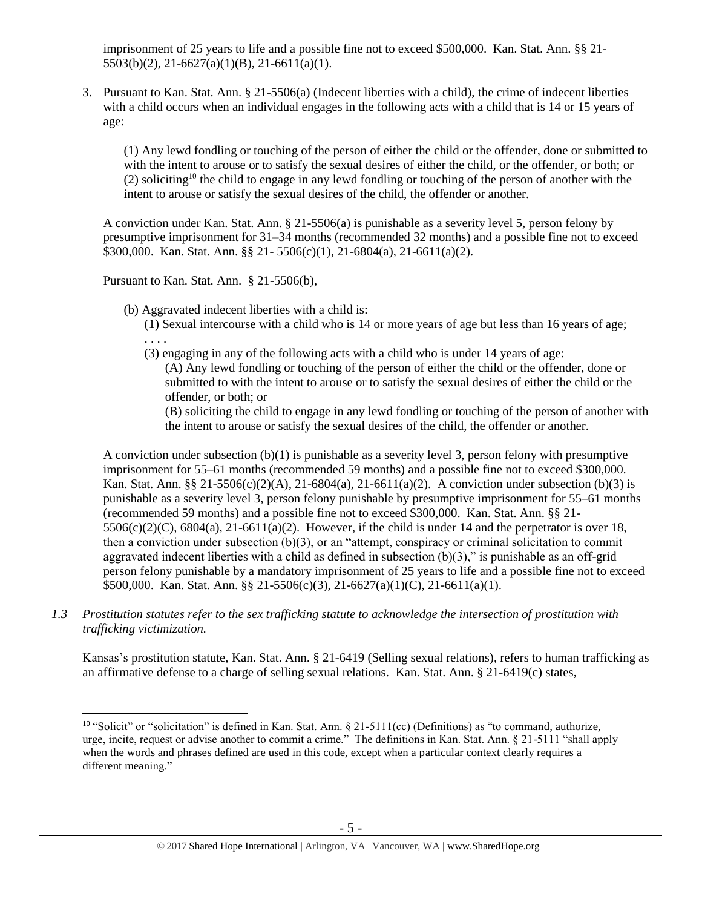imprisonment of 25 years to life and a possible fine not to exceed $500,000. Kan. Stat. Ann. §§ 21-5503(b)(2), 21-6627(a)(1)(B), 21-6611(a)(1).

3. Pursuant to Kan. Stat. Ann. § 21-5506(a) (Indecent liberties with a child), the crime of indecent liberties with a child occurs when an individual engages in the following acts with a child that is 14 or 15 years of age:

   (1) Any lewd fondling or touching of the person of either the child or the offender, done or submitted to with the intent to arouse or to satisfy the sexual desires of either the child, or the offender, or both; or (2) soliciting[10] the child to engage in any lewd fondling or touching of the person of another with the intent to arouse or satisfy the sexual desires of the child, the offender or another.

   A conviction under Kan. Stat. Ann. § 21-5506(a) is punishable as a severity level 5, person felony by presumptive imprisonment for 31–34 months (recommended 32 months) and a possible fine not to exceed $300,000. Kan. Stat. Ann. §§ 21- 5506(c)(1), 21-6804(a), 21-6611(a)(2).

   Pursuant to Kan. Stat. Ann. § 21-5506(b),

   (b) Aggravated indecent liberties with a child is:
   (1) Sexual intercourse with a child who is 14 or more years of age but less than 16 years of age;
   . . . .
   (3) engaging in any of the following acts with a child who is under 14 years of age:
   (A) Any lewd fondling or touching of the person of either the child or the offender, done or submitted to with the intent to arouse or to satisfy the sexual desires of either the child or the offender, or both; or
   (B) soliciting the child to engage in any lewd fondling or touching of the person of another with the intent to arouse or satisfy the sexual desires of the child, the offender or another.

   A conviction under subsection (b)(1) is punishable as a severity level 3, person felony with presumptive imprisonment for 55–61 months (recommended 59 months) and a possible fine not to exceed $300,000. Kan. Stat. Ann. §§ 21-5506(c)(2)(A), 21-6804(a), 21-6611(a)(2). A conviction under subsection (b)(3) is punishable as a severity level 3, person felony punishable by presumptive imprisonment for 55–61 months (recommended 59 months) and a possible fine not to exceed $300,000. Kan. Stat. Ann. §§ 21-5506(c)(2)(C), 6804(a), 21-6611(a)(2). However, if the child is under 14 and the perpetrator is over 18, then a conviction under subsection (b)(3), or an "attempt, conspiracy or criminal solicitation to commit aggravated indecent liberties with a child as defined in subsection (b)(3)," is punishable as an off-grid person felony punishable by a mandatory imprisonment of 25 years to life and a possible fine not to exceed $500,000. Kan. Stat. Ann. §§ 21-5506(c)(3), 21-6627(a)(1)(C), 21-6611(a)(1).

*1.3 Prostitution statutes refer to the sex trafficking statute to acknowledge the intersection of prostitution with trafficking victimization.*

Kansas's prostitution statute, Kan. Stat. Ann. § 21-6419 (Selling sexual relations), refers to human trafficking as an affirmative defense to a charge of selling sexual relations. Kan. Stat. Ann. § 21-6419(c) states,

---

[10] "Solicit" or "solicitation" is defined in Kan. Stat. Ann. § 21-5111(cc) (Definitions) as "to command, authorize, urge, incite, request or advise another to commit a crime." The definitions in Kan. Stat. Ann. § 21-5111 "shall apply when the words and phrases defined are used in this code, except when a particular context clearly requires a different meaning."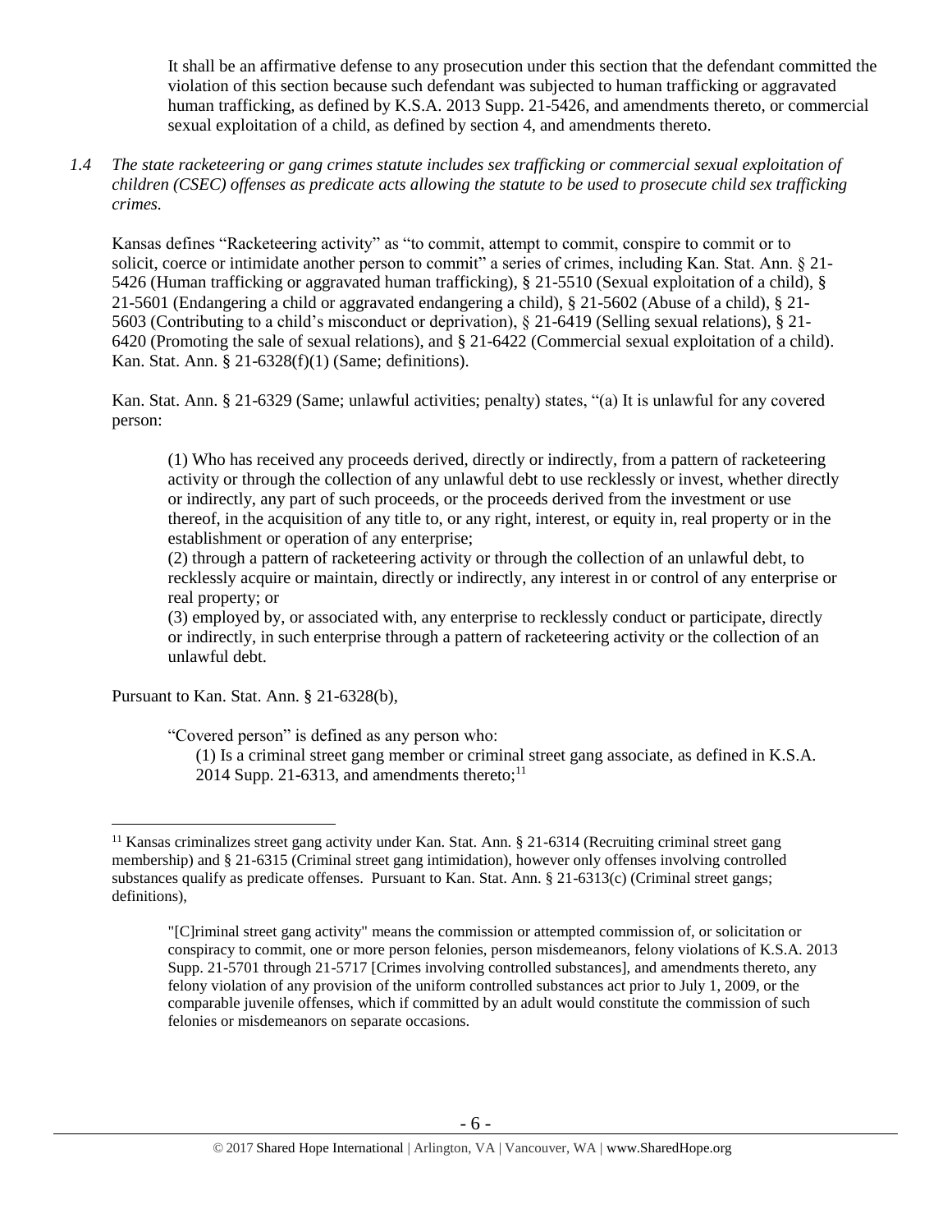It shall be an affirmative defense to any prosecution under this section that the defendant committed the violation of this section because such defendant was subjected to human trafficking or aggravated human trafficking, as defined by K.S.A. 2013 Supp. 21-5426, and amendments thereto, or commercial sexual exploitation of a child, as defined by section 4, and amendments thereto.

*1.4 The state racketeering or gang crimes statute includes sex trafficking or commercial sexual exploitation of children (CSEC) offenses as predicate acts allowing the statute to be used to prosecute child sex trafficking crimes.*

Kansas defines "Racketeering activity" as "to commit, attempt to commit, conspire to commit or to solicit, coerce or intimidate another person to commit" a series of crimes, including Kan. Stat. Ann. § 21-5426 (Human trafficking or aggravated human trafficking), § 21-5510 (Sexual exploitation of a child), § 21-5601 (Endangering a child or aggravated endangering a child), § 21-5602 (Abuse of a child), § 21-5603 (Contributing to a child's misconduct or deprivation), § 21-6419 (Selling sexual relations), § 21-6420 (Promoting the sale of sexual relations), and § 21-6422 (Commercial sexual exploitation of a child). Kan. Stat. Ann. § 21-6328(f)(1) (Same; definitions).

Kan. Stat. Ann. § 21-6329 (Same; unlawful activities; penalty) states, "(a) It is unlawful for any covered person:

> (1) Who has received any proceeds derived, directly or indirectly, from a pattern of racketeering activity or through the collection of any unlawful debt to use recklessly or invest, whether directly or indirectly, any part of such proceeds, or the proceeds derived from the investment or use thereof, in the acquisition of any title to, or any right, interest, or equity in, real property or in the establishment or operation of any enterprise;
>
> (2) through a pattern of racketeering activity or through the collection of an unlawful debt, to recklessly acquire or maintain, directly or indirectly, any interest in or control of any enterprise or real property; or
>
> (3) employed by, or associated with, any enterprise to recklessly conduct or participate, directly or indirectly, in such enterprise through a pattern of racketeering activity or the collection of an unlawful debt.

Pursuant to Kan. Stat. Ann. § 21-6328(b),

> "Covered person" is defined as any person who:
>
> (1) Is a criminal street gang member or criminal street gang associate, as defined in K.S.A. 2014 Supp. 21-6313, and amendments thereto;[11]

---

[11] Kansas criminalizes street gang activity under Kan. Stat. Ann. § 21-6314 (Recruiting criminal street gang membership) and § 21-6315 (Criminal street gang intimidation), however only offenses involving controlled substances qualify as predicate offenses. Pursuant to Kan. Stat. Ann. § 21-6313(c) (Criminal street gangs; definitions),

> "[C]riminal street gang activity" means the commission or attempted commission of, or solicitation or conspiracy to commit, one or more person felonies, person misdemeanors, felony violations of K.S.A. 2013 Supp. 21-5701 through 21-5717 [Crimes involving controlled substances], and amendments thereto, any felony violation of any provision of the uniform controlled substances act prior to July 1, 2009, or the comparable juvenile offenses, which if committed by an adult would constitute the commission of such felonies or misdemeanors on separate occasions.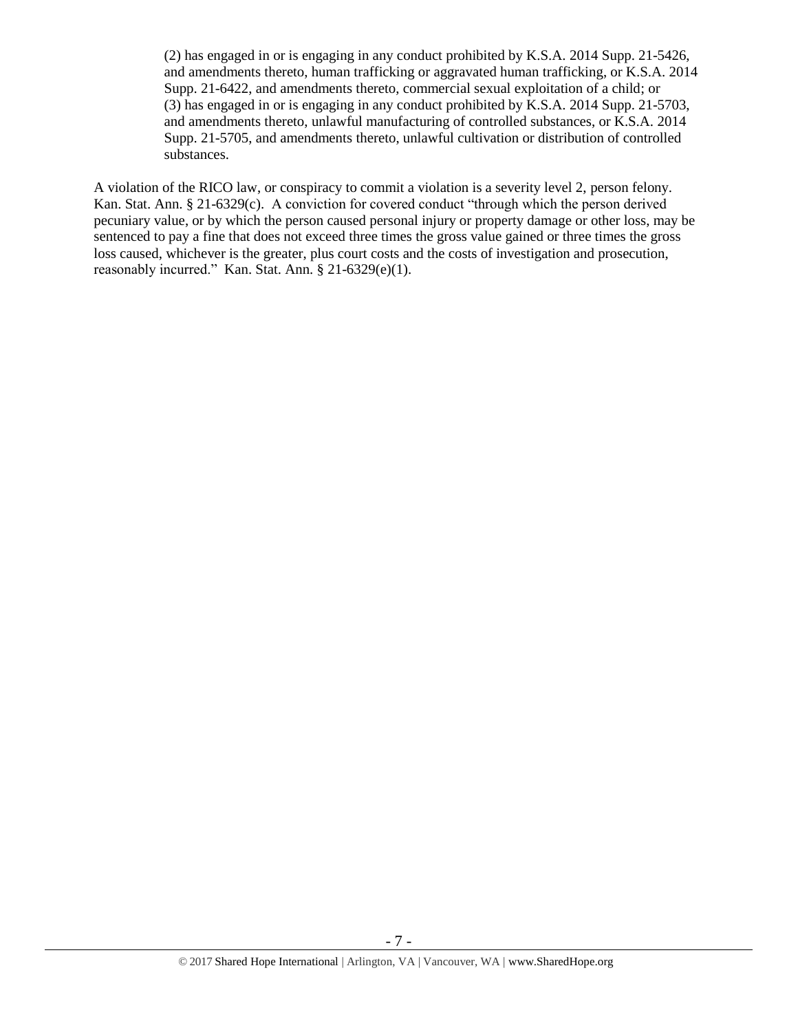(2) has engaged in or is engaging in any conduct prohibited by K.S.A. 2014 Supp. 21-5426, and amendments thereto, human trafficking or aggravated human trafficking, or K.S.A. 2014 Supp. 21-6422, and amendments thereto, commercial sexual exploitation of a child; or
(3) has engaged in or is engaging in any conduct prohibited by K.S.A. 2014 Supp. 21-5703, and amendments thereto, unlawful manufacturing of controlled substances, or K.S.A. 2014 Supp. 21-5705, and amendments thereto, unlawful cultivation or distribution of controlled substances.

A violation of the RICO law, or conspiracy to commit a violation is a severity level 2, person felony. Kan. Stat. Ann. § 21-6329(c). A conviction for covered conduct "through which the person derived pecuniary value, or by which the person caused personal injury or property damage or other loss, may be sentenced to pay a fine that does not exceed three times the gross value gained or three times the gross loss caused, whichever is the greater, plus court costs and the costs of investigation and prosecution, reasonably incurred." Kan. Stat. Ann. § 21-6329(e)(1).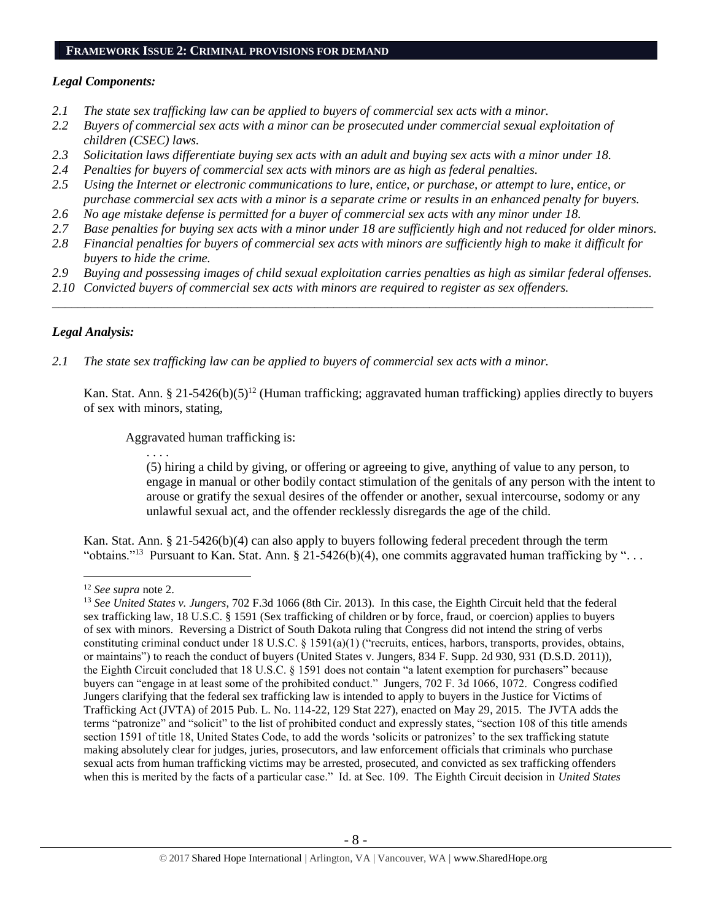## FRAMEWORK ISSUE 2: CRIMINAL PROVISIONS FOR DEMAND

### *Legal Components:*

*2.1 The state sex trafficking law can be applied to buyers of commercial sex acts with a minor.*
*2.2 Buyers of commercial sex acts with a minor can be prosecuted under commercial sexual exploitation of children (CSEC) laws.*
*2.3 Solicitation laws differentiate buying sex acts with an adult and buying sex acts with a minor under 18.*
*2.4 Penalties for buyers of commercial sex acts with minors are as high as federal penalties.*
*2.5 Using the Internet or electronic communications to lure, entice, or purchase, or attempt to lure, entice, or purchase commercial sex acts with a minor is a separate crime or results in an enhanced penalty for buyers.*
*2.6 No age mistake defense is permitted for a buyer of commercial sex acts with any minor under 18.*
*2.7 Base penalties for buying sex acts with a minor under 18 are sufficiently high and not reduced for older minors.*
*2.8 Financial penalties for buyers of commercial sex acts with minors are sufficiently high to make it difficult for buyers to hide the crime.*
*2.9 Buying and possessing images of child sexual exploitation carries penalties as high as similar federal offenses.*
*2.10 Convicted buyers of commercial sex acts with minors are required to register as sex offenders.*

---

### *Legal Analysis:*

*2.1 The state sex trafficking law can be applied to buyers of commercial sex acts with a minor.*

Kan. Stat. Ann. § 21-5426(b)(5)[12] (Human trafficking; aggravated human trafficking) applies directly to buyers of sex with minors, stating,

> Aggravated human trafficking is:
>
> . . . .
>
> (5) hiring a child by giving, or offering or agreeing to give, anything of value to any person, to engage in manual or other bodily contact stimulation of the genitals of any person with the intent to arouse or gratify the sexual desires of the offender or another, sexual intercourse, sodomy or any unlawful sexual act, and the offender recklessly disregards the age of the child.

Kan. Stat. Ann. § 21-5426(b)(4) can also apply to buyers following federal precedent through the term "obtains."[13] Pursuant to Kan. Stat. Ann. § 21-5426(b)(4), one commits aggravated human trafficking by ". . .

---

[12] *See supra* note 2.

[13] *See United States v. Jungers*, 702 F.3d 1066 (8th Cir. 2013). In this case, the Eighth Circuit held that the federal sex trafficking law, 18 U.S.C. § 1591 (Sex trafficking of children or by force, fraud, or coercion) applies to buyers of sex with minors. Reversing a District of South Dakota ruling that Congress did not intend the string of verbs constituting criminal conduct under 18 U.S.C. § 1591(a)(1) ("recruits, entices, harbors, transports, provides, obtains, or maintains") to reach the conduct of buyers (United States v. Jungers, 834 F. Supp. 2d 930, 931 (D.S.D. 2011)), the Eighth Circuit concluded that 18 U.S.C. § 1591 does not contain "a latent exemption for purchasers" because buyers can "engage in at least some of the prohibited conduct." Jungers, 702 F. 3d 1066, 1072. Congress codified Jungers clarifying that the federal sex trafficking law is intended to apply to buyers in the Justice for Victims of Trafficking Act (JVTA) of 2015 Pub. L. No. 114-22, 129 Stat 227), enacted on May 29, 2015. The JVTA adds the terms "patronize" and "solicit" to the list of prohibited conduct and expressly states, "section 108 of this title amends section 1591 of title 18, United States Code, to add the words 'solicits or patronizes' to the sex trafficking statute making absolutely clear for judges, juries, prosecutors, and law enforcement officials that criminals who purchase sexual acts from human trafficking victims may be arrested, prosecuted, and convicted as sex trafficking offenders when this is merited by the facts of a particular case." Id. at Sec. 109. The Eighth Circuit decision in *United States*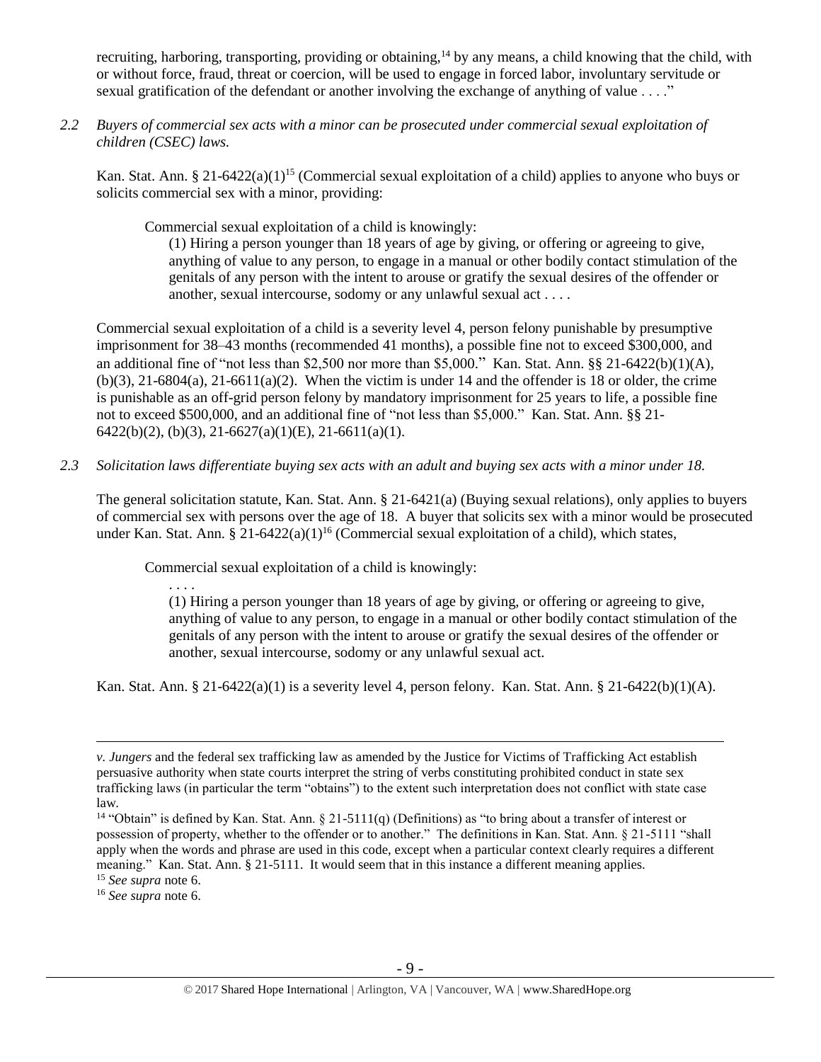recruiting, harboring, transporting, providing or obtaining,[14] by any means, a child knowing that the child, with or without force, fraud, threat or coercion, will be used to engage in forced labor, involuntary servitude or sexual gratification of the defendant or another involving the exchange of anything of value . . . ."

*2.2 Buyers of commercial sex acts with a minor can be prosecuted under commercial sexual exploitation of children (CSEC) laws.*

Kan. Stat. Ann. § 21-6422(a)(1)[15] (Commercial sexual exploitation of a child) applies to anyone who buys or solicits commercial sex with a minor, providing:

> Commercial sexual exploitation of a child is knowingly:
>
> (1) Hiring a person younger than 18 years of age by giving, or offering or agreeing to give, anything of value to any person, to engage in a manual or other bodily contact stimulation of the genitals of any person with the intent to arouse or gratify the sexual desires of the offender or another, sexual intercourse, sodomy or any unlawful sexual act . . . .

Commercial sexual exploitation of a child is a severity level 4, person felony punishable by presumptive imprisonment for 38–43 months (recommended 41 months), a possible fine not to exceed $300,000, and an additional fine of "not less than $2,500 nor more than $5,000." Kan. Stat. Ann. §§ 21-6422(b)(1)(A), (b)(3), 21-6804(a), 21-6611(a)(2). When the victim is under 14 and the offender is 18 or older, the crime is punishable as an off-grid person felony by mandatory imprisonment for 25 years to life, a possible fine not to exceed $500,000, and an additional fine of "not less than $5,000." Kan. Stat. Ann. §§ 21-6422(b)(2), (b)(3), 21-6627(a)(1)(E), 21-6611(a)(1).

*2.3 Solicitation laws differentiate buying sex acts with an adult and buying sex acts with a minor under 18.*

The general solicitation statute, Kan. Stat. Ann. § 21-6421(a) (Buying sexual relations), only applies to buyers of commercial sex with persons over the age of 18. A buyer that solicits sex with a minor would be prosecuted under Kan. Stat. Ann. § 21-6422(a)(1)[16] (Commercial sexual exploitation of a child), which states,

> Commercial sexual exploitation of a child is knowingly:
>
> . . . .
>
> (1) Hiring a person younger than 18 years of age by giving, or offering or agreeing to give, anything of value to any person, to engage in a manual or other bodily contact stimulation of the genitals of any person with the intent to arouse or gratify the sexual desires of the offender or another, sexual intercourse, sodomy or any unlawful sexual act.

Kan. Stat. Ann. § 21-6422(a)(1) is a severity level 4, person felony. Kan. Stat. Ann. § 21-6422(b)(1)(A).

---

*v. Jungers* and the federal sex trafficking law as amended by the Justice for Victims of Trafficking Act establish persuasive authority when state courts interpret the string of verbs constituting prohibited conduct in state sex trafficking laws (in particular the term "obtains") to the extent such interpretation does not conflict with state case law.

[14] "Obtain" is defined by Kan. Stat. Ann. § 21-5111(q) (Definitions) as "to bring about a transfer of interest or possession of property, whether to the offender or to another." The definitions in Kan. Stat. Ann. § 21-5111 "shall apply when the words and phrase are used in this code, except when a particular context clearly requires a different meaning." Kan. Stat. Ann. § 21-5111. It would seem that in this instance a different meaning applies.

[15] *See supra* note 6.

[16] *See supra* note 6.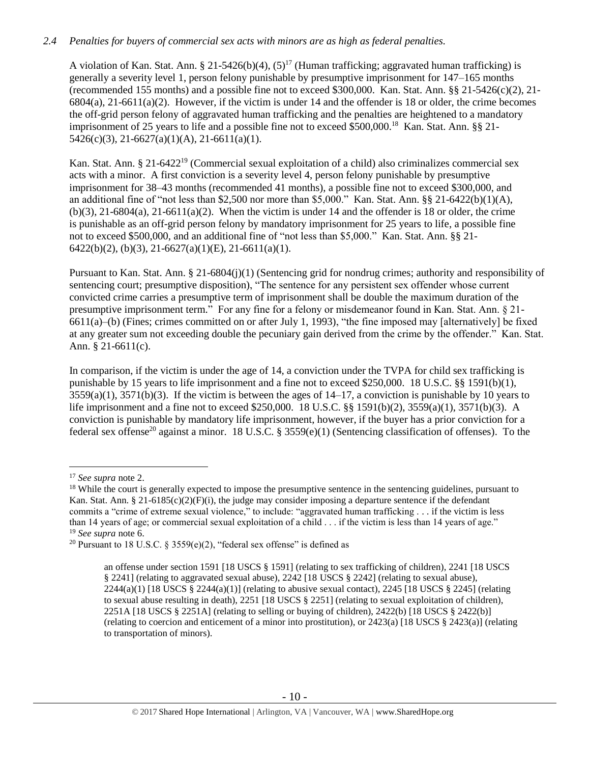*2.4 Penalties for buyers of commercial sex acts with minors are as high as federal penalties.*

A violation of Kan. Stat. Ann. § 21-5426(b)(4), (5)[17] (Human trafficking; aggravated human trafficking) is generally a severity level 1, person felony punishable by presumptive imprisonment for 147–165 months (recommended 155 months) and a possible fine not to exceed $300,000. Kan. Stat. Ann. §§ 21-5426(c)(2), 21-6804(a), 21-6611(a)(2). However, if the victim is under 14 and the offender is 18 or older, the crime becomes the off-grid person felony of aggravated human trafficking and the penalties are heightened to a mandatory imprisonment of 25 years to life and a possible fine not to exceed $500,000.[18] Kan. Stat. Ann. §§ 21-5426(c)(3), 21-6627(a)(1)(A), 21-6611(a)(1).

Kan. Stat. Ann. § 21-6422[19] (Commercial sexual exploitation of a child) also criminalizes commercial sex acts with a minor. A first conviction is a severity level 4, person felony punishable by presumptive imprisonment for 38–43 months (recommended 41 months), a possible fine not to exceed $300,000, and an additional fine of "not less than $2,500 nor more than $5,000." Kan. Stat. Ann. §§ 21-6422(b)(1)(A), (b)(3), 21-6804(a), 21-6611(a)(2). When the victim is under 14 and the offender is 18 or older, the crime is punishable as an off-grid person felony by mandatory imprisonment for 25 years to life, a possible fine not to exceed $500,000, and an additional fine of "not less than $5,000." Kan. Stat. Ann. §§ 21-6422(b)(2), (b)(3), 21-6627(a)(1)(E), 21-6611(a)(1).

Pursuant to Kan. Stat. Ann. § 21-6804(j)(1) (Sentencing grid for nondrug crimes; authority and responsibility of sentencing court; presumptive disposition), "The sentence for any persistent sex offender whose current convicted crime carries a presumptive term of imprisonment shall be double the maximum duration of the presumptive imprisonment term." For any fine for a felony or misdemeanor found in Kan. Stat. Ann. § 21-6611(a)–(b) (Fines; crimes committed on or after July 1, 1993), "the fine imposed may [alternatively] be fixed at any greater sum not exceeding double the pecuniary gain derived from the crime by the offender." Kan. Stat. Ann. § 21-6611(c).

In comparison, if the victim is under the age of 14, a conviction under the TVPA for child sex trafficking is punishable by 15 years to life imprisonment and a fine not to exceed $250,000. 18 U.S.C. §§ 1591(b)(1), 3559(a)(1), 3571(b)(3). If the victim is between the ages of 14–17, a conviction is punishable by 10 years to life imprisonment and a fine not to exceed $250,000. 18 U.S.C. §§ 1591(b)(2), 3559(a)(1), 3571(b)(3). A conviction is punishable by mandatory life imprisonment, however, if the buyer has a prior conviction for a federal sex offense[20] against a minor. 18 U.S.C. § 3559(e)(1) (Sentencing classification of offenses). To the

---

[17] *See supra* note 2.

[18] While the court is generally expected to impose the presumptive sentence in the sentencing guidelines, pursuant to Kan. Stat. Ann. § 21-6185(c)(2)(F)(i), the judge may consider imposing a departure sentence if the defendant commits a "crime of extreme sexual violence," to include: "aggravated human trafficking . . . if the victim is less than 14 years of age; or commercial sexual exploitation of a child . . . if the victim is less than 14 years of age."

[19] *See supra* note 6.

[20] Pursuant to 18 U.S.C. § 3559(e)(2), "federal sex offense" is defined as

> an offense under section 1591 [18 USCS § 1591] (relating to sex trafficking of children), 2241 [18 USCS § 2241] (relating to aggravated sexual abuse), 2242 [18 USCS § 2242] (relating to sexual abuse), 2244(a)(1) [18 USCS § 2244(a)(1)] (relating to abusive sexual contact), 2245 [18 USCS § 2245] (relating to sexual abuse resulting in death), 2251 [18 USCS § 2251] (relating to sexual exploitation of children), 2251A [18 USCS § 2251A] (relating to selling or buying of children), 2422(b) [18 USCS § 2422(b)] (relating to coercion and enticement of a minor into prostitution), or 2423(a) [18 USCS § 2423(a)] (relating to transportation of minors).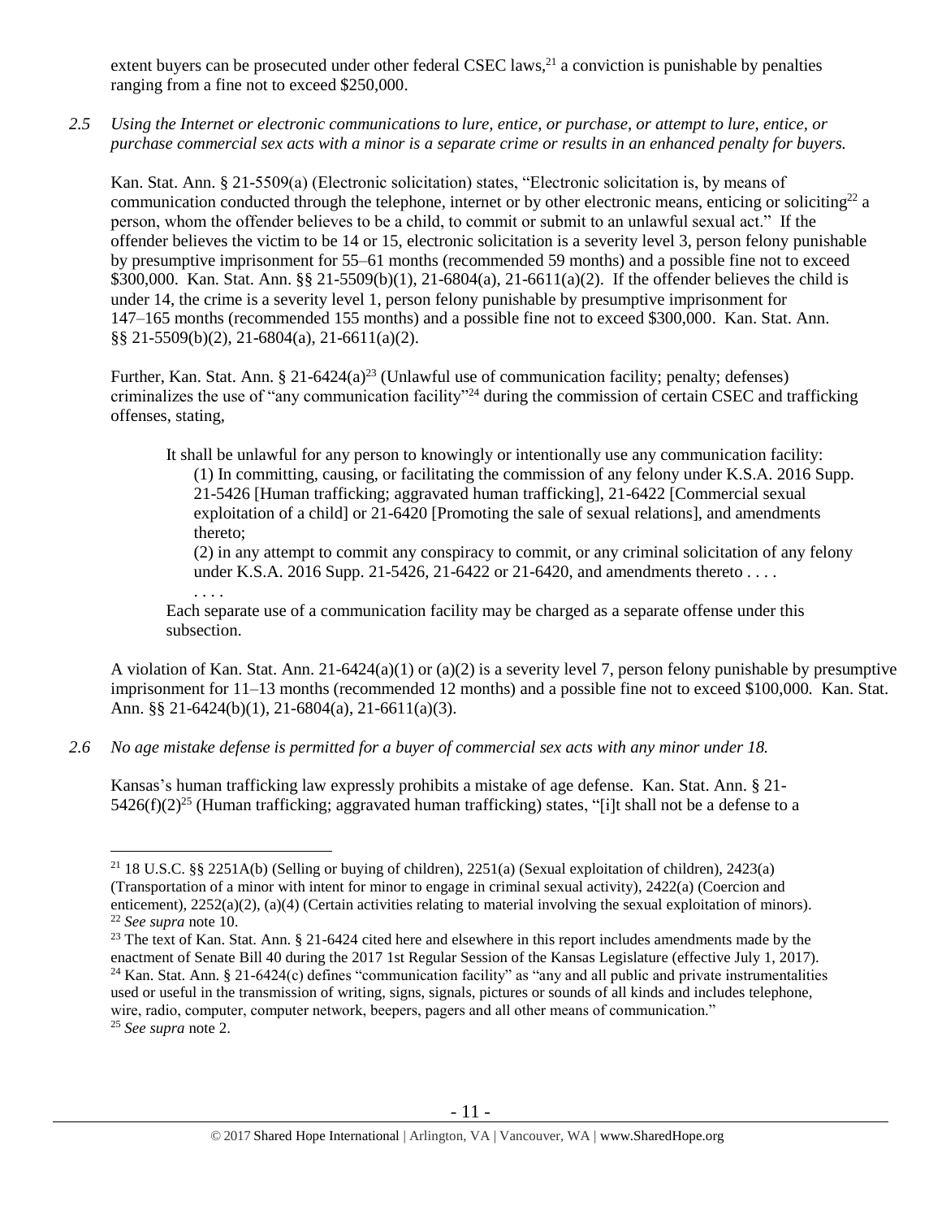extent buyers can be prosecuted under other federal CSEC laws,[21] a conviction is punishable by penalties ranging from a fine not to exceed $250,000.

*2.5 Using the Internet or electronic communications to lure, entice, or purchase, or attempt to lure, entice, or purchase commercial sex acts with a minor is a separate crime or results in an enhanced penalty for buyers.*

Kan. Stat. Ann. § 21-5509(a) (Electronic solicitation) states, "Electronic solicitation is, by means of communication conducted through the telephone, internet or by other electronic means, enticing or soliciting[22] a person, whom the offender believes to be a child, to commit or submit to an unlawful sexual act." If the offender believes the victim to be 14 or 15, electronic solicitation is a severity level 3, person felony punishable by presumptive imprisonment for 55–61 months (recommended 59 months) and a possible fine not to exceed $300,000. Kan. Stat. Ann. §§ 21-5509(b)(1), 21-6804(a), 21-6611(a)(2). If the offender believes the child is under 14, the crime is a severity level 1, person felony punishable by presumptive imprisonment for 147–165 months (recommended 155 months) and a possible fine not to exceed $300,000. Kan. Stat. Ann. §§ 21-5509(b)(2), 21-6804(a), 21-6611(a)(2).

Further, Kan. Stat. Ann. § 21-6424(a)[23] (Unlawful use of communication facility; penalty; defenses) criminalizes the use of "any communication facility"[24] during the commission of certain CSEC and trafficking offenses, stating,

> It shall be unlawful for any person to knowingly or intentionally use any communication facility:
> (1) In committing, causing, or facilitating the commission of any felony under K.S.A. 2016 Supp. 21-5426 [Human trafficking; aggravated human trafficking], 21-6422 [Commercial sexual exploitation of a child] or 21-6420 [Promoting the sale of sexual relations], and amendments thereto;
> (2) in any attempt to commit any conspiracy to commit, or any criminal solicitation of any felony under K.S.A. 2016 Supp. 21-5426, 21-6422 or 21-6420, and amendments thereto . . . .
> . . . .
> Each separate use of a communication facility may be charged as a separate offense under this subsection.

A violation of Kan. Stat. Ann. 21-6424(a)(1) or (a)(2) is a severity level 7, person felony punishable by presumptive imprisonment for 11–13 months (recommended 12 months) and a possible fine not to exceed $100,000. Kan. Stat. Ann. §§ 21-6424(b)(1), 21-6804(a), 21-6611(a)(3).

*2.6 No age mistake defense is permitted for a buyer of commercial sex acts with any minor under 18.*

Kansas's human trafficking law expressly prohibits a mistake of age defense. Kan. Stat. Ann. § 21-5426(f)(2)[25] (Human trafficking; aggravated human trafficking) states, "[i]t shall not be a defense to a

---

[21] 18 U.S.C. §§ 2251A(b) (Selling or buying of children), 2251(a) (Sexual exploitation of children), 2423(a) (Transportation of a minor with intent for minor to engage in criminal sexual activity), 2422(a) (Coercion and enticement), 2252(a)(2), (a)(4) (Certain activities relating to material involving the sexual exploitation of minors).

[22] *See supra* note 10.

[23] The text of Kan. Stat. Ann. § 21-6424 cited here and elsewhere in this report includes amendments made by the enactment of Senate Bill 40 during the 2017 1st Regular Session of the Kansas Legislature (effective July 1, 2017).

[24] Kan. Stat. Ann. § 21-6424(c) defines "communication facility" as "any and all public and private instrumentalities used or useful in the transmission of writing, signs, signals, pictures or sounds of all kinds and includes telephone, wire, radio, computer, computer network, beepers, pagers and all other means of communication."

[25] *See supra* note 2.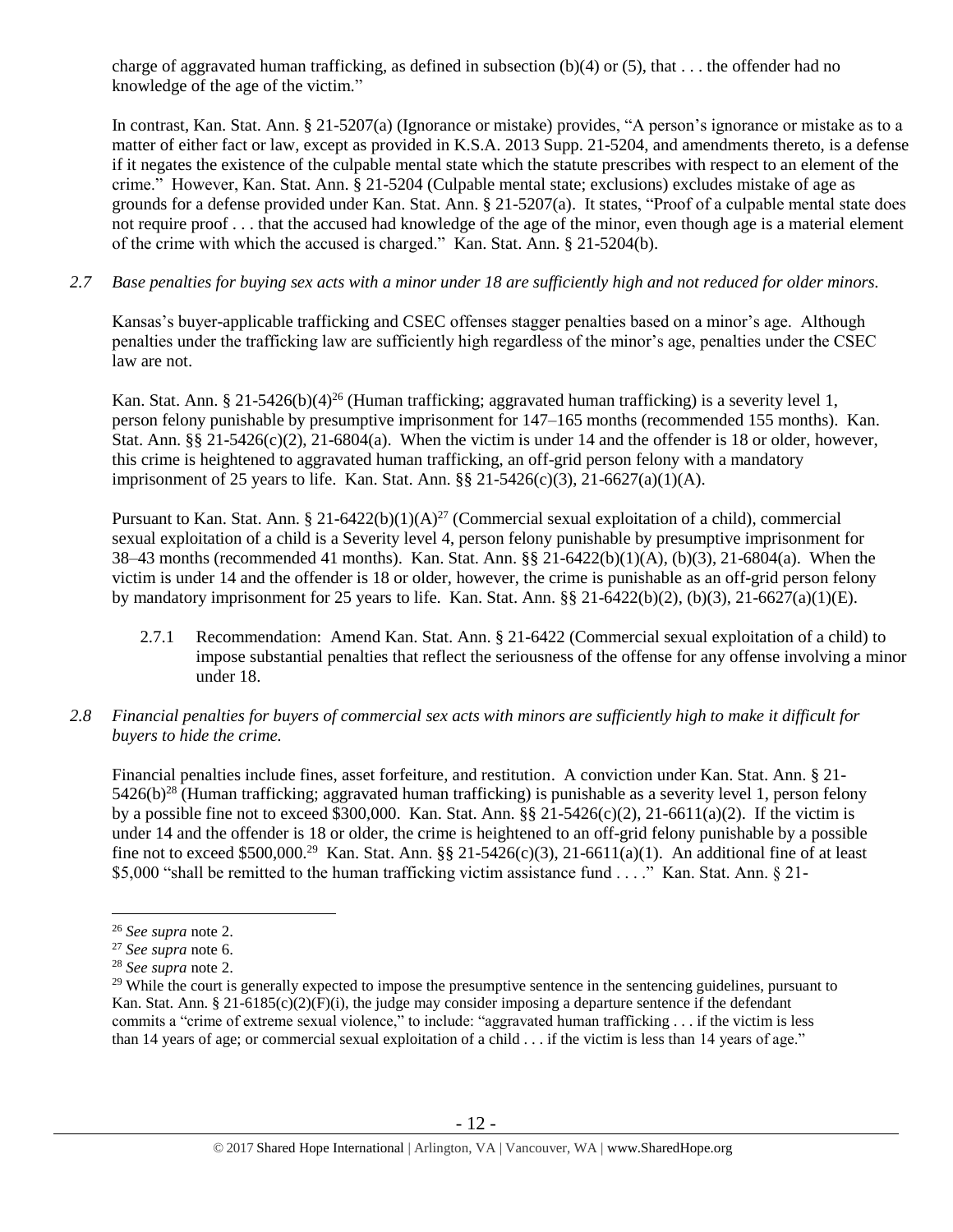charge of aggravated human trafficking, as defined in subsection (b)(4) or (5), that . . . the offender had no knowledge of the age of the victim."

In contrast, Kan. Stat. Ann. § 21-5207(a) (Ignorance or mistake) provides, "A person's ignorance or mistake as to a matter of either fact or law, except as provided in K.S.A. 2013 Supp. 21-5204, and amendments thereto, is a defense if it negates the existence of the culpable mental state which the statute prescribes with respect to an element of the crime." However, Kan. Stat. Ann. § 21-5204 (Culpable mental state; exclusions) excludes mistake of age as grounds for a defense provided under Kan. Stat. Ann. § 21-5207(a). It states, "Proof of a culpable mental state does not require proof . . . that the accused had knowledge of the age of the minor, even though age is a material element of the crime with which the accused is charged." Kan. Stat. Ann. § 21-5204(b).

*2.7 Base penalties for buying sex acts with a minor under 18 are sufficiently high and not reduced for older minors.*

Kansas's buyer-applicable trafficking and CSEC offenses stagger penalties based on a minor's age. Although penalties under the trafficking law are sufficiently high regardless of the minor's age, penalties under the CSEC law are not.

Kan. Stat. Ann. § 21-5426(b)(4)[26] (Human trafficking; aggravated human trafficking) is a severity level 1, person felony punishable by presumptive imprisonment for 147–165 months (recommended 155 months). Kan. Stat. Ann. §§ 21-5426(c)(2), 21-6804(a). When the victim is under 14 and the offender is 18 or older, however, this crime is heightened to aggravated human trafficking, an off-grid person felony with a mandatory imprisonment of 25 years to life. Kan. Stat. Ann. §§ 21-5426(c)(3), 21-6627(a)(1)(A).

Pursuant to Kan. Stat. Ann. § 21-6422(b)(1)(A)[27] (Commercial sexual exploitation of a child), commercial sexual exploitation of a child is a Severity level 4, person felony punishable by presumptive imprisonment for 38–43 months (recommended 41 months). Kan. Stat. Ann. §§ 21-6422(b)(1)(A), (b)(3), 21-6804(a). When the victim is under 14 and the offender is 18 or older, however, the crime is punishable as an off-grid person felony by mandatory imprisonment for 25 years to life. Kan. Stat. Ann. §§ 21-6422(b)(2), (b)(3), 21-6627(a)(1)(E).

2.7.1 Recommendation: Amend Kan. Stat. Ann. § 21-6422 (Commercial sexual exploitation of a child) to impose substantial penalties that reflect the seriousness of the offense for any offense involving a minor under 18.

*2.8 Financial penalties for buyers of commercial sex acts with minors are sufficiently high to make it difficult for buyers to hide the crime.*

Financial penalties include fines, asset forfeiture, and restitution. A conviction under Kan. Stat. Ann. § 21-5426(b)[28] (Human trafficking; aggravated human trafficking) is punishable as a severity level 1, person felony by a possible fine not to exceed $300,000. Kan. Stat. Ann. §§ 21-5426(c)(2), 21-6611(a)(2). If the victim is under 14 and the offender is 18 or older, the crime is heightened to an off-grid felony punishable by a possible fine not to exceed $500,000.[29] Kan. Stat. Ann. §§ 21-5426(c)(3), 21-6611(a)(1). An additional fine of at least $5,000 "shall be remitted to the human trafficking victim assistance fund . . . ." Kan. Stat. Ann. § 21-

---

[26] *See supra* note 2.

[27] *See supra* note 6.

[28] *See supra* note 2.

[29] While the court is generally expected to impose the presumptive sentence in the sentencing guidelines, pursuant to Kan. Stat. Ann. § 21-6185(c)(2)(F)(i), the judge may consider imposing a departure sentence if the defendant commits a "crime of extreme sexual violence," to include: "aggravated human trafficking . . . if the victim is less than 14 years of age; or commercial sexual exploitation of a child . . . if the victim is less than 14 years of age."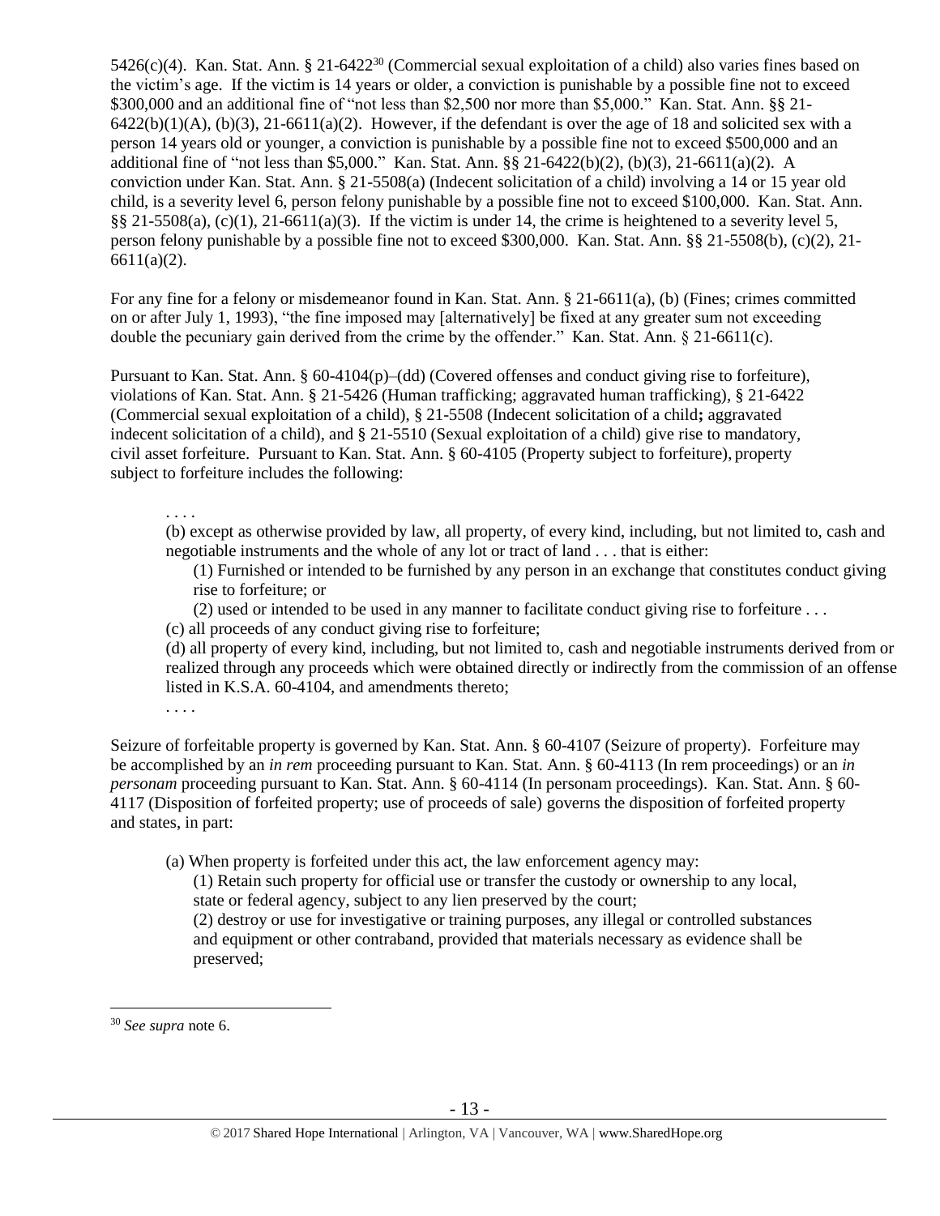5426(c)(4). Kan. Stat. Ann. § 21-6422[30] (Commercial sexual exploitation of a child) also varies fines based on the victim's age. If the victim is 14 years or older, a conviction is punishable by a possible fine not to exceed $300,000 and an additional fine of "not less than $2,500 nor more than $5,000." Kan. Stat. Ann. §§ 21-6422(b)(1)(A), (b)(3), 21-6611(a)(2). However, if the defendant is over the age of 18 and solicited sex with a person 14 years old or younger, a conviction is punishable by a possible fine not to exceed $500,000 and an additional fine of "not less than $5,000." Kan. Stat. Ann. §§ 21-6422(b)(2), (b)(3), 21-6611(a)(2). A conviction under Kan. Stat. Ann. § 21-5508(a) (Indecent solicitation of a child) involving a 14 or 15 year old child, is a severity level 6, person felony punishable by a possible fine not to exceed $100,000. Kan. Stat. Ann. §§ 21-5508(a), (c)(1), 21-6611(a)(3). If the victim is under 14, the crime is heightened to a severity level 5, person felony punishable by a possible fine not to exceed $300,000. Kan. Stat. Ann. §§ 21-5508(b), (c)(2), 21-6611(a)(2).

For any fine for a felony or misdemeanor found in Kan. Stat. Ann. § 21-6611(a), (b) (Fines; crimes committed on or after July 1, 1993), "the fine imposed may [alternatively] be fixed at any greater sum not exceeding double the pecuniary gain derived from the crime by the offender." Kan. Stat. Ann. § 21-6611(c).

Pursuant to Kan. Stat. Ann. § 60-4104(p)–(dd) (Covered offenses and conduct giving rise to forfeiture), violations of Kan. Stat. Ann. § 21-5426 (Human trafficking; aggravated human trafficking), § 21-6422 (Commercial sexual exploitation of a child), § 21-5508 (Indecent solicitation of a child**;** aggravated indecent solicitation of a child), and § 21-5510 (Sexual exploitation of a child) give rise to mandatory, civil asset forfeiture. Pursuant to Kan. Stat. Ann. § 60-4105 (Property subject to forfeiture), property subject to forfeiture includes the following:

> . . . .
>
> (b) except as otherwise provided by law, all property, of every kind, including, but not limited to, cash and negotiable instruments and the whole of any lot or tract of land . . . that is either:
>
> > (1) Furnished or intended to be furnished by any person in an exchange that constitutes conduct giving rise to forfeiture; or
> >
> > (2) used or intended to be used in any manner to facilitate conduct giving rise to forfeiture . . .
>
> (c) all proceeds of any conduct giving rise to forfeiture;
>
> (d) all property of every kind, including, but not limited to, cash and negotiable instruments derived from or realized through any proceeds which were obtained directly or indirectly from the commission of an offense listed in K.S.A. 60-4104, and amendments thereto;
>
> . . . .

Seizure of forfeitable property is governed by Kan. Stat. Ann. § 60-4107 (Seizure of property). Forfeiture may be accomplished by an *in rem* proceeding pursuant to Kan. Stat. Ann. § 60-4113 (In rem proceedings) or an *in personam* proceeding pursuant to Kan. Stat. Ann. § 60-4114 (In personam proceedings). Kan. Stat. Ann. § 60-4117 (Disposition of forfeited property; use of proceeds of sale) governs the disposition of forfeited property and states, in part:

> (a) When property is forfeited under this act, the law enforcement agency may:
>
> > (1) Retain such property for official use or transfer the custody or ownership to any local, state or federal agency, subject to any lien preserved by the court;
> >
> > (2) destroy or use for investigative or training purposes, any illegal or controlled substances and equipment or other contraband, provided that materials necessary as evidence shall be preserved;

---

[30] *See supra* note 6.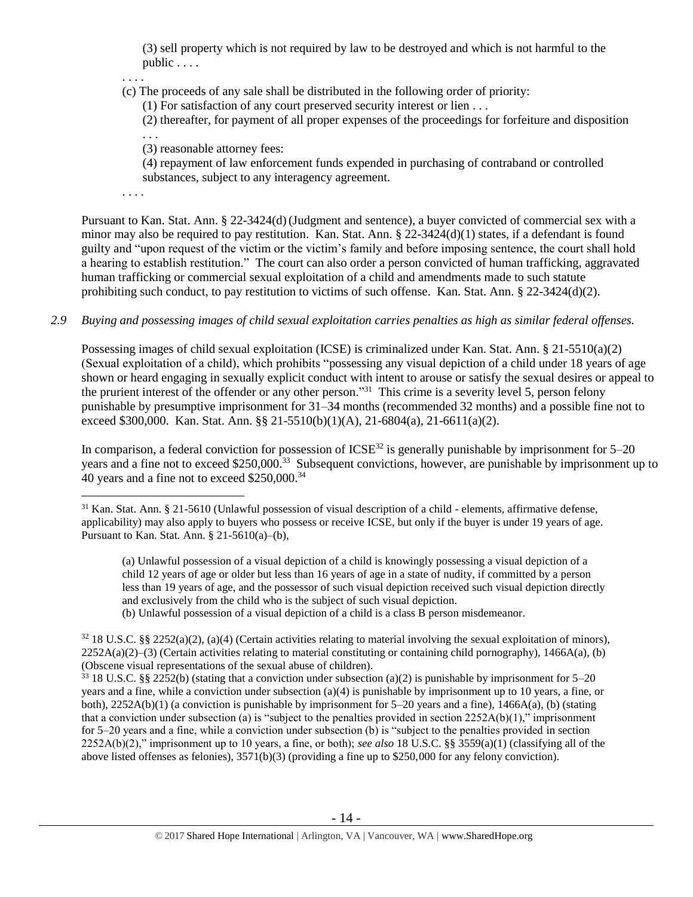(3) sell property which is not required by law to be destroyed and which is not harmful to the public . . . .

. . . .

(c) The proceeds of any sale shall be distributed in the following order of priority:

(1) For satisfaction of any court preserved security interest or lien . . .

(2) thereafter, for payment of all proper expenses of the proceedings for forfeiture and disposition . . .

(3) reasonable attorney fees:

(4) repayment of law enforcement funds expended in purchasing of contraband or controlled substances, subject to any interagency agreement.

. . . .

Pursuant to Kan. Stat. Ann. § 22-3424(d) (Judgment and sentence), a buyer convicted of commercial sex with a minor may also be required to pay restitution. Kan. Stat. Ann. § 22-3424(d)(1) states, if a defendant is found guilty and "upon request of the victim or the victim's family and before imposing sentence, the court shall hold a hearing to establish restitution." The court can also order a person convicted of human trafficking, aggravated human trafficking or commercial sexual exploitation of a child and amendments made to such statute prohibiting such conduct, to pay restitution to victims of such offense. Kan. Stat. Ann. § 22-3424(d)(2).

*2.9 Buying and possessing images of child sexual exploitation carries penalties as high as similar federal offenses.*

Possessing images of child sexual exploitation (ICSE) is criminalized under Kan. Stat. Ann. § 21-5510(a)(2) (Sexual exploitation of a child), which prohibits "possessing any visual depiction of a child under 18 years of age shown or heard engaging in sexually explicit conduct with intent to arouse or satisfy the sexual desires or appeal to the prurient interest of the offender or any other person."[31] This crime is a severity level 5, person felony punishable by presumptive imprisonment for 31–34 months (recommended 32 months) and a possible fine not to exceed $300,000. Kan. Stat. Ann. §§ 21-5510(b)(1)(A), 21-6804(a), 21-6611(a)(2).

In comparison, a federal conviction for possession of ICSE[32] is generally punishable by imprisonment for 5–20 years and a fine not to exceed $250,000.[33] Subsequent convictions, however, are punishable by imprisonment up to 40 years and a fine not to exceed $250,000.[34]

---

[31] Kan. Stat. Ann. § 21-5610 (Unlawful possession of visual description of a child - elements, affirmative defense, applicability) may also apply to buyers who possess or receive ICSE, but only if the buyer is under 19 years of age. Pursuant to Kan. Stat. Ann. § 21-5610(a)–(b),

> (a) Unlawful possession of a visual depiction of a child is knowingly possessing a visual depiction of a child 12 years of age or older but less than 16 years of age in a state of nudity, if committed by a person less than 19 years of age, and the possessor of such visual depiction received such visual depiction directly and exclusively from the child who is the subject of such visual depiction.
>
> (b) Unlawful possession of a visual depiction of a child is a class B person misdemeanor.

[32] 18 U.S.C. §§ 2252(a)(2), (a)(4) (Certain activities relating to material involving the sexual exploitation of minors), 2252A(a)(2)–(3) (Certain activities relating to material constituting or containing child pornography), 1466A(a), (b) (Obscene visual representations of the sexual abuse of children).

[33] 18 U.S.C. §§ 2252(b) (stating that a conviction under subsection (a)(2) is punishable by imprisonment for 5–20 years and a fine, while a conviction under subsection (a)(4) is punishable by imprisonment up to 10 years, a fine, or both), 2252A(b)(1) (a conviction is punishable by imprisonment for 5–20 years and a fine), 1466A(a), (b) (stating that a conviction under subsection (a) is "subject to the penalties provided in section 2252A(b)(1)," imprisonment for 5–20 years and a fine, while a conviction under subsection (b) is "subject to the penalties provided in section 2252A(b)(2)," imprisonment up to 10 years, a fine, or both); *see also* 18 U.S.C. §§ 3559(a)(1) (classifying all of the above listed offenses as felonies), 3571(b)(3) (providing a fine up to $250,000 for any felony conviction).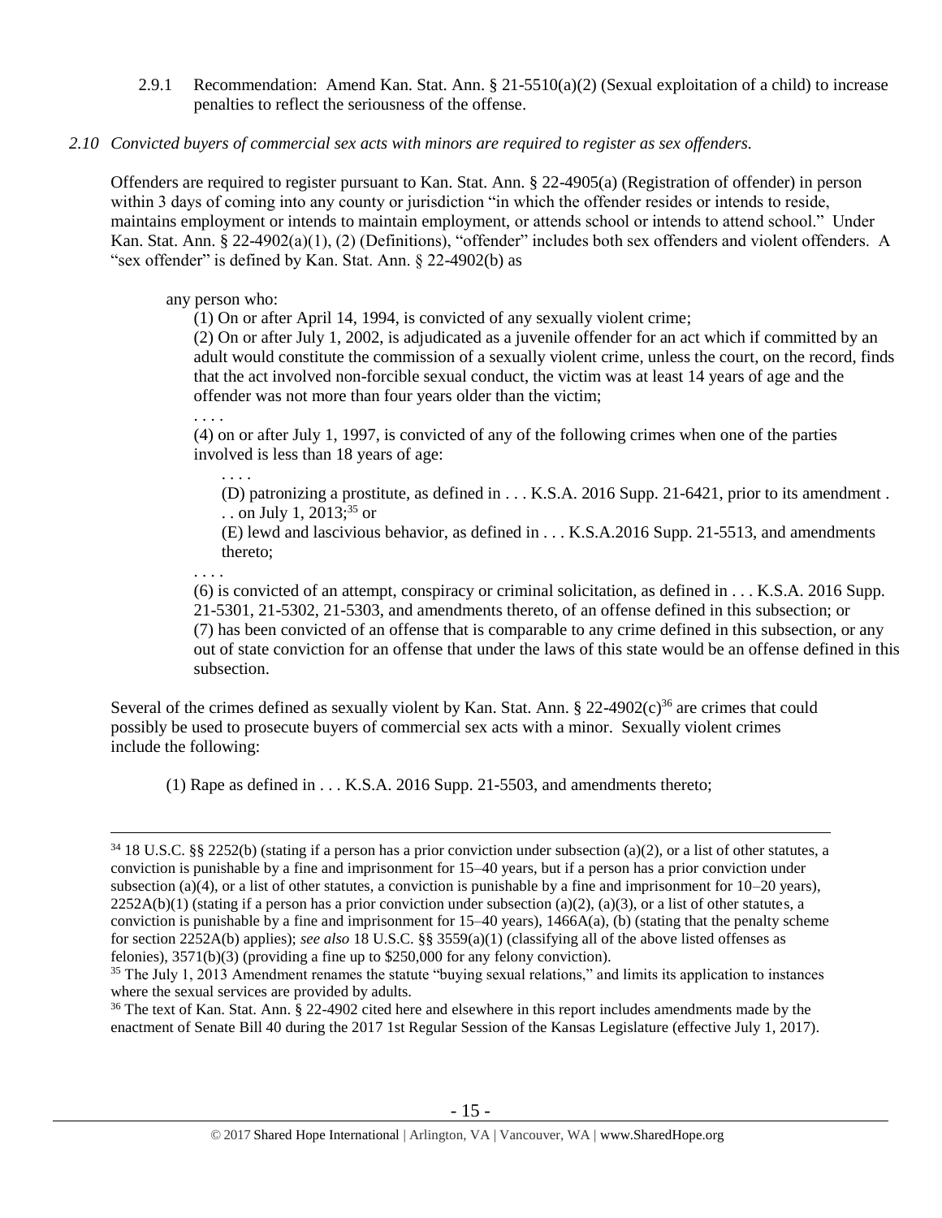2.9.1 Recommendation: Amend Kan. Stat. Ann. § 21-5510(a)(2) (Sexual exploitation of a child) to increase penalties to reflect the seriousness of the offense.

*2.10 Convicted buyers of commercial sex acts with minors are required to register as sex offenders.*

Offenders are required to register pursuant to Kan. Stat. Ann. § 22-4905(a) (Registration of offender) in person within 3 days of coming into any county or jurisdiction "in which the offender resides or intends to reside, maintains employment or intends to maintain employment, or attends school or intends to attend school." Under Kan. Stat. Ann. § 22-4902(a)(1), (2) (Definitions), "offender" includes both sex offenders and violent offenders. A "sex offender" is defined by Kan. Stat. Ann. § 22-4902(b) as

> any person who:
>
> (1) On or after April 14, 1994, is convicted of any sexually violent crime;
>
> (2) On or after July 1, 2002, is adjudicated as a juvenile offender for an act which if committed by an adult would constitute the commission of a sexually violent crime, unless the court, on the record, finds that the act involved non-forcible sexual conduct, the victim was at least 14 years of age and the offender was not more than four years older than the victim;
>
> . . . .
>
> (4) on or after July 1, 1997, is convicted of any of the following crimes when one of the parties involved is less than 18 years of age:
>
> . . . .
>
> (D) patronizing a prostitute, as defined in . . . K.S.A. 2016 Supp. 21-6421, prior to its amendment . . . on July 1, 2013;[35] or
>
> (E) lewd and lascivious behavior, as defined in . . . K.S.A.2016 Supp. 21-5513, and amendments thereto;
>
> . . . .
>
> (6) is convicted of an attempt, conspiracy or criminal solicitation, as defined in . . . K.S.A. 2016 Supp. 21-5301, 21-5302, 21-5303, and amendments thereto, of an offense defined in this subsection; or
>
> (7) has been convicted of an offense that is comparable to any crime defined in this subsection, or any out of state conviction for an offense that under the laws of this state would be an offense defined in this subsection.

Several of the crimes defined as sexually violent by Kan. Stat. Ann. § 22-4902(c)[36] are crimes that could possibly be used to prosecute buyers of commercial sex acts with a minor. Sexually violent crimes include the following:

> (1) Rape as defined in . . . K.S.A. 2016 Supp. 21-5503, and amendments thereto;

---

[34] 18 U.S.C. §§ 2252(b) (stating if a person has a prior conviction under subsection (a)(2), or a list of other statutes, a conviction is punishable by a fine and imprisonment for 15–40 years, but if a person has a prior conviction under subsection (a)(4), or a list of other statutes, a conviction is punishable by a fine and imprisonment for 10–20 years), 2252A(b)(1) (stating if a person has a prior conviction under subsection (a)(2), (a)(3), or a list of other statutes, a conviction is punishable by a fine and imprisonment for 15–40 years), 1466A(a), (b) (stating that the penalty scheme for section 2252A(b) applies); *see also* 18 U.S.C. §§ 3559(a)(1) (classifying all of the above listed offenses as felonies), 3571(b)(3) (providing a fine up to $250,000 for any felony conviction).

[35] The July 1, 2013 Amendment renames the statute "buying sexual relations," and limits its application to instances where the sexual services are provided by adults.

[36] The text of Kan. Stat. Ann. § 22-4902 cited here and elsewhere in this report includes amendments made by the enactment of Senate Bill 40 during the 2017 1st Regular Session of the Kansas Legislature (effective July 1, 2017).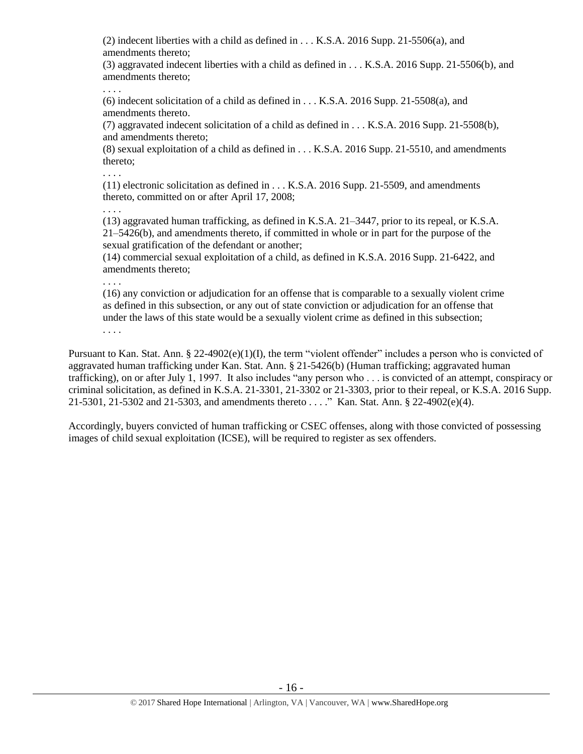(2) indecent liberties with a child as defined in . . . K.S.A. 2016 Supp. 21-5506(a), and amendments thereto;

(3) aggravated indecent liberties with a child as defined in . . . K.S.A. 2016 Supp. 21-5506(b), and amendments thereto;

. . . .

(6) indecent solicitation of a child as defined in . . . K.S.A. 2016 Supp. 21-5508(a), and amendments thereto.

(7) aggravated indecent solicitation of a child as defined in . . . K.S.A. 2016 Supp. 21-5508(b), and amendments thereto;

(8) sexual exploitation of a child as defined in . . . K.S.A. 2016 Supp. 21-5510, and amendments thereto;

. . . .

(11) electronic solicitation as defined in . . . K.S.A. 2016 Supp. 21-5509, and amendments thereto, committed on or after April 17, 2008;

. . . .

(13) aggravated human trafficking, as defined in K.S.A. 21–3447, prior to its repeal, or K.S.A. 21–5426(b), and amendments thereto, if committed in whole or in part for the purpose of the sexual gratification of the defendant or another;

(14) commercial sexual exploitation of a child, as defined in K.S.A. 2016 Supp. 21-6422, and amendments thereto;

. . . .

(16) any conviction or adjudication for an offense that is comparable to a sexually violent crime as defined in this subsection, or any out of state conviction or adjudication for an offense that under the laws of this state would be a sexually violent crime as defined in this subsection;

. . . .

Pursuant to Kan. Stat. Ann. § 22-4902(e)(1)(I), the term "violent offender" includes a person who is convicted of aggravated human trafficking under Kan. Stat. Ann. § 21-5426(b) (Human trafficking; aggravated human trafficking), on or after July 1, 1997. It also includes "any person who . . . is convicted of an attempt, conspiracy or criminal solicitation, as defined in K.S.A. 21-3301, 21-3302 or 21-3303, prior to their repeal, or K.S.A. 2016 Supp. 21-5301, 21-5302 and 21-5303, and amendments thereto . . . ." Kan. Stat. Ann. § 22-4902(e)(4).

Accordingly, buyers convicted of human trafficking or CSEC offenses, along with those convicted of possessing images of child sexual exploitation (ICSE), will be required to register as sex offenders.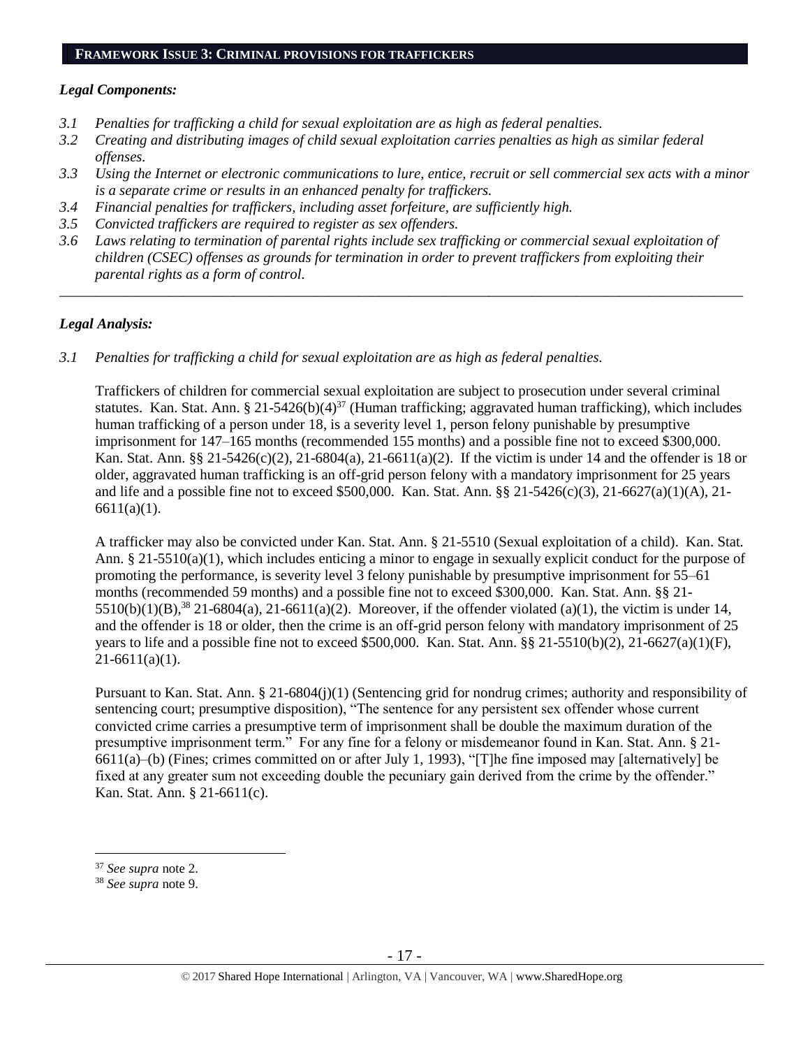## FRAMEWORK ISSUE 3: CRIMINAL PROVISIONS FOR TRAFFICKERS

### *Legal Components:*

- *3.1 Penalties for trafficking a child for sexual exploitation are as high as federal penalties.*
- *3.2 Creating and distributing images of child sexual exploitation carries penalties as high as similar federal offenses.*
- *3.3 Using the Internet or electronic communications to lure, entice, recruit or sell commercial sex acts with a minor is a separate crime or results in an enhanced penalty for traffickers.*
- *3.4 Financial penalties for traffickers, including asset forfeiture, are sufficiently high.*
- *3.5 Convicted traffickers are required to register as sex offenders.*
- *3.6 Laws relating to termination of parental rights include sex trafficking or commercial sexual exploitation of children (CSEC) offenses as grounds for termination in order to prevent traffickers from exploiting their parental rights as a form of control.*

---

### *Legal Analysis:*

*3.1 Penalties for trafficking a child for sexual exploitation are as high as federal penalties.*

Traffickers of children for commercial sexual exploitation are subject to prosecution under several criminal statutes. Kan. Stat. Ann. § 21-5426(b)(4)[37] (Human trafficking; aggravated human trafficking), which includes human trafficking of a person under 18, is a severity level 1, person felony punishable by presumptive imprisonment for 147–165 months (recommended 155 months) and a possible fine not to exceed $300,000. Kan. Stat. Ann. §§ 21-5426(c)(2), 21-6804(a), 21-6611(a)(2). If the victim is under 14 and the offender is 18 or older, aggravated human trafficking is an off-grid person felony with a mandatory imprisonment for 25 years and life and a possible fine not to exceed $500,000. Kan. Stat. Ann. §§ 21-5426(c)(3), 21-6627(a)(1)(A), 21-6611(a)(1).

A trafficker may also be convicted under Kan. Stat. Ann. § 21-5510 (Sexual exploitation of a child). Kan. Stat. Ann. § 21-5510(a)(1), which includes enticing a minor to engage in sexually explicit conduct for the purpose of promoting the performance, is severity level 3 felony punishable by presumptive imprisonment for 55–61 months (recommended 59 months) and a possible fine not to exceed $300,000. Kan. Stat. Ann. §§ 21-5510(b)(1)(B),[38] 21-6804(a), 21-6611(a)(2). Moreover, if the offender violated (a)(1), the victim is under 14, and the offender is 18 or older, then the crime is an off-grid person felony with mandatory imprisonment of 25 years to life and a possible fine not to exceed $500,000. Kan. Stat. Ann. §§ 21-5510(b)(2), 21-6627(a)(1)(F), 21-6611(a)(1).

Pursuant to Kan. Stat. Ann. § 21-6804(j)(1) (Sentencing grid for nondrug crimes; authority and responsibility of sentencing court; presumptive disposition), "The sentence for any persistent sex offender whose current convicted crime carries a presumptive term of imprisonment shall be double the maximum duration of the presumptive imprisonment term." For any fine for a felony or misdemeanor found in Kan. Stat. Ann. § 21-6611(a)–(b) (Fines; crimes committed on or after July 1, 1993), "[T]he fine imposed may [alternatively] be fixed at any greater sum not exceeding double the pecuniary gain derived from the crime by the offender." Kan. Stat. Ann. § 21-6611(c).

---

[37] *See supra* note 2.

[38] *See supra* note 9.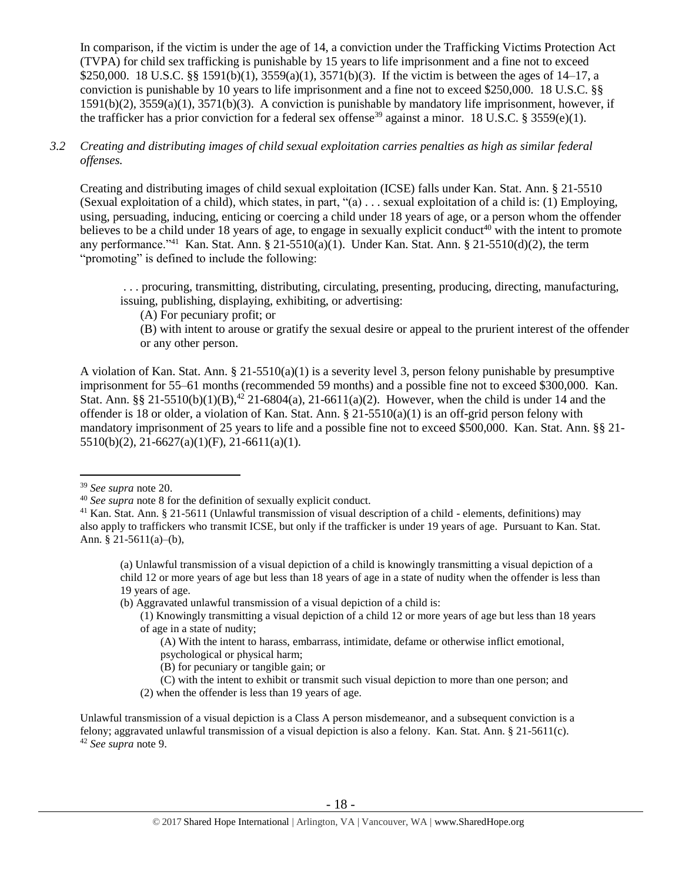In comparison, if the victim is under the age of 14, a conviction under the Trafficking Victims Protection Act (TVPA) for child sex trafficking is punishable by 15 years to life imprisonment and a fine not to exceed $250,000. 18 U.S.C. §§ 1591(b)(1), 3559(a)(1), 3571(b)(3). If the victim is between the ages of 14–17, a conviction is punishable by 10 years to life imprisonment and a fine not to exceed $250,000. 18 U.S.C. §§ 1591(b)(2), 3559(a)(1), 3571(b)(3). A conviction is punishable by mandatory life imprisonment, however, if the trafficker has a prior conviction for a federal sex offense[39] against a minor. 18 U.S.C. § 3559(e)(1).

*3.2 Creating and distributing images of child sexual exploitation carries penalties as high as similar federal offenses.*

Creating and distributing images of child sexual exploitation (ICSE) falls under Kan. Stat. Ann. § 21-5510 (Sexual exploitation of a child), which states, in part, "(a) . . . sexual exploitation of a child is: (1) Employing, using, persuading, inducing, enticing or coercing a child under 18 years of age, or a person whom the offender believes to be a child under 18 years of age, to engage in sexually explicit conduct[40] with the intent to promote any performance."[41] Kan. Stat. Ann. § 21-5510(a)(1). Under Kan. Stat. Ann. § 21-5510(d)(2), the term "promoting" is defined to include the following:

> . . . procuring, transmitting, distributing, circulating, presenting, producing, directing, manufacturing, issuing, publishing, displaying, exhibiting, or advertising:
>
> (A) For pecuniary profit; or
>
> (B) with intent to arouse or gratify the sexual desire or appeal to the prurient interest of the offender or any other person.

A violation of Kan. Stat. Ann. § 21-5510(a)(1) is a severity level 3, person felony punishable by presumptive imprisonment for 55–61 months (recommended 59 months) and a possible fine not to exceed $300,000. Kan. Stat. Ann. §§ 21-5510(b)(1)(B),[42] 21-6804(a), 21-6611(a)(2). However, when the child is under 14 and the offender is 18 or older, a violation of Kan. Stat. Ann. § 21-5510(a)(1) is an off-grid person felony with mandatory imprisonment of 25 years to life and a possible fine not to exceed $500,000. Kan. Stat. Ann. §§ 21-5510(b)(2), 21-6627(a)(1)(F), 21-6611(a)(1).

---

[39] *See supra* note 20.

[40] *See supra* note 8 for the definition of sexually explicit conduct.

[41] Kan. Stat. Ann. § 21-5611 (Unlawful transmission of visual description of a child - elements, definitions) may also apply to traffickers who transmit ICSE, but only if the trafficker is under 19 years of age. Pursuant to Kan. Stat. Ann. § 21-5611(a)–(b),

> (a) Unlawful transmission of a visual depiction of a child is knowingly transmitting a visual depiction of a child 12 or more years of age but less than 18 years of age in a state of nudity when the offender is less than 19 years of age.
>
> (b) Aggravated unlawful transmission of a visual depiction of a child is:
>
> (1) Knowingly transmitting a visual depiction of a child 12 or more years of age but less than 18 years of age in a state of nudity;
>
> (A) With the intent to harass, embarrass, intimidate, defame or otherwise inflict emotional, psychological or physical harm;
>
> (B) for pecuniary or tangible gain; or
>
> (C) with the intent to exhibit or transmit such visual depiction to more than one person; and
>
> (2) when the offender is less than 19 years of age.

Unlawful transmission of a visual depiction is a Class A person misdemeanor, and a subsequent conviction is a felony; aggravated unlawful transmission of a visual depiction is also a felony. Kan. Stat. Ann. § 21-5611(c).

[42] *See supra* note 9.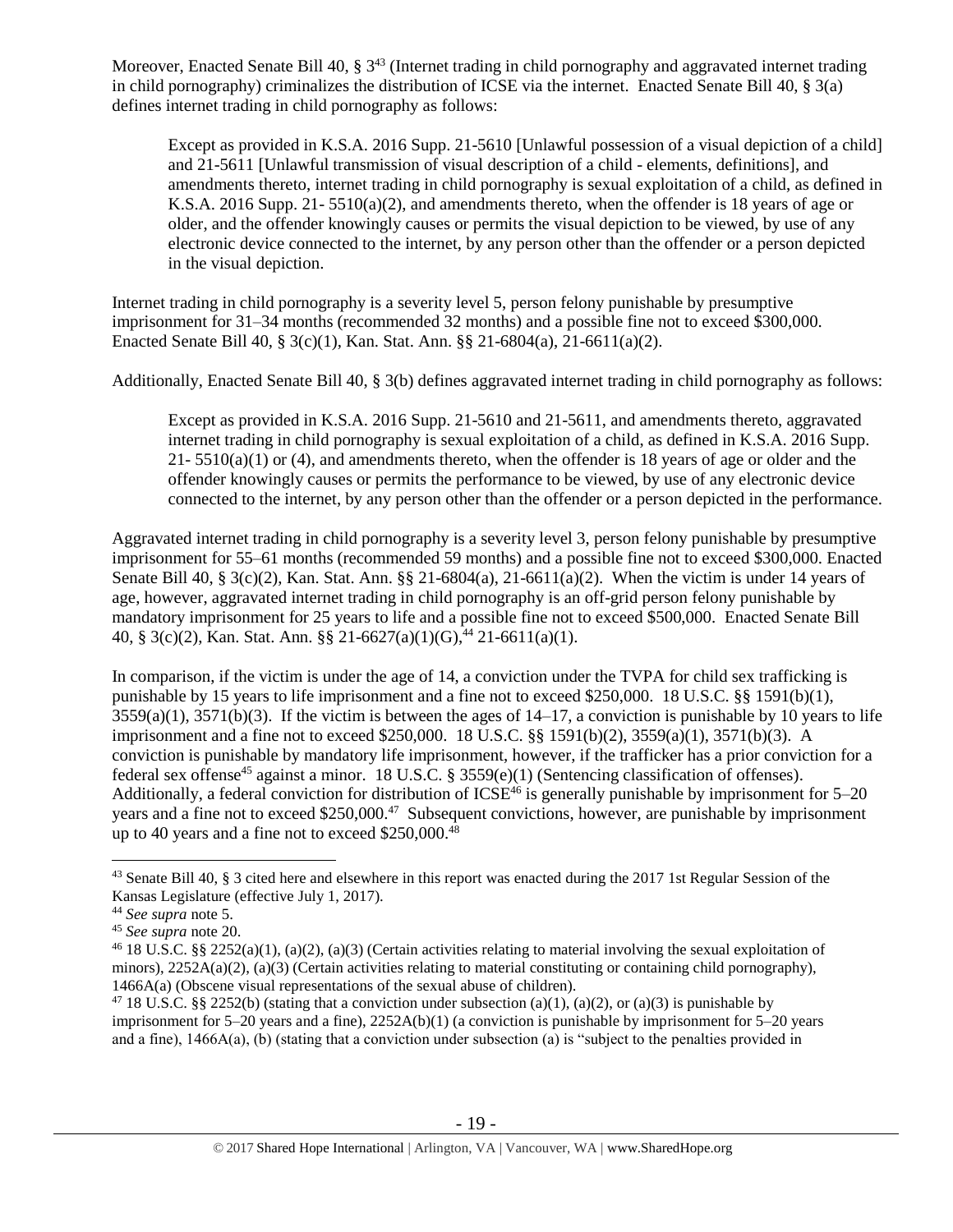Moreover, Enacted Senate Bill 40, § 3[43] (Internet trading in child pornography and aggravated internet trading in child pornography) criminalizes the distribution of ICSE via the internet. Enacted Senate Bill 40, § 3(a) defines internet trading in child pornography as follows:

> Except as provided in K.S.A. 2016 Supp. 21-5610 [Unlawful possession of a visual depiction of a child] and 21-5611 [Unlawful transmission of visual description of a child - elements, definitions], and amendments thereto, internet trading in child pornography is sexual exploitation of a child, as defined in K.S.A. 2016 Supp. 21- 5510(a)(2), and amendments thereto, when the offender is 18 years of age or older, and the offender knowingly causes or permits the visual depiction to be viewed, by use of any electronic device connected to the internet, by any person other than the offender or a person depicted in the visual depiction.

Internet trading in child pornography is a severity level 5, person felony punishable by presumptive imprisonment for 31–34 months (recommended 32 months) and a possible fine not to exceed $300,000. Enacted Senate Bill 40, § 3(c)(1), Kan. Stat. Ann. §§ 21-6804(a), 21-6611(a)(2).

Additionally, Enacted Senate Bill 40, § 3(b) defines aggravated internet trading in child pornography as follows:

> Except as provided in K.S.A. 2016 Supp. 21-5610 and 21-5611, and amendments thereto, aggravated internet trading in child pornography is sexual exploitation of a child, as defined in K.S.A. 2016 Supp. 21- 5510(a)(1) or (4), and amendments thereto, when the offender is 18 years of age or older and the offender knowingly causes or permits the performance to be viewed, by use of any electronic device connected to the internet, by any person other than the offender or a person depicted in the performance.

Aggravated internet trading in child pornography is a severity level 3, person felony punishable by presumptive imprisonment for 55–61 months (recommended 59 months) and a possible fine not to exceed $300,000. Enacted Senate Bill 40, § 3(c)(2), Kan. Stat. Ann. §§ 21-6804(a), 21-6611(a)(2). When the victim is under 14 years of age, however, aggravated internet trading in child pornography is an off-grid person felony punishable by mandatory imprisonment for 25 years to life and a possible fine not to exceed $500,000. Enacted Senate Bill 40, § 3(c)(2), Kan. Stat. Ann. §§ 21-6627(a)(1)(G),[44] 21-6611(a)(1).

In comparison, if the victim is under the age of 14, a conviction under the TVPA for child sex trafficking is punishable by 15 years to life imprisonment and a fine not to exceed $250,000. 18 U.S.C. §§ 1591(b)(1), 3559(a)(1), 3571(b)(3). If the victim is between the ages of 14–17, a conviction is punishable by 10 years to life imprisonment and a fine not to exceed $250,000. 18 U.S.C. §§ 1591(b)(2), 3559(a)(1), 3571(b)(3). A conviction is punishable by mandatory life imprisonment, however, if the trafficker has a prior conviction for a federal sex offense[45] against a minor. 18 U.S.C. § 3559(e)(1) (Sentencing classification of offenses). Additionally, a federal conviction for distribution of ICSE[46] is generally punishable by imprisonment for 5–20 years and a fine not to exceed $250,000.[47] Subsequent convictions, however, are punishable by imprisonment up to 40 years and a fine not to exceed $250,000.[48]

---

[43] Senate Bill 40, § 3 cited here and elsewhere in this report was enacted during the 2017 1st Regular Session of the Kansas Legislature (effective July 1, 2017).

[44] *See supra* note 5.

[45] *See supra* note 20.

[46] 18 U.S.C. §§ 2252(a)(1), (a)(2), (a)(3) (Certain activities relating to material involving the sexual exploitation of minors), 2252A(a)(2), (a)(3) (Certain activities relating to material constituting or containing child pornography), 1466A(a) (Obscene visual representations of the sexual abuse of children).

[47] 18 U.S.C. §§ 2252(b) (stating that a conviction under subsection (a)(1), (a)(2), or (a)(3) is punishable by imprisonment for 5–20 years and a fine), 2252A(b)(1) (a conviction is punishable by imprisonment for 5–20 years and a fine), 1466A(a), (b) (stating that a conviction under subsection (a) is "subject to the penalties provided in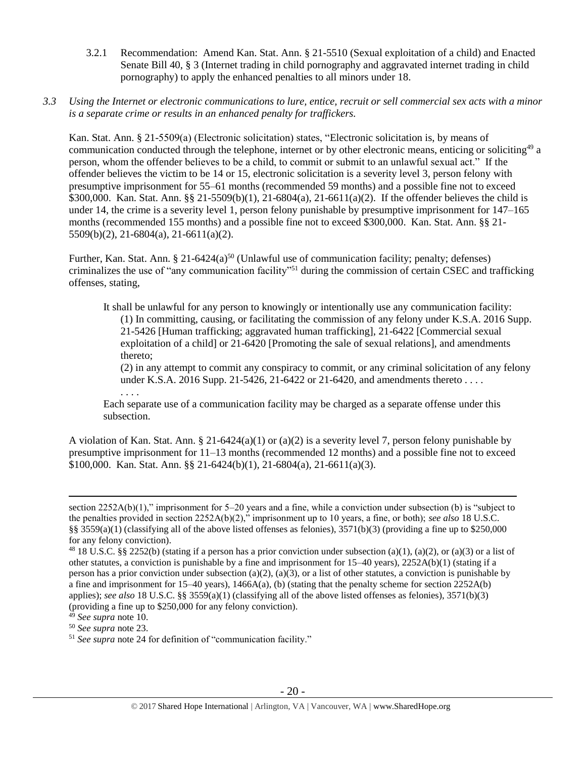3.2.1 Recommendation: Amend Kan. Stat. Ann. § 21-5510 (Sexual exploitation of a child) and Enacted Senate Bill 40, § 3 (Internet trading in child pornography and aggravated internet trading in child pornography) to apply the enhanced penalties to all minors under 18.

*3.3 Using the Internet or electronic communications to lure, entice, recruit or sell commercial sex acts with a minor is a separate crime or results in an enhanced penalty for traffickers.*

Kan. Stat. Ann. § 21-5509(a) (Electronic solicitation) states, "Electronic solicitation is, by means of communication conducted through the telephone, internet or by other electronic means, enticing or soliciting[49] a person, whom the offender believes to be a child, to commit or submit to an unlawful sexual act." If the offender believes the victim to be 14 or 15, electronic solicitation is a severity level 3, person felony with presumptive imprisonment for 55–61 months (recommended 59 months) and a possible fine not to exceed $300,000. Kan. Stat. Ann. §§ 21-5509(b)(1), 21-6804(a), 21-6611(a)(2). If the offender believes the child is under 14, the crime is a severity level 1, person felony punishable by presumptive imprisonment for 147–165 months (recommended 155 months) and a possible fine not to exceed $300,000. Kan. Stat. Ann. §§ 21-5509(b)(2), 21-6804(a), 21-6611(a)(2).

Further, Kan. Stat. Ann. § 21-6424(a)[50] (Unlawful use of communication facility; penalty; defenses) criminalizes the use of "any communication facility"[51] during the commission of certain CSEC and trafficking offenses, stating,

> It shall be unlawful for any person to knowingly or intentionally use any communication facility:
>
> (1) In committing, causing, or facilitating the commission of any felony under K.S.A. 2016 Supp. 21-5426 [Human trafficking; aggravated human trafficking], 21-6422 [Commercial sexual exploitation of a child] or 21-6420 [Promoting the sale of sexual relations], and amendments thereto;
>
> (2) in any attempt to commit any conspiracy to commit, or any criminal solicitation of any felony under K.S.A. 2016 Supp. 21-5426, 21-6422 or 21-6420, and amendments thereto . . . .
>
> . . . .
>
> Each separate use of a communication facility may be charged as a separate offense under this subsection.

A violation of Kan. Stat. Ann. § 21-6424(a)(1) or (a)(2) is a severity level 7, person felony punishable by presumptive imprisonment for 11–13 months (recommended 12 months) and a possible fine not to exceed $100,000. Kan. Stat. Ann. §§ 21-6424(b)(1), 21-6804(a), 21-6611(a)(3).

---

section 2252A(b)(1)," imprisonment for 5–20 years and a fine, while a conviction under subsection (b) is "subject to the penalties provided in section 2252A(b)(2)," imprisonment up to 10 years, a fine, or both); *see also* 18 U.S.C. §§ 3559(a)(1) (classifying all of the above listed offenses as felonies), 3571(b)(3) (providing a fine up to $250,000 for any felony conviction).

[48] 18 U.S.C. §§ 2252(b) (stating if a person has a prior conviction under subsection (a)(1), (a)(2), or (a)(3) or a list of other statutes, a conviction is punishable by a fine and imprisonment for 15–40 years), 2252A(b)(1) (stating if a person has a prior conviction under subsection (a)(2), (a)(3), or a list of other statutes, a conviction is punishable by a fine and imprisonment for 15–40 years), 1466A(a), (b) (stating that the penalty scheme for section 2252A(b) applies); *see also* 18 U.S.C. §§ 3559(a)(1) (classifying all of the above listed offenses as felonies), 3571(b)(3) (providing a fine up to $250,000 for any felony conviction).

[49] *See supra* note 10.

[50] *See supra* note 23.

[51] *See supra* note 24 for definition of "communication facility."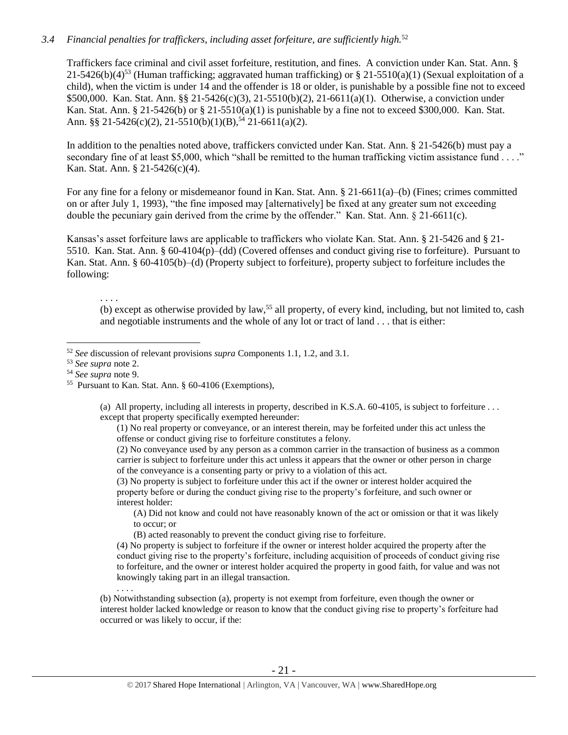*3.4 Financial penalties for traffickers, including asset forfeiture, are sufficiently high.*[52]

Traffickers face criminal and civil asset forfeiture, restitution, and fines. A conviction under Kan. Stat. Ann. § 21-5426(b)(4)[53] (Human trafficking; aggravated human trafficking) or § 21-5510(a)(1) (Sexual exploitation of a child), when the victim is under 14 and the offender is 18 or older, is punishable by a possible fine not to exceed $500,000. Kan. Stat. Ann. §§ 21-5426(c)(3), 21-5510(b)(2), 21-6611(a)(1). Otherwise, a conviction under Kan. Stat. Ann. § 21-5426(b) or § 21-5510(a)(1) is punishable by a fine not to exceed $300,000. Kan. Stat. Ann. §§ 21-5426(c)(2), 21-5510(b)(1)(B),[54] 21-6611(a)(2).

In addition to the penalties noted above, traffickers convicted under Kan. Stat. Ann. § 21-5426(b) must pay a secondary fine of at least $5,000, which "shall be remitted to the human trafficking victim assistance fund . . . ." Kan. Stat. Ann. § 21-5426(c)(4).

For any fine for a felony or misdemeanor found in Kan. Stat. Ann. § 21-6611(a)–(b) (Fines; crimes committed on or after July 1, 1993), "the fine imposed may [alternatively] be fixed at any greater sum not exceeding double the pecuniary gain derived from the crime by the offender." Kan. Stat. Ann. § 21-6611(c).

Kansas's asset forfeiture laws are applicable to traffickers who violate Kan. Stat. Ann. § 21-5426 and § 21-5510. Kan. Stat. Ann. § 60-4104(p)–(dd) (Covered offenses and conduct giving rise to forfeiture). Pursuant to Kan. Stat. Ann. § 60-4105(b)–(d) (Property subject to forfeiture), property subject to forfeiture includes the following:

> . . . .
> (b) except as otherwise provided by law,[55] all property, of every kind, including, but not limited to, cash and negotiable instruments and the whole of any lot or tract of land . . . that is either:

---

[52] *See* discussion of relevant provisions *supra* Components 1.1, 1.2, and 3.1.

[53] *See supra* note 2.

[54] *See supra* note 9.

[55] Pursuant to Kan. Stat. Ann. § 60-4106 (Exemptions),

> (a) All property, including all interests in property, described in K.S.A. 60-4105, is subject to forfeiture . . . except that property specifically exempted hereunder:
>
> (1) No real property or conveyance, or an interest therein, may be forfeited under this act unless the offense or conduct giving rise to forfeiture constitutes a felony.
>
> (2) No conveyance used by any person as a common carrier in the transaction of business as a common carrier is subject to forfeiture under this act unless it appears that the owner or other person in charge of the conveyance is a consenting party or privy to a violation of this act.
>
> (3) No property is subject to forfeiture under this act if the owner or interest holder acquired the property before or during the conduct giving rise to the property's forfeiture, and such owner or interest holder:
>
> (A) Did not know and could not have reasonably known of the act or omission or that it was likely to occur; or
>
> (B) acted reasonably to prevent the conduct giving rise to forfeiture.
>
> (4) No property is subject to forfeiture if the owner or interest holder acquired the property after the conduct giving rise to the property's forfeiture, including acquisition of proceeds of conduct giving rise to forfeiture, and the owner or interest holder acquired the property in good faith, for value and was not knowingly taking part in an illegal transaction.
>
> . . . .
>
> (b) Notwithstanding subsection (a), property is not exempt from forfeiture, even though the owner or interest holder lacked knowledge or reason to know that the conduct giving rise to property's forfeiture had occurred or was likely to occur, if the: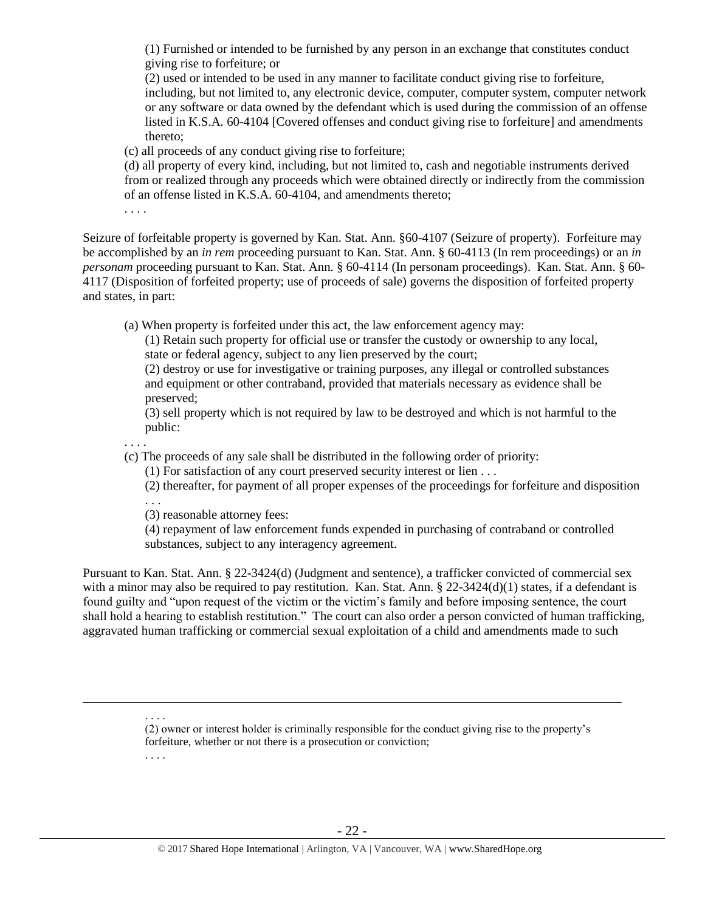(1) Furnished or intended to be furnished by any person in an exchange that constitutes conduct giving rise to forfeiture; or

(2) used or intended to be used in any manner to facilitate conduct giving rise to forfeiture, including, but not limited to, any electronic device, computer, computer system, computer network or any software or data owned by the defendant which is used during the commission of an offense listed in K.S.A. 60-4104 [Covered offenses and conduct giving rise to forfeiture] and amendments thereto;

(c) all proceeds of any conduct giving rise to forfeiture;

(d) all property of every kind, including, but not limited to, cash and negotiable instruments derived from or realized through any proceeds which were obtained directly or indirectly from the commission of an offense listed in K.S.A. 60-4104, and amendments thereto;

. . . .

Seizure of forfeitable property is governed by Kan. Stat. Ann. §60-4107 (Seizure of property). Forfeiture may be accomplished by an *in rem* proceeding pursuant to Kan. Stat. Ann. § 60-4113 (In rem proceedings) or an *in personam* proceeding pursuant to Kan. Stat. Ann. § 60-4114 (In personam proceedings). Kan. Stat. Ann. § 60-4117 (Disposition of forfeited property; use of proceeds of sale) governs the disposition of forfeited property and states, in part:

(a) When property is forfeited under this act, the law enforcement agency may:

(1) Retain such property for official use or transfer the custody or ownership to any local, state or federal agency, subject to any lien preserved by the court;

(2) destroy or use for investigative or training purposes, any illegal or controlled substances and equipment or other contraband, provided that materials necessary as evidence shall be preserved;

(3) sell property which is not required by law to be destroyed and which is not harmful to the public:

. . . .

(c) The proceeds of any sale shall be distributed in the following order of priority:

(1) For satisfaction of any court preserved security interest or lien . . .

(2) thereafter, for payment of all proper expenses of the proceedings for forfeiture and disposition . . .

(3) reasonable attorney fees:

(4) repayment of law enforcement funds expended in purchasing of contraband or controlled substances, subject to any interagency agreement.

Pursuant to Kan. Stat. Ann. § 22-3424(d) (Judgment and sentence), a trafficker convicted of commercial sex with a minor may also be required to pay restitution. Kan. Stat. Ann. § 22-3424(d)(1) states, if a defendant is found guilty and "upon request of the victim or the victim's family and before imposing sentence, the court shall hold a hearing to establish restitution." The court can also order a person convicted of human trafficking, aggravated human trafficking or commercial sexual exploitation of a child and amendments made to such

. . . .

(2) owner or interest holder is criminally responsible for the conduct giving rise to the property's forfeiture, whether or not there is a prosecution or conviction;

. . . .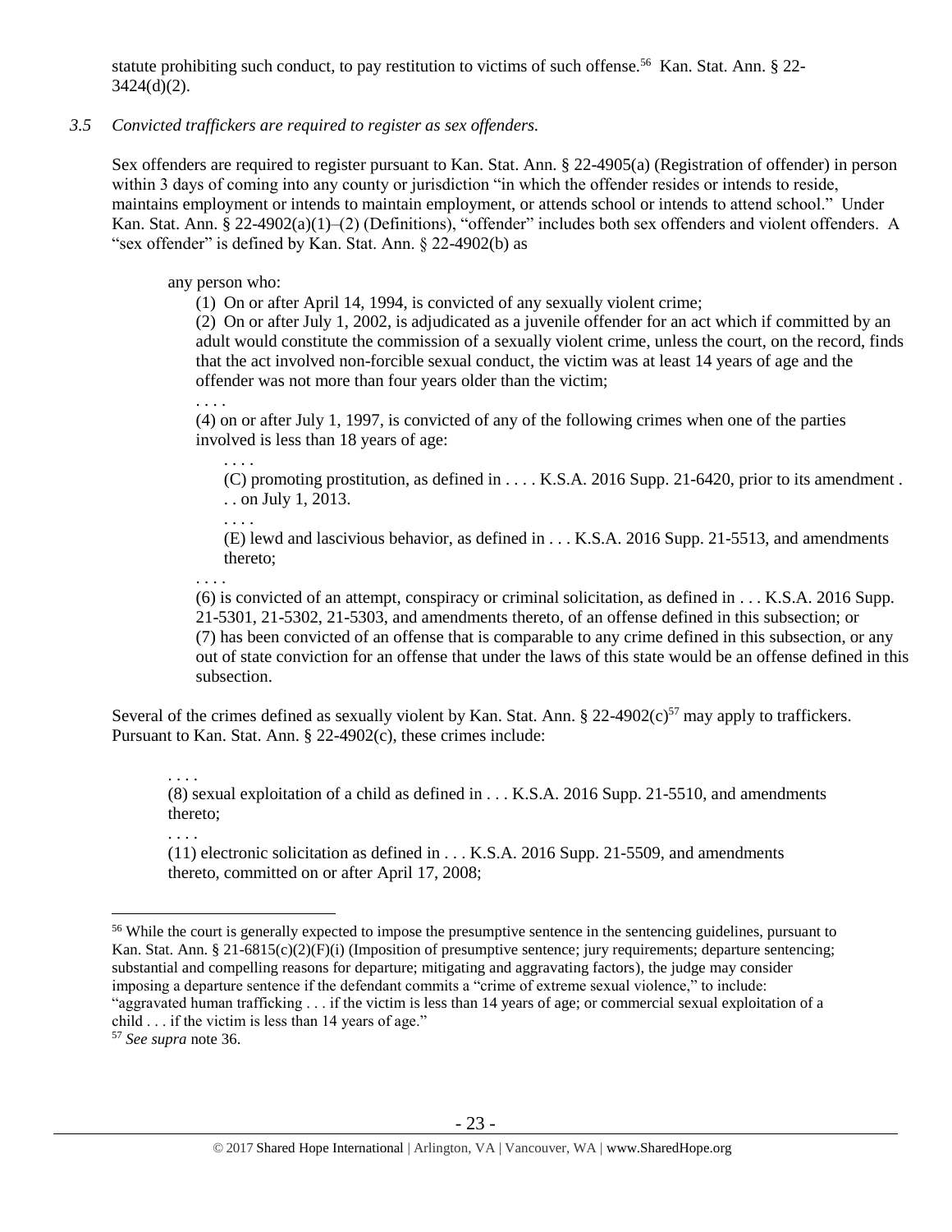statute prohibiting such conduct, to pay restitution to victims of such offense.[56] Kan. Stat. Ann. § 22-3424(d)(2).

*3.5 Convicted traffickers are required to register as sex offenders.*

Sex offenders are required to register pursuant to Kan. Stat. Ann. § 22-4905(a) (Registration of offender) in person within 3 days of coming into any county or jurisdiction "in which the offender resides or intends to reside, maintains employment or intends to maintain employment, or attends school or intends to attend school." Under Kan. Stat. Ann. § 22-4902(a)(1)–(2) (Definitions), "offender" includes both sex offenders and violent offenders. A "sex offender" is defined by Kan. Stat. Ann. § 22-4902(b) as

> any person who:
>
> (1) On or after April 14, 1994, is convicted of any sexually violent crime;
>
> (2) On or after July 1, 2002, is adjudicated as a juvenile offender for an act which if committed by an adult would constitute the commission of a sexually violent crime, unless the court, on the record, finds that the act involved non-forcible sexual conduct, the victim was at least 14 years of age and the offender was not more than four years older than the victim;
>
> . . . .
>
> (4) on or after July 1, 1997, is convicted of any of the following crimes when one of the parties involved is less than 18 years of age:
>
> > . . . .
> >
> > (C) promoting prostitution, as defined in . . . . K.S.A. 2016 Supp. 21-6420, prior to its amendment . . . on July 1, 2013.
> >
> > . . . .
> >
> > (E) lewd and lascivious behavior, as defined in . . . K.S.A. 2016 Supp. 21-5513, and amendments thereto;
>
> . . . .
>
> (6) is convicted of an attempt, conspiracy or criminal solicitation, as defined in . . . K.S.A. 2016 Supp. 21-5301, 21-5302, 21-5303, and amendments thereto, of an offense defined in this subsection; or
>
> (7) has been convicted of an offense that is comparable to any crime defined in this subsection, or any out of state conviction for an offense that under the laws of this state would be an offense defined in this subsection.

Several of the crimes defined as sexually violent by Kan. Stat. Ann. § 22-4902(c)[57] may apply to traffickers. Pursuant to Kan. Stat. Ann. § 22-4902(c), these crimes include:

> . . . .
>
> (8) sexual exploitation of a child as defined in . . . K.S.A. 2016 Supp. 21-5510, and amendments thereto;
>
> . . . .
>
> (11) electronic solicitation as defined in . . . K.S.A. 2016 Supp. 21-5509, and amendments thereto, committed on or after April 17, 2008;

---

[56] While the court is generally expected to impose the presumptive sentence in the sentencing guidelines, pursuant to Kan. Stat. Ann. § 21-6815(c)(2)(F)(i) (Imposition of presumptive sentence; jury requirements; departure sentencing; substantial and compelling reasons for departure; mitigating and aggravating factors), the judge may consider imposing a departure sentence if the defendant commits a "crime of extreme sexual violence," to include: "aggravated human trafficking . . . if the victim is less than 14 years of age; or commercial sexual exploitation of a child . . . if the victim is less than 14 years of age."

[57] *See supra* note 36.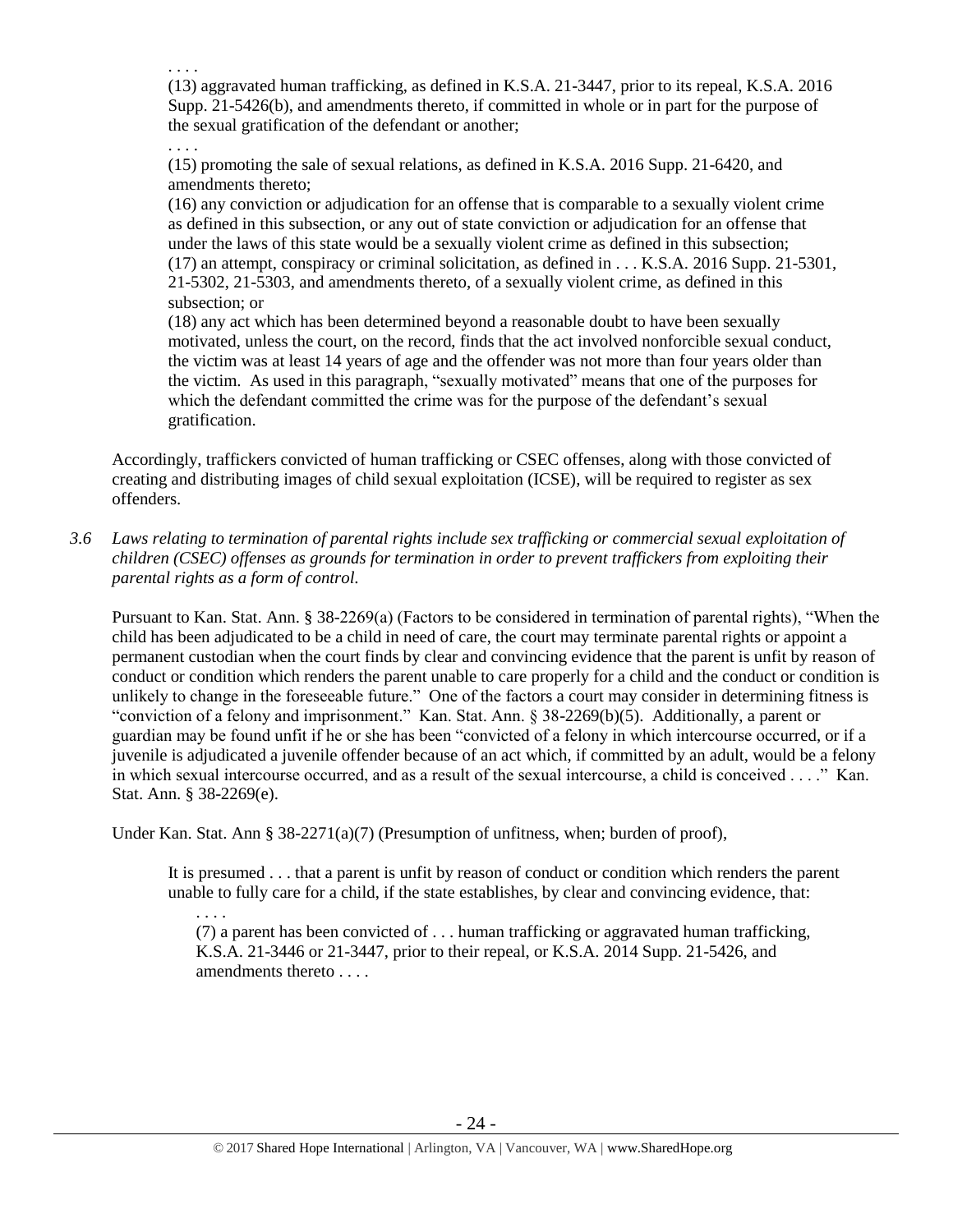. . . .

(13) aggravated human trafficking, as defined in K.S.A. 21-3447, prior to its repeal, K.S.A. 2016 Supp. 21-5426(b), and amendments thereto, if committed in whole or in part for the purpose of the sexual gratification of the defendant or another;

. . . .

(15) promoting the sale of sexual relations, as defined in K.S.A. 2016 Supp. 21-6420, and amendments thereto;

(16) any conviction or adjudication for an offense that is comparable to a sexually violent crime as defined in this subsection, or any out of state conviction or adjudication for an offense that under the laws of this state would be a sexually violent crime as defined in this subsection;

(17) an attempt, conspiracy or criminal solicitation, as defined in . . . K.S.A. 2016 Supp. 21-5301, 21-5302, 21-5303, and amendments thereto, of a sexually violent crime, as defined in this subsection; or

(18) any act which has been determined beyond a reasonable doubt to have been sexually motivated, unless the court, on the record, finds that the act involved nonforcible sexual conduct, the victim was at least 14 years of age and the offender was not more than four years older than the victim. As used in this paragraph, "sexually motivated" means that one of the purposes for which the defendant committed the crime was for the purpose of the defendant's sexual gratification.

Accordingly, traffickers convicted of human trafficking or CSEC offenses, along with those convicted of creating and distributing images of child sexual exploitation (ICSE), will be required to register as sex offenders.

*3.6 Laws relating to termination of parental rights include sex trafficking or commercial sexual exploitation of children (CSEC) offenses as grounds for termination in order to prevent traffickers from exploiting their parental rights as a form of control.*

Pursuant to Kan. Stat. Ann. § 38-2269(a) (Factors to be considered in termination of parental rights), "When the child has been adjudicated to be a child in need of care, the court may terminate parental rights or appoint a permanent custodian when the court finds by clear and convincing evidence that the parent is unfit by reason of conduct or condition which renders the parent unable to care properly for a child and the conduct or condition is unlikely to change in the foreseeable future." One of the factors a court may consider in determining fitness is "conviction of a felony and imprisonment." Kan. Stat. Ann. § 38-2269(b)(5). Additionally, a parent or guardian may be found unfit if he or she has been "convicted of a felony in which intercourse occurred, or if a juvenile is adjudicated a juvenile offender because of an act which, if committed by an adult, would be a felony in which sexual intercourse occurred, and as a result of the sexual intercourse, a child is conceived . . . ." Kan. Stat. Ann. § 38-2269(e).

Under Kan. Stat. Ann § 38-2271(a)(7) (Presumption of unfitness, when; burden of proof),

> It is presumed . . . that a parent is unfit by reason of conduct or condition which renders the parent unable to fully care for a child, if the state establishes, by clear and convincing evidence, that:
>
> . . . .
>
> (7) a parent has been convicted of . . . human trafficking or aggravated human trafficking, K.S.A. 21-3446 or 21-3447, prior to their repeal, or K.S.A. 2014 Supp. 21-5426, and amendments thereto . . . .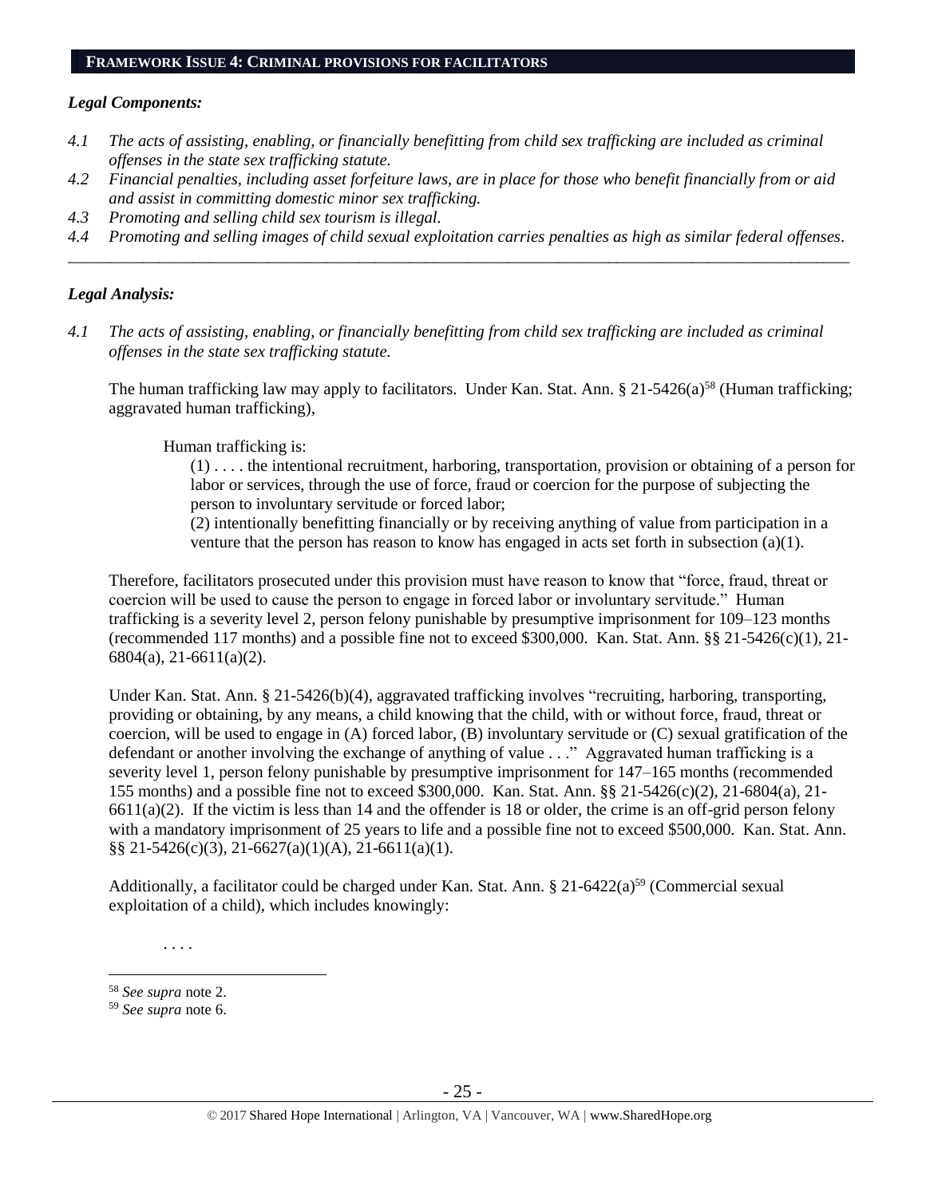## FRAMEWORK ISSUE 4: CRIMINAL PROVISIONS FOR FACILITATORS

### *Legal Components:*

*4.1 The acts of assisting, enabling, or financially benefitting from child sex trafficking are included as criminal offenses in the state sex trafficking statute.*

*4.2 Financial penalties, including asset forfeiture laws, are in place for those who benefit financially from or aid and assist in committing domestic minor sex trafficking.*

*4.3 Promoting and selling child sex tourism is illegal.*

*4.4 Promoting and selling images of child sexual exploitation carries penalties as high as similar federal offenses.*

---

### *Legal Analysis:*

*4.1 The acts of assisting, enabling, or financially benefitting from child sex trafficking are included as criminal offenses in the state sex trafficking statute.*

The human trafficking law may apply to facilitators. Under Kan. Stat. Ann. § 21-5426(a)[58] (Human trafficking; aggravated human trafficking),

> Human trafficking is:
>
> (1) . . . . the intentional recruitment, harboring, transportation, provision or obtaining of a person for labor or services, through the use of force, fraud or coercion for the purpose of subjecting the person to involuntary servitude or forced labor;
>
> (2) intentionally benefitting financially or by receiving anything of value from participation in a venture that the person has reason to know has engaged in acts set forth in subsection (a)(1).

Therefore, facilitators prosecuted under this provision must have reason to know that "force, fraud, threat or coercion will be used to cause the person to engage in forced labor or involuntary servitude." Human trafficking is a severity level 2, person felony punishable by presumptive imprisonment for 109–123 months (recommended 117 months) and a possible fine not to exceed $300,000. Kan. Stat. Ann. §§ 21-5426(c)(1), 21-6804(a), 21-6611(a)(2).

Under Kan. Stat. Ann. § 21-5426(b)(4), aggravated trafficking involves "recruiting, harboring, transporting, providing or obtaining, by any means, a child knowing that the child, with or without force, fraud, threat or coercion, will be used to engage in (A) forced labor, (B) involuntary servitude or (C) sexual gratification of the defendant or another involving the exchange of anything of value . . ." Aggravated human trafficking is a severity level 1, person felony punishable by presumptive imprisonment for 147–165 months (recommended 155 months) and a possible fine not to exceed $300,000. Kan. Stat. Ann. §§ 21-5426(c)(2), 21-6804(a), 21-6611(a)(2). If the victim is less than 14 and the offender is 18 or older, the crime is an off-grid person felony with a mandatory imprisonment of 25 years to life and a possible fine not to exceed $500,000. Kan. Stat. Ann. §§ 21-5426(c)(3), 21-6627(a)(1)(A), 21-6611(a)(1).

Additionally, a facilitator could be charged under Kan. Stat. Ann. § 21-6422(a)[59] (Commercial sexual exploitation of a child), which includes knowingly:

> . . . .

---

[58] *See supra* note 2.

[59] *See supra* note 6.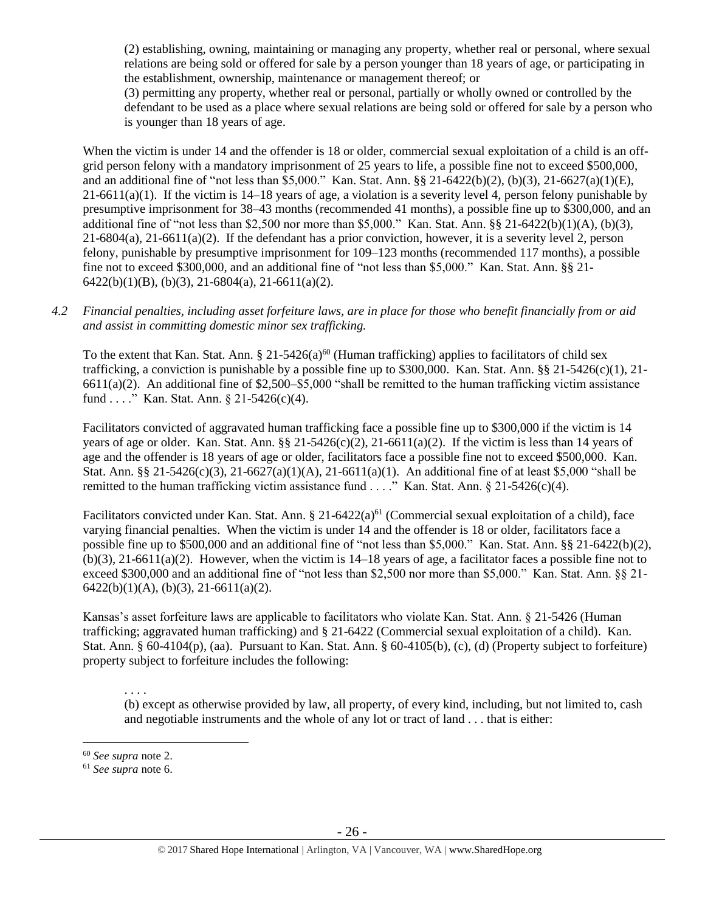> (2) establishing, owning, maintaining or managing any property, whether real or personal, where sexual relations are being sold or offered for sale by a person younger than 18 years of age, or participating in the establishment, ownership, maintenance or management thereof; or
> (3) permitting any property, whether real or personal, partially or wholly owned or controlled by the defendant to be used as a place where sexual relations are being sold or offered for sale by a person who is younger than 18 years of age.

When the victim is under 14 and the offender is 18 or older, commercial sexual exploitation of a child is an off-grid person felony with a mandatory imprisonment of 25 years to life, a possible fine not to exceed $500,000, and an additional fine of "not less than $5,000." Kan. Stat. Ann. §§ 21-6422(b)(2), (b)(3), 21-6627(a)(1)(E), 21-6611(a)(1). If the victim is 14–18 years of age, a violation is a severity level 4, person felony punishable by presumptive imprisonment for 38–43 months (recommended 41 months), a possible fine up to $300,000, and an additional fine of "not less than $2,500 nor more than $5,000." Kan. Stat. Ann. §§ 21-6422(b)(1)(A), (b)(3), 21-6804(a), 21-6611(a)(2). If the defendant has a prior conviction, however, it is a severity level 2, person felony, punishable by presumptive imprisonment for 109–123 months (recommended 117 months), a possible fine not to exceed $300,000, and an additional fine of "not less than $5,000." Kan. Stat. Ann. §§ 21-6422(b)(1)(B), (b)(3), 21-6804(a), 21-6611(a)(2).

*4.2 Financial penalties, including asset forfeiture laws, are in place for those who benefit financially from or aid and assist in committing domestic minor sex trafficking.*

To the extent that Kan. Stat. Ann. § 21-5426(a)[60] (Human trafficking) applies to facilitators of child sex trafficking, a conviction is punishable by a possible fine up to $300,000. Kan. Stat. Ann. §§ 21-5426(c)(1), 21-6611(a)(2). An additional fine of $2,500–$5,000 "shall be remitted to the human trafficking victim assistance fund . . . ." Kan. Stat. Ann. § 21-5426(c)(4).

Facilitators convicted of aggravated human trafficking face a possible fine up to $300,000 if the victim is 14 years of age or older. Kan. Stat. Ann. §§ 21-5426(c)(2), 21-6611(a)(2). If the victim is less than 14 years of age and the offender is 18 years of age or older, facilitators face a possible fine not to exceed $500,000. Kan. Stat. Ann. §§ 21-5426(c)(3), 21-6627(a)(1)(A), 21-6611(a)(1). An additional fine of at least $5,000 "shall be remitted to the human trafficking victim assistance fund . . . ." Kan. Stat. Ann. § 21-5426(c)(4).

Facilitators convicted under Kan. Stat. Ann. § 21-6422(a)[61] (Commercial sexual exploitation of a child), face varying financial penalties. When the victim is under 14 and the offender is 18 or older, facilitators face a possible fine up to $500,000 and an additional fine of "not less than $5,000." Kan. Stat. Ann. §§ 21-6422(b)(2), (b)(3), 21-6611(a)(2). However, when the victim is 14–18 years of age, a facilitator faces a possible fine not to exceed $300,000 and an additional fine of "not less than $2,500 nor more than $5,000." Kan. Stat. Ann. §§ 21-6422(b)(1)(A), (b)(3), 21-6611(a)(2).

Kansas's asset forfeiture laws are applicable to facilitators who violate Kan. Stat. Ann. § 21-5426 (Human trafficking; aggravated human trafficking) and § 21-6422 (Commercial sexual exploitation of a child). Kan. Stat. Ann. § 60-4104(p), (aa). Pursuant to Kan. Stat. Ann. § 60-4105(b), (c), (d) (Property subject to forfeiture) property subject to forfeiture includes the following:

> . . . .
> (b) except as otherwise provided by law, all property, of every kind, including, but not limited to, cash and negotiable instruments and the whole of any lot or tract of land . . . that is either:

[60] *See supra* note 2.
[61] *See supra* note 6.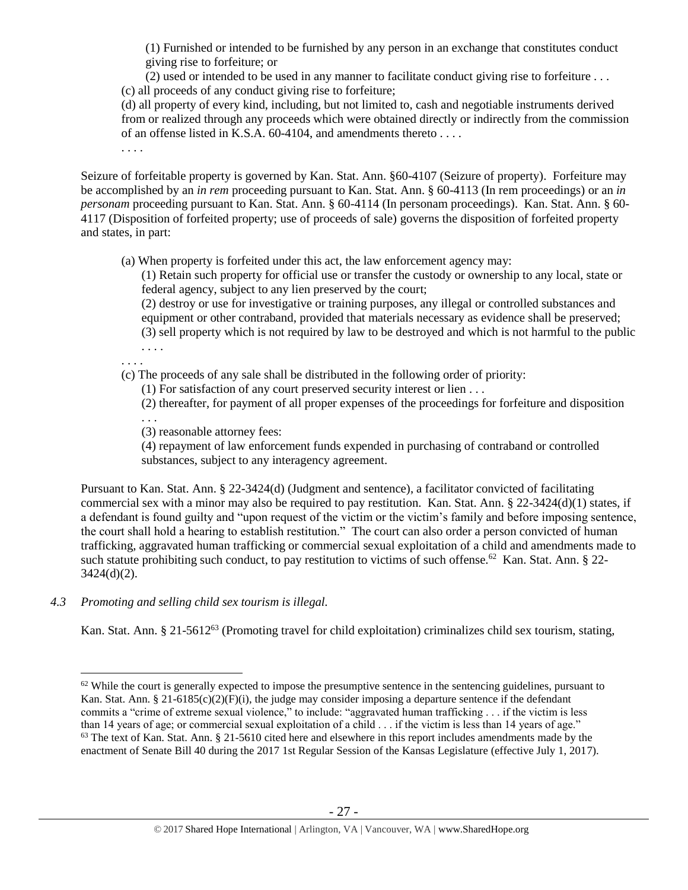(1) Furnished or intended to be furnished by any person in an exchange that constitutes conduct giving rise to forfeiture; or

(2) used or intended to be used in any manner to facilitate conduct giving rise to forfeiture . . .

(c) all proceeds of any conduct giving rise to forfeiture;

(d) all property of every kind, including, but not limited to, cash and negotiable instruments derived from or realized through any proceeds which were obtained directly or indirectly from the commission of an offense listed in K.S.A. 60-4104, and amendments thereto . . . .

. . . .

Seizure of forfeitable property is governed by Kan. Stat. Ann. §60-4107 (Seizure of property). Forfeiture may be accomplished by an *in rem* proceeding pursuant to Kan. Stat. Ann. § 60-4113 (In rem proceedings) or an *in personam* proceeding pursuant to Kan. Stat. Ann. § 60-4114 (In personam proceedings). Kan. Stat. Ann. § 60-4117 (Disposition of forfeited property; use of proceeds of sale) governs the disposition of forfeited property and states, in part:

(a) When property is forfeited under this act, the law enforcement agency may:

(1) Retain such property for official use or transfer the custody or ownership to any local, state or federal agency, subject to any lien preserved by the court;

(2) destroy or use for investigative or training purposes, any illegal or controlled substances and equipment or other contraband, provided that materials necessary as evidence shall be preserved;

(3) sell property which is not required by law to be destroyed and which is not harmful to the public . . . .

. . . .

(c) The proceeds of any sale shall be distributed in the following order of priority:

(1) For satisfaction of any court preserved security interest or lien . . .

(2) thereafter, for payment of all proper expenses of the proceedings for forfeiture and disposition . . .

(3) reasonable attorney fees:

(4) repayment of law enforcement funds expended in purchasing of contraband or controlled substances, subject to any interagency agreement.

Pursuant to Kan. Stat. Ann. § 22-3424(d) (Judgment and sentence), a facilitator convicted of facilitating commercial sex with a minor may also be required to pay restitution. Kan. Stat. Ann. § 22-3424(d)(1) states, if a defendant is found guilty and "upon request of the victim or the victim's family and before imposing sentence, the court shall hold a hearing to establish restitution." The court can also order a person convicted of human trafficking, aggravated human trafficking or commercial sexual exploitation of a child and amendments made to such statute prohibiting such conduct, to pay restitution to victims of such offense.[62] Kan. Stat. Ann. § 22-3424(d)(2).

*4.3 Promoting and selling child sex tourism is illegal.*

Kan. Stat. Ann. § 21-5612[63] (Promoting travel for child exploitation) criminalizes child sex tourism, stating,

[62] While the court is generally expected to impose the presumptive sentence in the sentencing guidelines, pursuant to Kan. Stat. Ann. § 21-6185(c)(2)(F)(i), the judge may consider imposing a departure sentence if the defendant commits a "crime of extreme sexual violence," to include: "aggravated human trafficking . . . if the victim is less than 14 years of age; or commercial sexual exploitation of a child . . . if the victim is less than 14 years of age."

[63] The text of Kan. Stat. Ann. § 21-5610 cited here and elsewhere in this report includes amendments made by the enactment of Senate Bill 40 during the 2017 1st Regular Session of the Kansas Legislature (effective July 1, 2017).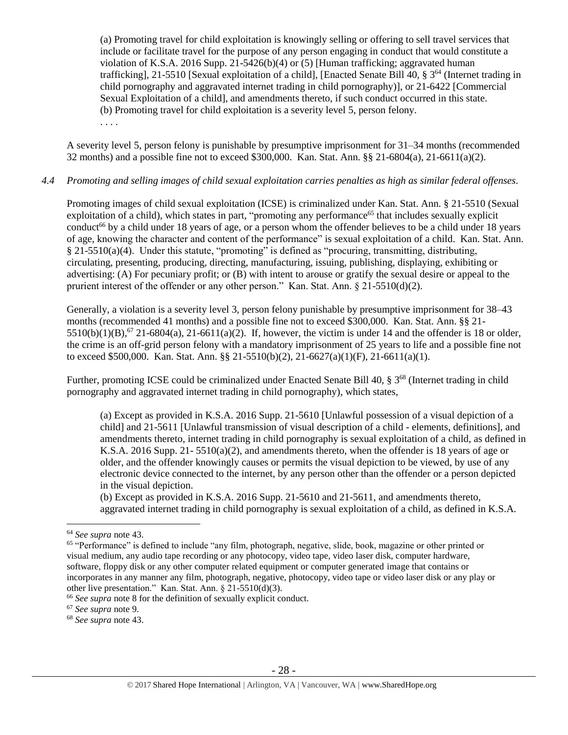> (a) Promoting travel for child exploitation is knowingly selling or offering to sell travel services that include or facilitate travel for the purpose of any person engaging in conduct that would constitute a violation of K.S.A. 2016 Supp. 21-5426(b)(4) or (5) [Human trafficking; aggravated human trafficking], 21-5510 [Sexual exploitation of a child], [Enacted Senate Bill 40, § 3[64] (Internet trading in child pornography and aggravated internet trading in child pornography)], or 21-6422 [Commercial Sexual Exploitation of a child], and amendments thereto, if such conduct occurred in this state.
> (b) Promoting travel for child exploitation is a severity level 5, person felony.
> . . . .

A severity level 5, person felony is punishable by presumptive imprisonment for 31–34 months (recommended 32 months) and a possible fine not to exceed $300,000. Kan. Stat. Ann. §§ 21-6804(a), 21-6611(a)(2).

*4.4 Promoting and selling images of child sexual exploitation carries penalties as high as similar federal offenses.*

Promoting images of child sexual exploitation (ICSE) is criminalized under Kan. Stat. Ann. § 21-5510 (Sexual exploitation of a child), which states in part, "promoting any performance[65] that includes sexually explicit conduct[66] by a child under 18 years of age, or a person whom the offender believes to be a child under 18 years of age, knowing the character and content of the performance" is sexual exploitation of a child. Kan. Stat. Ann. § 21-5510(a)(4). Under this statute, "promoting" is defined as "procuring, transmitting, distributing, circulating, presenting, producing, directing, manufacturing, issuing, publishing, displaying, exhibiting or advertising: (A) For pecuniary profit; or (B) with intent to arouse or gratify the sexual desire or appeal to the prurient interest of the offender or any other person." Kan. Stat. Ann. § 21-5510(d)(2).

Generally, a violation is a severity level 3, person felony punishable by presumptive imprisonment for 38–43 months (recommended 41 months) and a possible fine not to exceed $300,000. Kan. Stat. Ann. §§ 21-5510(b)(1)(B),[67] 21-6804(a), 21-6611(a)(2). If, however, the victim is under 14 and the offender is 18 or older, the crime is an off-grid person felony with a mandatory imprisonment of 25 years to life and a possible fine not to exceed $500,000. Kan. Stat. Ann. §§ 21-5510(b)(2), 21-6627(a)(1)(F), 21-6611(a)(1).

Further, promoting ICSE could be criminalized under Enacted Senate Bill 40, § 3[68] (Internet trading in child pornography and aggravated internet trading in child pornography), which states,

> (a) Except as provided in K.S.A. 2016 Supp. 21-5610 [Unlawful possession of a visual depiction of a child] and 21-5611 [Unlawful transmission of visual description of a child - elements, definitions], and amendments thereto, internet trading in child pornography is sexual exploitation of a child, as defined in K.S.A. 2016 Supp. 21- 5510(a)(2), and amendments thereto, when the offender is 18 years of age or older, and the offender knowingly causes or permits the visual depiction to be viewed, by use of any electronic device connected to the internet, by any person other than the offender or a person depicted in the visual depiction.
> (b) Except as provided in K.S.A. 2016 Supp. 21-5610 and 21-5611, and amendments thereto, aggravated internet trading in child pornography is sexual exploitation of a child, as defined in K.S.A.

---

[64] *See supra* note 43.

[65] "Performance" is defined to include "any film, photograph, negative, slide, book, magazine or other printed or visual medium, any audio tape recording or any photocopy, video tape, video laser disk, computer hardware, software, floppy disk or any other computer related equipment or computer generated image that contains or incorporates in any manner any film, photograph, negative, photocopy, video tape or video laser disk or any play or other live presentation." Kan. Stat. Ann. § 21-5510(d)(3).

[66] *See supra* note 8 for the definition of sexually explicit conduct.

[67] *See supra* note 9.

[68] *See supra* note 43.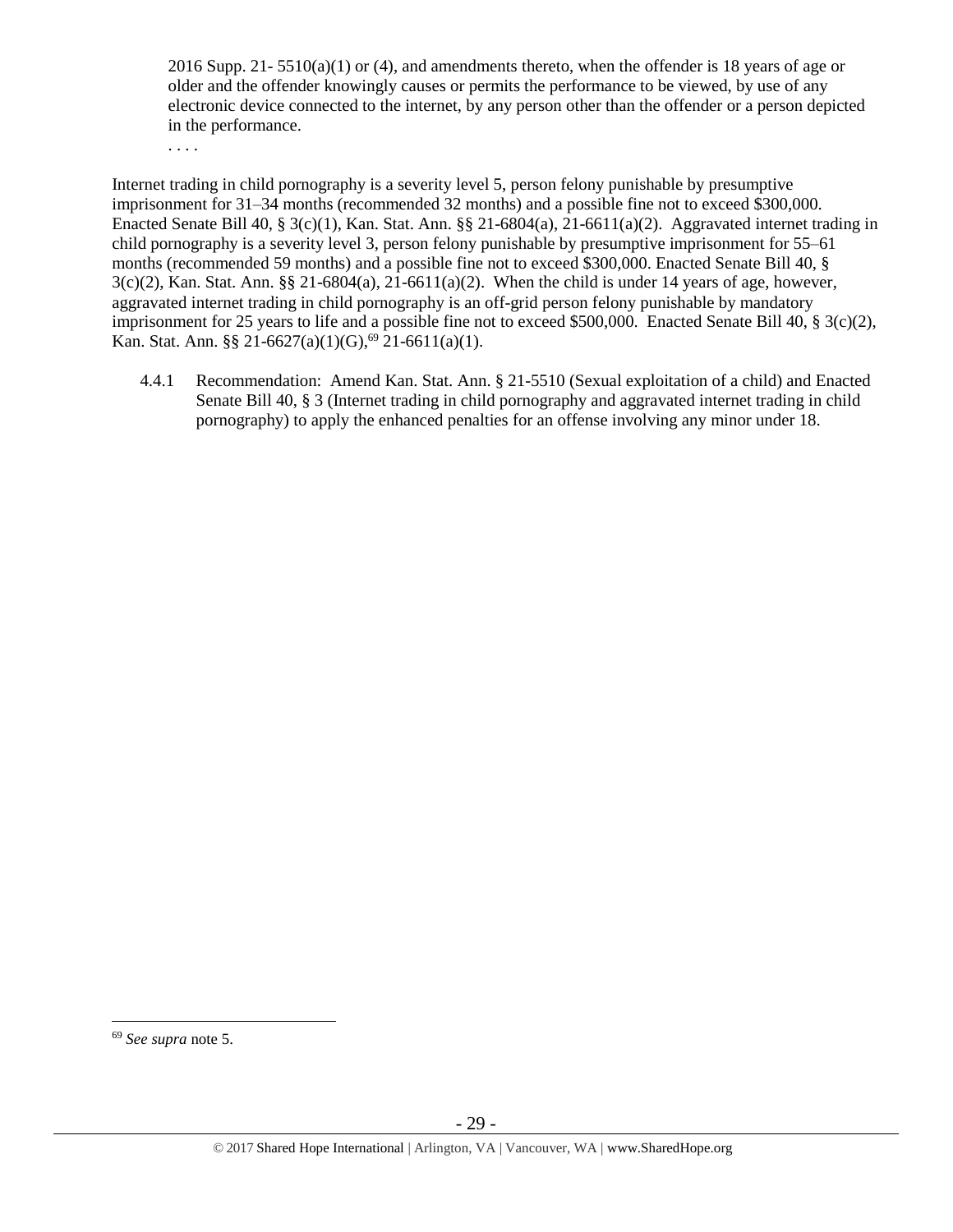> 2016 Supp. 21- 5510(a)(1) or (4), and amendments thereto, when the offender is 18 years of age or older and the offender knowingly causes or permits the performance to be viewed, by use of any electronic device connected to the internet, by any person other than the offender or a person depicted in the performance.
>
> . . . .

Internet trading in child pornography is a severity level 5, person felony punishable by presumptive imprisonment for 31–34 months (recommended 32 months) and a possible fine not to exceed $300,000. Enacted Senate Bill 40, § 3(c)(1), Kan. Stat. Ann. §§ 21-6804(a), 21-6611(a)(2). Aggravated internet trading in child pornography is a severity level 3, person felony punishable by presumptive imprisonment for 55–61 months (recommended 59 months) and a possible fine not to exceed $300,000. Enacted Senate Bill 40, § 3(c)(2), Kan. Stat. Ann. §§ 21-6804(a), 21-6611(a)(2). When the child is under 14 years of age, however, aggravated internet trading in child pornography is an off-grid person felony punishable by mandatory imprisonment for 25 years to life and a possible fine not to exceed $500,000. Enacted Senate Bill 40, § 3(c)(2), Kan. Stat. Ann. §§ 21-6627(a)(1)(G),[69] 21-6611(a)(1).

4.4.1 Recommendation: Amend Kan. Stat. Ann. § 21-5510 (Sexual exploitation of a child) and Enacted Senate Bill 40, § 3 (Internet trading in child pornography and aggravated internet trading in child pornography) to apply the enhanced penalties for an offense involving any minor under 18.

---

[69] *See supra* note 5.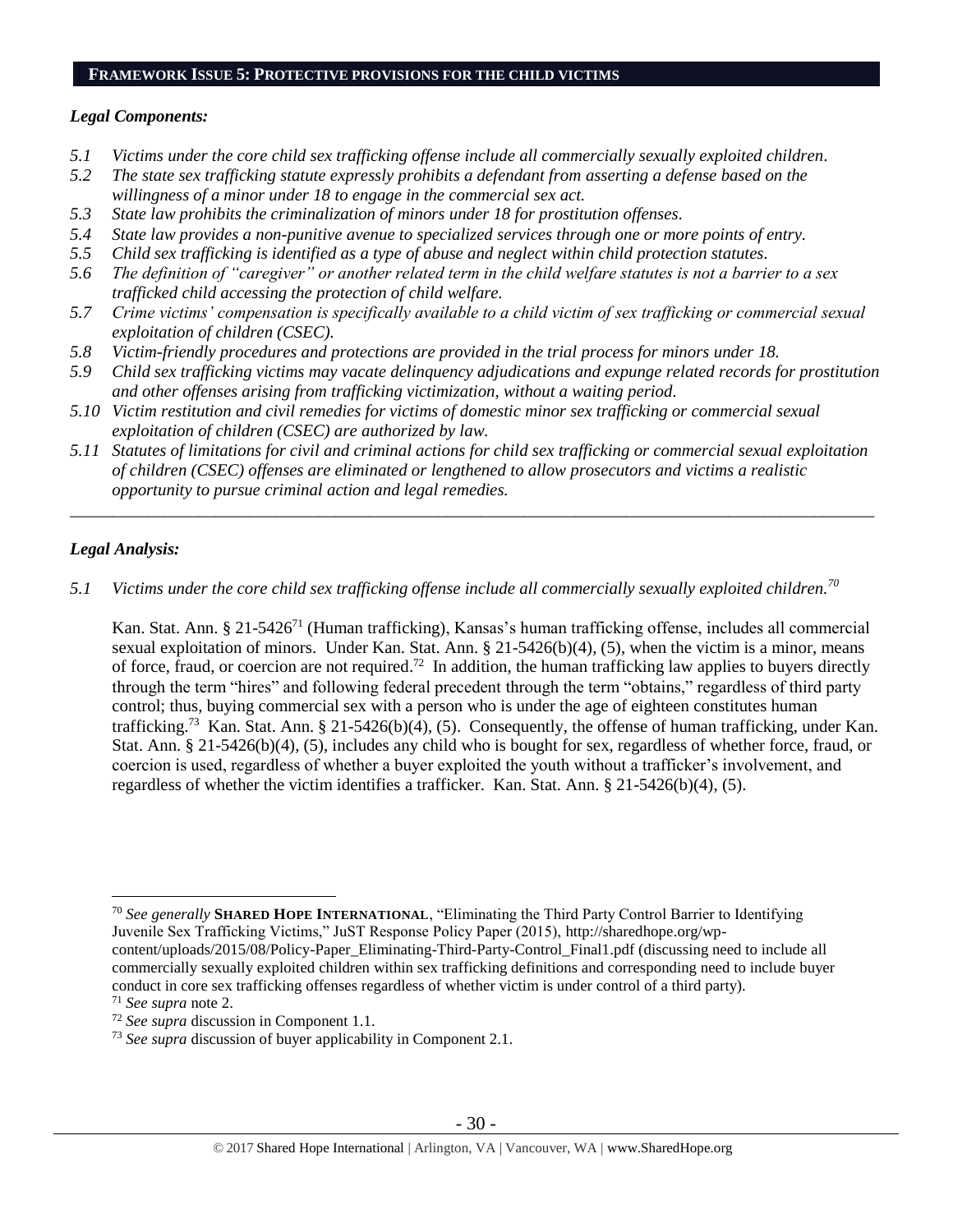## FRAMEWORK ISSUE 5: PROTECTIVE PROVISIONS FOR THE CHILD VICTIMS

### *Legal Components:*

*5.1 Victims under the core child sex trafficking offense include all commercially sexually exploited children.*

*5.2 The state sex trafficking statute expressly prohibits a defendant from asserting a defense based on the willingness of a minor under 18 to engage in the commercial sex act.*

*5.3 State law prohibits the criminalization of minors under 18 for prostitution offenses.*

*5.4 State law provides a non-punitive avenue to specialized services through one or more points of entry.*

*5.5 Child sex trafficking is identified as a type of abuse and neglect within child protection statutes.*

*5.6 The definition of "caregiver" or another related term in the child welfare statutes is not a barrier to a sex trafficked child accessing the protection of child welfare.*

*5.7 Crime victims' compensation is specifically available to a child victim of sex trafficking or commercial sexual exploitation of children (CSEC).*

*5.8 Victim-friendly procedures and protections are provided in the trial process for minors under 18.*

*5.9 Child sex trafficking victims may vacate delinquency adjudications and expunge related records for prostitution and other offenses arising from trafficking victimization, without a waiting period.*

*5.10 Victim restitution and civil remedies for victims of domestic minor sex trafficking or commercial sexual exploitation of children (CSEC) are authorized by law.*

*5.11 Statutes of limitations for civil and criminal actions for child sex trafficking or commercial sexual exploitation of children (CSEC) offenses are eliminated or lengthened to allow prosecutors and victims a realistic opportunity to pursue criminal action and legal remedies.*

---

### *Legal Analysis:*

*5.1 Victims under the core child sex trafficking offense include all commercially sexually exploited children.*[70]

Kan. Stat. Ann. § 21-5426[71] (Human trafficking), Kansas's human trafficking offense, includes all commercial sexual exploitation of minors. Under Kan. Stat. Ann. § 21-5426(b)(4), (5), when the victim is a minor, means of force, fraud, or coercion are not required.[72] In addition, the human trafficking law applies to buyers directly through the term "hires" and following federal precedent through the term "obtains," regardless of third party control; thus, buying commercial sex with a person who is under the age of eighteen constitutes human trafficking.[73] Kan. Stat. Ann. § 21-5426(b)(4), (5). Consequently, the offense of human trafficking, under Kan. Stat. Ann. § 21-5426(b)(4), (5), includes any child who is bought for sex, regardless of whether force, fraud, or coercion is used, regardless of whether a buyer exploited the youth without a trafficker's involvement, and regardless of whether the victim identifies a trafficker. Kan. Stat. Ann. § 21-5426(b)(4), (5).

---

[70] *See generally* **SHARED HOPE INTERNATIONAL**, "Eliminating the Third Party Control Barrier to Identifying Juvenile Sex Trafficking Victims," JuST Response Policy Paper (2015), http://sharedhope.org/wp-content/uploads/2015/08/Policy-Paper_Eliminating-Third-Party-Control_Final1.pdf (discussing need to include all commercially sexually exploited children within sex trafficking definitions and corresponding need to include buyer conduct in core sex trafficking offenses regardless of whether victim is under control of a third party).

[71] *See supra* note 2.

[72] *See supra* discussion in Component 1.1.

[73] *See supra* discussion of buyer applicability in Component 2.1.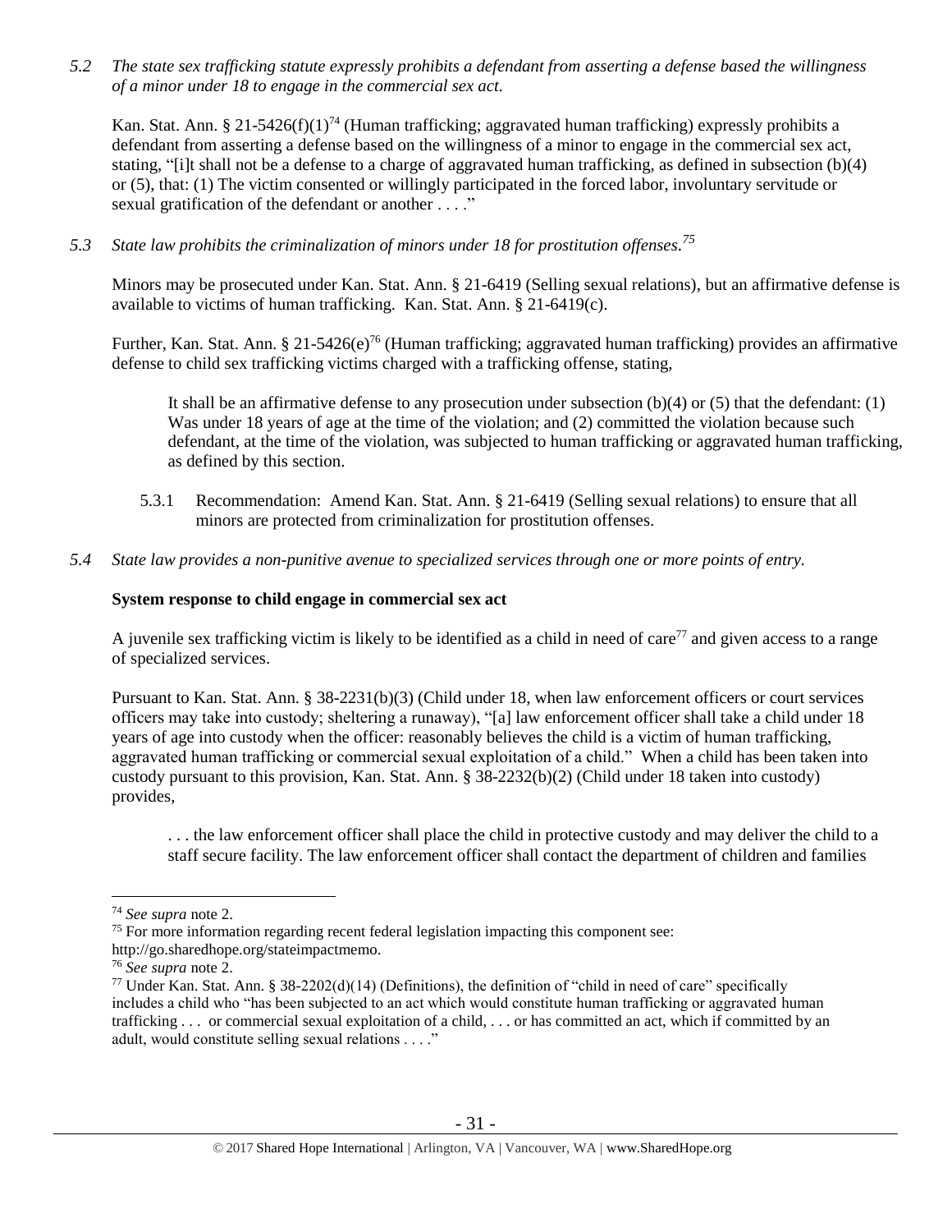*5.2 The state sex trafficking statute expressly prohibits a defendant from asserting a defense based the willingness of a minor under 18 to engage in the commercial sex act.*

Kan. Stat. Ann. § 21-5426(f)(1)[74] (Human trafficking; aggravated human trafficking) expressly prohibits a defendant from asserting a defense based on the willingness of a minor to engage in the commercial sex act, stating, "[i]t shall not be a defense to a charge of aggravated human trafficking, as defined in subsection (b)(4) or (5), that: (1) The victim consented or willingly participated in the forced labor, involuntary servitude or sexual gratification of the defendant or another . . . ."

*5.3 State law prohibits the criminalization of minors under 18 for prostitution offenses.[75]*

Minors may be prosecuted under Kan. Stat. Ann. § 21-6419 (Selling sexual relations), but an affirmative defense is available to victims of human trafficking. Kan. Stat. Ann. § 21-6419(c).

Further, Kan. Stat. Ann. § 21-5426(e)[76] (Human trafficking; aggravated human trafficking) provides an affirmative defense to child sex trafficking victims charged with a trafficking offense, stating,

> It shall be an affirmative defense to any prosecution under subsection (b)(4) or (5) that the defendant: (1) Was under 18 years of age at the time of the violation; and (2) committed the violation because such defendant, at the time of the violation, was subjected to human trafficking or aggravated human trafficking, as defined by this section.

5.3.1 Recommendation: Amend Kan. Stat. Ann. § 21-6419 (Selling sexual relations) to ensure that all minors are protected from criminalization for prostitution offenses.

*5.4 State law provides a non-punitive avenue to specialized services through one or more points of entry.*

**System response to child engage in commercial sex act**

A juvenile sex trafficking victim is likely to be identified as a child in need of care[77] and given access to a range of specialized services.

Pursuant to Kan. Stat. Ann. § 38-2231(b)(3) (Child under 18, when law enforcement officers or court services officers may take into custody; sheltering a runaway), "[a] law enforcement officer shall take a child under 18 years of age into custody when the officer: reasonably believes the child is a victim of human trafficking, aggravated human trafficking or commercial sexual exploitation of a child." When a child has been taken into custody pursuant to this provision, Kan. Stat. Ann. § 38-2232(b)(2) (Child under 18 taken into custody) provides,

> . . . the law enforcement officer shall place the child in protective custody and may deliver the child to a staff secure facility. The law enforcement officer shall contact the department of children and families

---

[74] *See supra* note 2.

[75] For more information regarding recent federal legislation impacting this component see: http://go.sharedhope.org/stateimpactmemo.

[76] *See supra* note 2.

[77] Under Kan. Stat. Ann. § 38-2202(d)(14) (Definitions), the definition of "child in need of care" specifically includes a child who "has been subjected to an act which would constitute human trafficking or aggravated human trafficking . . . or commercial sexual exploitation of a child, . . . or has committed an act, which if committed by an adult, would constitute selling sexual relations . . . ."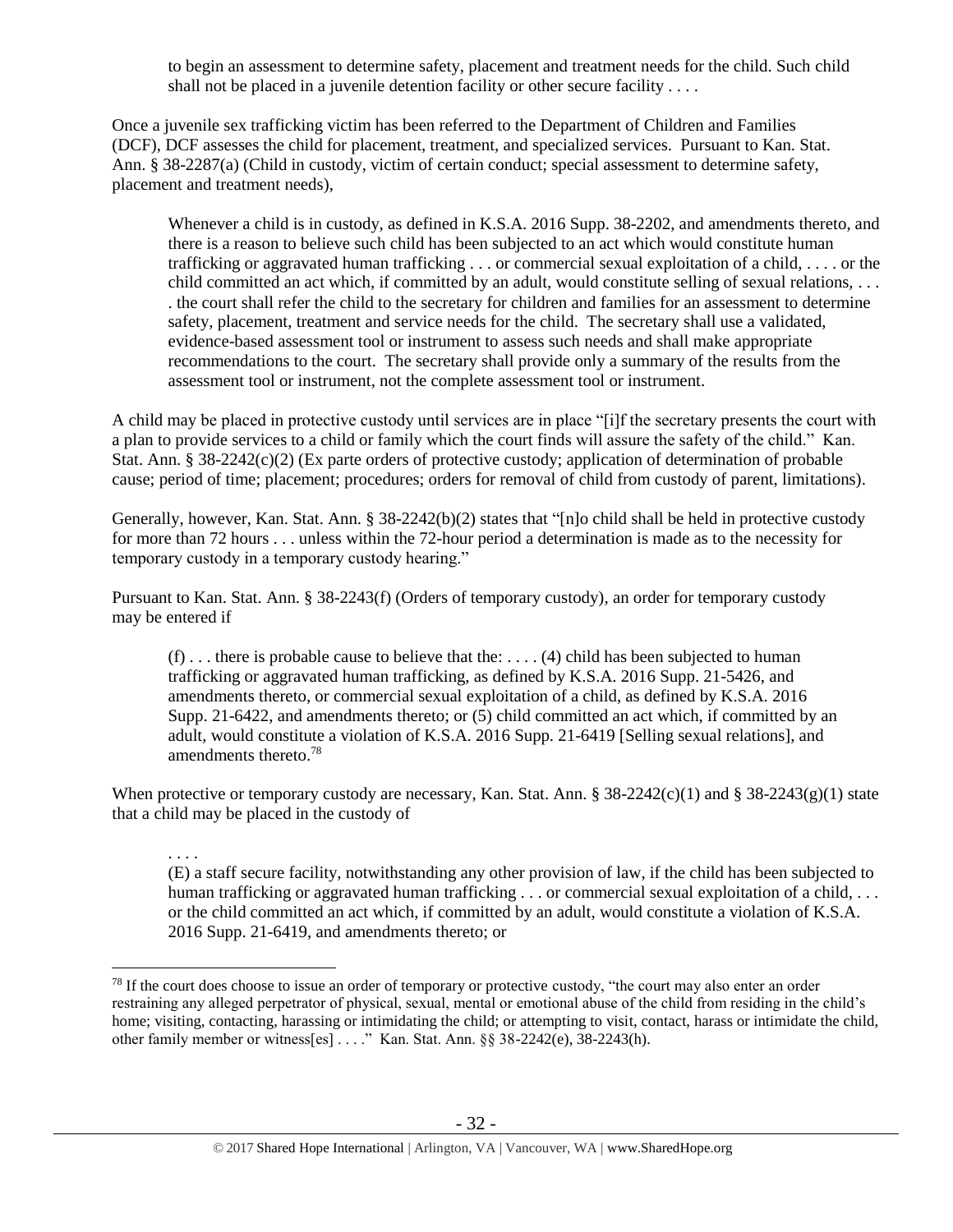> to begin an assessment to determine safety, placement and treatment needs for the child. Such child shall not be placed in a juvenile detention facility or other secure facility . . . .

Once a juvenile sex trafficking victim has been referred to the Department of Children and Families (DCF), DCF assesses the child for placement, treatment, and specialized services. Pursuant to Kan. Stat. Ann. § 38-2287(a) (Child in custody, victim of certain conduct; special assessment to determine safety, placement and treatment needs),

> Whenever a child is in custody, as defined in K.S.A. 2016 Supp. 38-2202, and amendments thereto, and there is a reason to believe such child has been subjected to an act which would constitute human trafficking or aggravated human trafficking . . . or commercial sexual exploitation of a child, . . . . or the child committed an act which, if committed by an adult, would constitute selling of sexual relations, . . . . the court shall refer the child to the secretary for children and families for an assessment to determine safety, placement, treatment and service needs for the child. The secretary shall use a validated, evidence-based assessment tool or instrument to assess such needs and shall make appropriate recommendations to the court. The secretary shall provide only a summary of the results from the assessment tool or instrument, not the complete assessment tool or instrument.

A child may be placed in protective custody until services are in place "[i]f the secretary presents the court with a plan to provide services to a child or family which the court finds will assure the safety of the child." Kan. Stat. Ann. § 38-2242(c)(2) (Ex parte orders of protective custody; application of determination of probable cause; period of time; placement; procedures; orders for removal of child from custody of parent, limitations).

Generally, however, Kan. Stat. Ann. § 38-2242(b)(2) states that "[n]o child shall be held in protective custody for more than 72 hours . . . unless within the 72-hour period a determination is made as to the necessity for temporary custody in a temporary custody hearing."

Pursuant to Kan. Stat. Ann. § 38-2243(f) (Orders of temporary custody), an order for temporary custody may be entered if

> (f) . . . there is probable cause to believe that the: . . . . (4) child has been subjected to human trafficking or aggravated human trafficking, as defined by K.S.A. 2016 Supp. 21-5426, and amendments thereto, or commercial sexual exploitation of a child, as defined by K.S.A. 2016 Supp. 21-6422, and amendments thereto; or (5) child committed an act which, if committed by an adult, would constitute a violation of K.S.A. 2016 Supp. 21-6419 [Selling sexual relations], and amendments thereto.[78]

When protective or temporary custody are necessary, Kan. Stat. Ann. § 38-2242(c)(1) and § 38-2243(g)(1) state that a child may be placed in the custody of

> . . . .
>
> (E) a staff secure facility, notwithstanding any other provision of law, if the child has been subjected to human trafficking or aggravated human trafficking . . . or commercial sexual exploitation of a child, . . . or the child committed an act which, if committed by an adult, would constitute a violation of K.S.A. 2016 Supp. 21-6419, and amendments thereto; or

[78] If the court does choose to issue an order of temporary or protective custody, "the court may also enter an order restraining any alleged perpetrator of physical, sexual, mental or emotional abuse of the child from residing in the child's home; visiting, contacting, harassing or intimidating the child; or attempting to visit, contact, harass or intimidate the child, other family member or witness[es] . . . ." Kan. Stat. Ann. §§ 38-2242(e), 38-2243(h).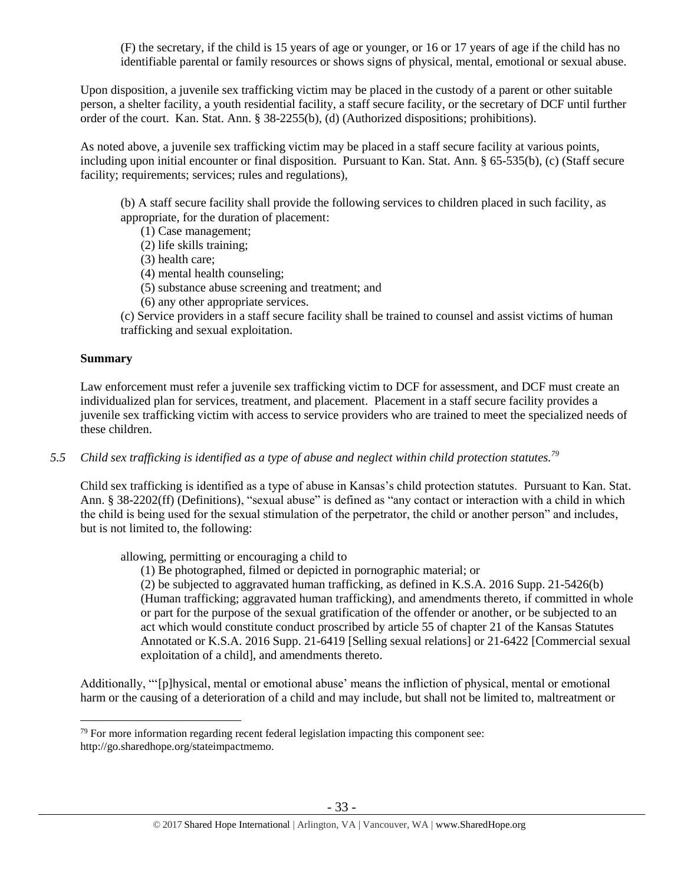(F) the secretary, if the child is 15 years of age or younger, or 16 or 17 years of age if the child has no identifiable parental or family resources or shows signs of physical, mental, emotional or sexual abuse.

Upon disposition, a juvenile sex trafficking victim may be placed in the custody of a parent or other suitable person, a shelter facility, a youth residential facility, a staff secure facility, or the secretary of DCF until further order of the court. Kan. Stat. Ann. § 38-2255(b), (d) (Authorized dispositions; prohibitions).

As noted above, a juvenile sex trafficking victim may be placed in a staff secure facility at various points, including upon initial encounter or final disposition. Pursuant to Kan. Stat. Ann. § 65-535(b), (c) (Staff secure facility; requirements; services; rules and regulations),

> (b) A staff secure facility shall provide the following services to children placed in such facility, as appropriate, for the duration of placement:
> (1) Case management;
> (2) life skills training;
> (3) health care;
> (4) mental health counseling;
> (5) substance abuse screening and treatment; and
> (6) any other appropriate services.
>
> (c) Service providers in a staff secure facility shall be trained to counsel and assist victims of human trafficking and sexual exploitation.

**Summary**

Law enforcement must refer a juvenile sex trafficking victim to DCF for assessment, and DCF must create an individualized plan for services, treatment, and placement. Placement in a staff secure facility provides a juvenile sex trafficking victim with access to service providers who are trained to meet the specialized needs of these children.

*5.5 Child sex trafficking is identified as a type of abuse and neglect within child protection statutes.*[79]

Child sex trafficking is identified as a type of abuse in Kansas's child protection statutes. Pursuant to Kan. Stat. Ann. § 38-2202(ff) (Definitions), "sexual abuse" is defined as "any contact or interaction with a child in which the child is being used for the sexual stimulation of the perpetrator, the child or another person" and includes, but is not limited to, the following:

> allowing, permitting or encouraging a child to
> (1) Be photographed, filmed or depicted in pornographic material; or
> (2) be subjected to aggravated human trafficking, as defined in K.S.A. 2016 Supp. 21-5426(b) (Human trafficking; aggravated human trafficking), and amendments thereto, if committed in whole or part for the purpose of the sexual gratification of the offender or another, or be subjected to an act which would constitute conduct proscribed by article 55 of chapter 21 of the Kansas Statutes Annotated or K.S.A. 2016 Supp. 21-6419 [Selling sexual relations] or 21-6422 [Commercial sexual exploitation of a child], and amendments thereto.

Additionally, "'[p]hysical, mental or emotional abuse' means the infliction of physical, mental or emotional harm or the causing of a deterioration of a child and may include, but shall not be limited to, maltreatment or

---

[79] For more information regarding recent federal legislation impacting this component see: http://go.sharedhope.org/stateimpactmemo.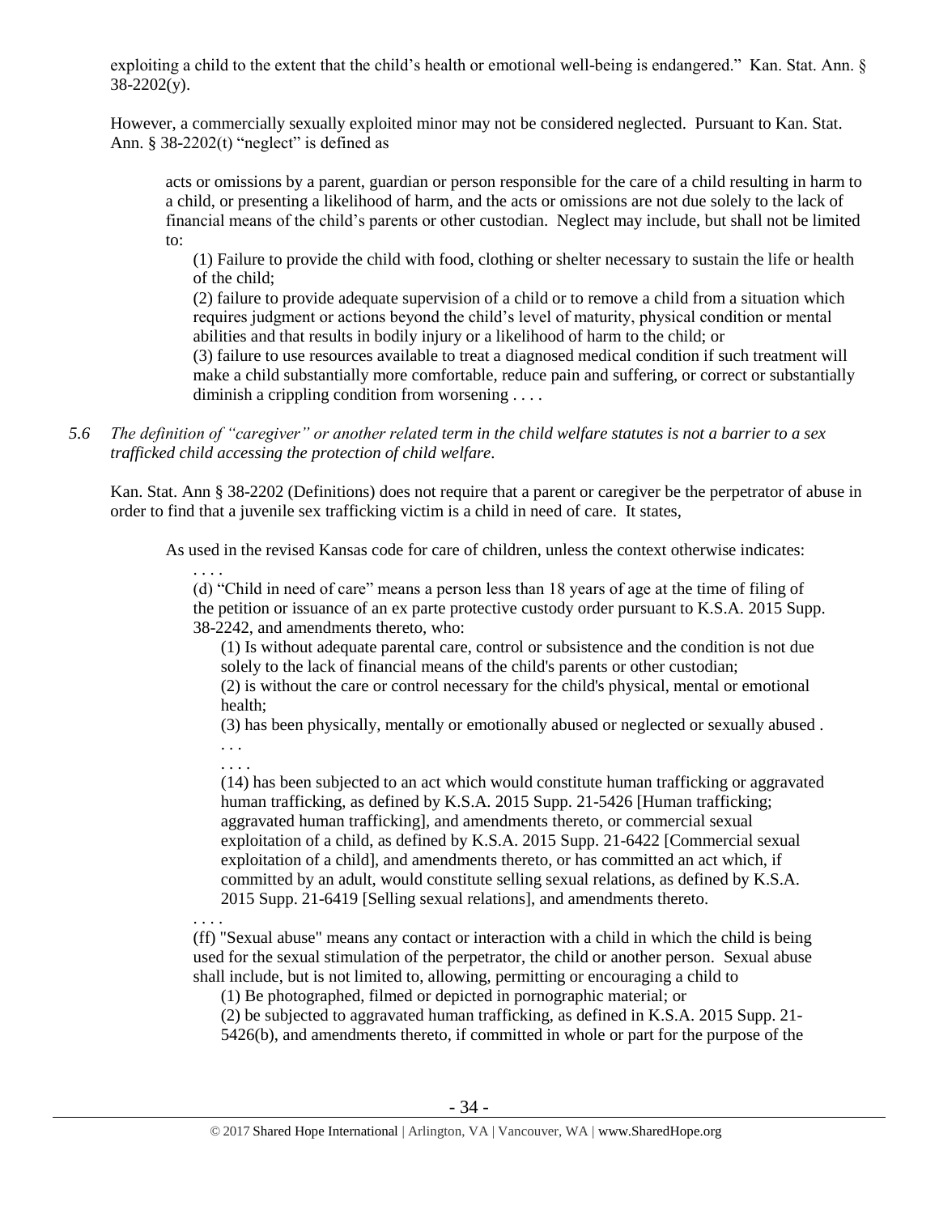exploiting a child to the extent that the child's health or emotional well-being is endangered." Kan. Stat. Ann. § 38-2202(y).

However, a commercially sexually exploited minor may not be considered neglected. Pursuant to Kan. Stat. Ann. § 38-2202(t) "neglect" is defined as

> acts or omissions by a parent, guardian or person responsible for the care of a child resulting in harm to a child, or presenting a likelihood of harm, and the acts or omissions are not due solely to the lack of financial means of the child's parents or other custodian. Neglect may include, but shall not be limited to:
>
> (1) Failure to provide the child with food, clothing or shelter necessary to sustain the life or health of the child;
>
> (2) failure to provide adequate supervision of a child or to remove a child from a situation which requires judgment or actions beyond the child's level of maturity, physical condition or mental abilities and that results in bodily injury or a likelihood of harm to the child; or
>
> (3) failure to use resources available to treat a diagnosed medical condition if such treatment will make a child substantially more comfortable, reduce pain and suffering, or correct or substantially diminish a crippling condition from worsening . . . .

*5.6 The definition of "caregiver" or another related term in the child welfare statutes is not a barrier to a sex trafficked child accessing the protection of child welfare.*

Kan. Stat. Ann § 38-2202 (Definitions) does not require that a parent or caregiver be the perpetrator of abuse in order to find that a juvenile sex trafficking victim is a child in need of care. It states,

> As used in the revised Kansas code for care of children, unless the context otherwise indicates:
>
> . . . .
>
> (d) "Child in need of care" means a person less than 18 years of age at the time of filing of the petition or issuance of an ex parte protective custody order pursuant to K.S.A. 2015 Supp. 38-2242, and amendments thereto, who:
>
> (1) Is without adequate parental care, control or subsistence and the condition is not due solely to the lack of financial means of the child's parents or other custodian;
>
> (2) is without the care or control necessary for the child's physical, mental or emotional health;
>
> (3) has been physically, mentally or emotionally abused or neglected or sexually abused . . .
>
> . . . .
>
> (14) has been subjected to an act which would constitute human trafficking or aggravated human trafficking, as defined by K.S.A. 2015 Supp. 21-5426 [Human trafficking; aggravated human trafficking], and amendments thereto, or commercial sexual exploitation of a child, as defined by K.S.A. 2015 Supp. 21-6422 [Commercial sexual exploitation of a child], and amendments thereto, or has committed an act which, if committed by an adult, would constitute selling sexual relations, as defined by K.S.A. 2015 Supp. 21-6419 [Selling sexual relations], and amendments thereto.
>
> . . . .
>
> (ff) "Sexual abuse" means any contact or interaction with a child in which the child is being used for the sexual stimulation of the perpetrator, the child or another person. Sexual abuse shall include, but is not limited to, allowing, permitting or encouraging a child to
>
> (1) Be photographed, filmed or depicted in pornographic material; or
>
> (2) be subjected to aggravated human trafficking, as defined in K.S.A. 2015 Supp. 21-5426(b), and amendments thereto, if committed in whole or part for the purpose of the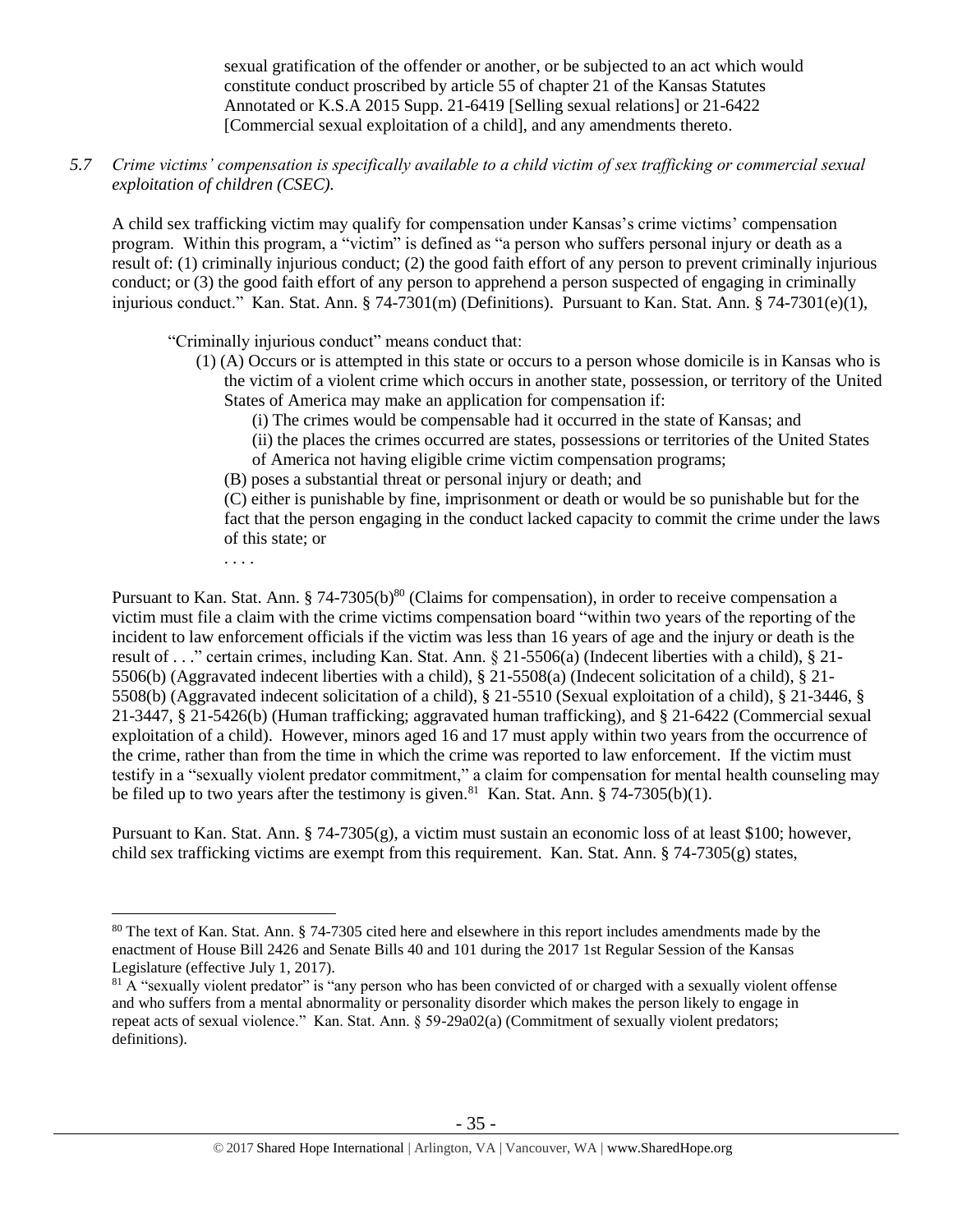sexual gratification of the offender or another, or be subjected to an act which would constitute conduct proscribed by article 55 of chapter 21 of the Kansas Statutes Annotated or K.S.A 2015 Supp. 21-6419 [Selling sexual relations] or 21-6422 [Commercial sexual exploitation of a child], and any amendments thereto.

*5.7 Crime victims' compensation is specifically available to a child victim of sex trafficking or commercial sexual exploitation of children (CSEC).*

A child sex trafficking victim may qualify for compensation under Kansas's crime victims' compensation program. Within this program, a "victim" is defined as "a person who suffers personal injury or death as a result of: (1) criminally injurious conduct; (2) the good faith effort of any person to prevent criminally injurious conduct; or (3) the good faith effort of any person to apprehend a person suspected of engaging in criminally injurious conduct." Kan. Stat. Ann. § 74-7301(m) (Definitions). Pursuant to Kan. Stat. Ann. § 74-7301(e)(1),

> "Criminally injurious conduct" means conduct that:
>
> (1) (A) Occurs or is attempted in this state or occurs to a person whose domicile is in Kansas who is the victim of a violent crime which occurs in another state, possession, or territory of the United States of America may make an application for compensation if:
>
> (i) The crimes would be compensable had it occurred in the state of Kansas; and
>
> (ii) the places the crimes occurred are states, possessions or territories of the United States of America not having eligible crime victim compensation programs;
>
> (B) poses a substantial threat or personal injury or death; and
>
> (C) either is punishable by fine, imprisonment or death or would be so punishable but for the fact that the person engaging in the conduct lacked capacity to commit the crime under the laws of this state; or
>
> . . . .

Pursuant to Kan. Stat. Ann. § 74-7305(b)[80] (Claims for compensation), in order to receive compensation a victim must file a claim with the crime victims compensation board "within two years of the reporting of the incident to law enforcement officials if the victim was less than 16 years of age and the injury or death is the result of . . ." certain crimes, including Kan. Stat. Ann. § 21-5506(a) (Indecent liberties with a child), § 21-5506(b) (Aggravated indecent liberties with a child), § 21-5508(a) (Indecent solicitation of a child), § 21-5508(b) (Aggravated indecent solicitation of a child), § 21-5510 (Sexual exploitation of a child), § 21-3446, § 21-3447, § 21-5426(b) (Human trafficking; aggravated human trafficking), and § 21-6422 (Commercial sexual exploitation of a child). However, minors aged 16 and 17 must apply within two years from the occurrence of the crime, rather than from the time in which the crime was reported to law enforcement. If the victim must testify in a "sexually violent predator commitment," a claim for compensation for mental health counseling may be filed up to two years after the testimony is given.[81] Kan. Stat. Ann. § 74-7305(b)(1).

Pursuant to Kan. Stat. Ann. § 74-7305(g), a victim must sustain an economic loss of at least $100; however, child sex trafficking victims are exempt from this requirement. Kan. Stat. Ann. § 74-7305(g) states,

---

[80] The text of Kan. Stat. Ann. § 74-7305 cited here and elsewhere in this report includes amendments made by the enactment of House Bill 2426 and Senate Bills 40 and 101 during the 2017 1st Regular Session of the Kansas Legislature (effective July 1, 2017).

[81] A "sexually violent predator" is "any person who has been convicted of or charged with a sexually violent offense and who suffers from a mental abnormality or personality disorder which makes the person likely to engage in repeat acts of sexual violence." Kan. Stat. Ann. § 59-29a02(a) (Commitment of sexually violent predators; definitions).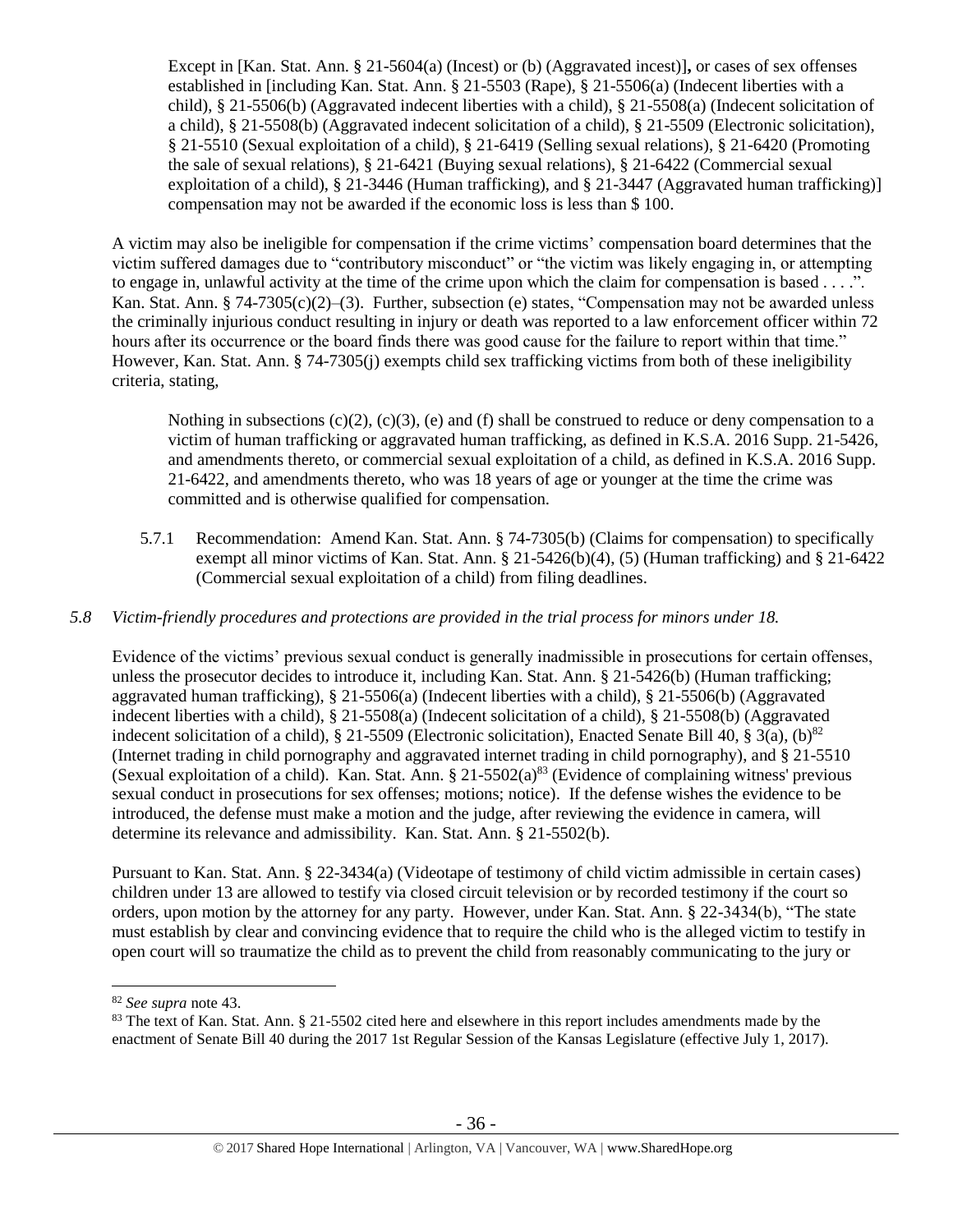Except in [Kan. Stat. Ann. § 21-5604(a) (Incest) or (b) (Aggravated incest)]**,** or cases of sex offenses established in [including Kan. Stat. Ann. § 21-5503 (Rape), § 21-5506(a) (Indecent liberties with a child), § 21-5506(b) (Aggravated indecent liberties with a child), § 21-5508(a) (Indecent solicitation of a child), § 21-5508(b) (Aggravated indecent solicitation of a child), § 21-5509 (Electronic solicitation), § 21-5510 (Sexual exploitation of a child), § 21-6419 (Selling sexual relations), § 21-6420 (Promoting the sale of sexual relations), § 21-6421 (Buying sexual relations), § 21-6422 (Commercial sexual exploitation of a child), § 21-3446 (Human trafficking), and § 21-3447 (Aggravated human trafficking)] compensation may not be awarded if the economic loss is less than $ 100.

A victim may also be ineligible for compensation if the crime victims' compensation board determines that the victim suffered damages due to "contributory misconduct" or "the victim was likely engaging in, or attempting to engage in, unlawful activity at the time of the crime upon which the claim for compensation is based . . . .". Kan. Stat. Ann. § 74-7305(c)(2)–(3). Further, subsection (e) states, "Compensation may not be awarded unless the criminally injurious conduct resulting in injury or death was reported to a law enforcement officer within 72 hours after its occurrence or the board finds there was good cause for the failure to report within that time." However, Kan. Stat. Ann. § 74-7305(j) exempts child sex trafficking victims from both of these ineligibility criteria, stating,

Nothing in subsections (c)(2), (c)(3), (e) and (f) shall be construed to reduce or deny compensation to a victim of human trafficking or aggravated human trafficking, as defined in K.S.A. 2016 Supp. 21-5426, and amendments thereto, or commercial sexual exploitation of a child, as defined in K.S.A. 2016 Supp. 21-6422, and amendments thereto, who was 18 years of age or younger at the time the crime was committed and is otherwise qualified for compensation.

5.7.1 Recommendation: Amend Kan. Stat. Ann. § 74-7305(b) (Claims for compensation) to specifically exempt all minor victims of Kan. Stat. Ann. § 21-5426(b)(4), (5) (Human trafficking) and § 21-6422 (Commercial sexual exploitation of a child) from filing deadlines.

*5.8 Victim-friendly procedures and protections are provided in the trial process for minors under 18.*

Evidence of the victims' previous sexual conduct is generally inadmissible in prosecutions for certain offenses, unless the prosecutor decides to introduce it, including Kan. Stat. Ann. § 21-5426(b) (Human trafficking; aggravated human trafficking), § 21-5506(a) (Indecent liberties with a child), § 21-5506(b) (Aggravated indecent liberties with a child), § 21-5508(a) (Indecent solicitation of a child), § 21-5508(b) (Aggravated indecent solicitation of a child), § 21-5509 (Electronic solicitation), Enacted Senate Bill 40, § 3(a), (b)[82] (Internet trading in child pornography and aggravated internet trading in child pornography), and § 21-5510 (Sexual exploitation of a child). Kan. Stat. Ann. § 21-5502(a)[83] (Evidence of complaining witness' previous sexual conduct in prosecutions for sex offenses; motions; notice). If the defense wishes the evidence to be introduced, the defense must make a motion and the judge, after reviewing the evidence in camera, will determine its relevance and admissibility. Kan. Stat. Ann. § 21-5502(b).

Pursuant to Kan. Stat. Ann. § 22-3434(a) (Videotape of testimony of child victim admissible in certain cases) children under 13 are allowed to testify via closed circuit television or by recorded testimony if the court so orders, upon motion by the attorney for any party. However, under Kan. Stat. Ann. § 22-3434(b), "The state must establish by clear and convincing evidence that to require the child who is the alleged victim to testify in open court will so traumatize the child as to prevent the child from reasonably communicating to the jury or

---

[82] *See supra* note 43.

[83] The text of Kan. Stat. Ann. § 21-5502 cited here and elsewhere in this report includes amendments made by the enactment of Senate Bill 40 during the 2017 1st Regular Session of the Kansas Legislature (effective July 1, 2017).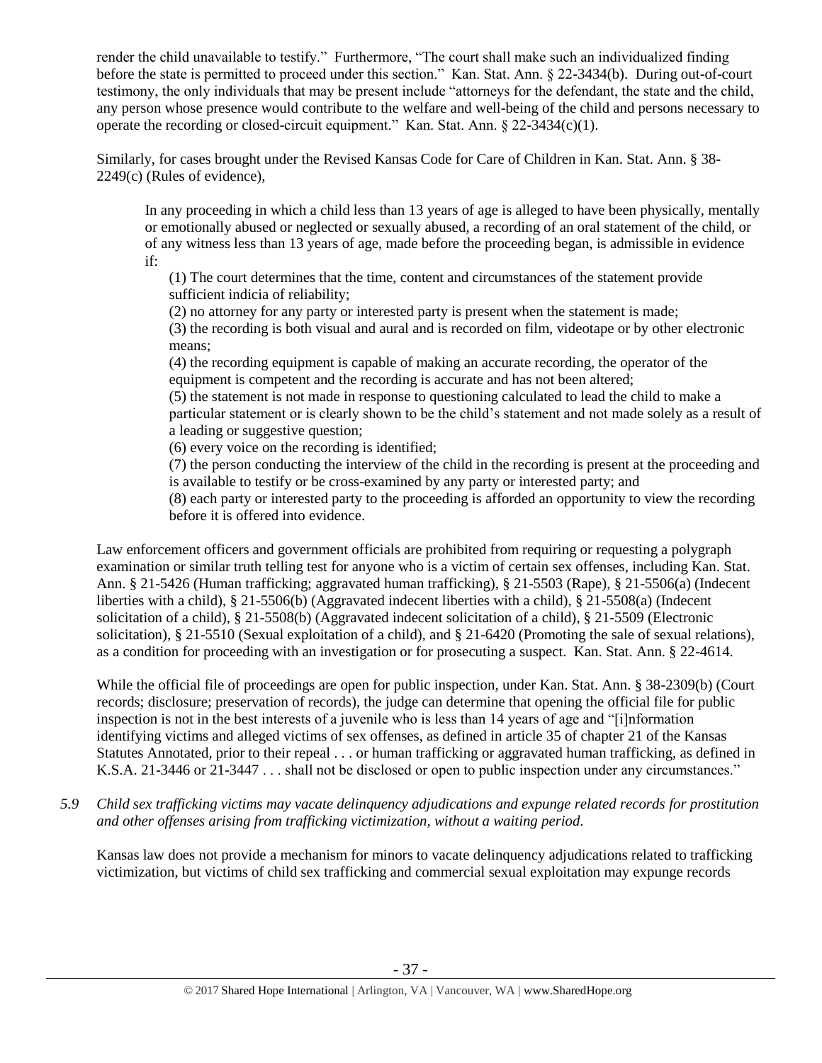render the child unavailable to testify." Furthermore, "The court shall make such an individualized finding before the state is permitted to proceed under this section." Kan. Stat. Ann. § 22-3434(b). During out-of-court testimony, the only individuals that may be present include "attorneys for the defendant, the state and the child, any person whose presence would contribute to the welfare and well-being of the child and persons necessary to operate the recording or closed-circuit equipment." Kan. Stat. Ann. § 22-3434(c)(1).

Similarly, for cases brought under the Revised Kansas Code for Care of Children in Kan. Stat. Ann. § 38-2249(c) (Rules of evidence),

> In any proceeding in which a child less than 13 years of age is alleged to have been physically, mentally or emotionally abused or neglected or sexually abused, a recording of an oral statement of the child, or of any witness less than 13 years of age, made before the proceeding began, is admissible in evidence if:
>
> (1) The court determines that the time, content and circumstances of the statement provide sufficient indicia of reliability;
>
> (2) no attorney for any party or interested party is present when the statement is made;
>
> (3) the recording is both visual and aural and is recorded on film, videotape or by other electronic means;
>
> (4) the recording equipment is capable of making an accurate recording, the operator of the equipment is competent and the recording is accurate and has not been altered;
>
> (5) the statement is not made in response to questioning calculated to lead the child to make a particular statement or is clearly shown to be the child's statement and not made solely as a result of a leading or suggestive question;
>
> (6) every voice on the recording is identified;
>
> (7) the person conducting the interview of the child in the recording is present at the proceeding and is available to testify or be cross-examined by any party or interested party; and
>
> (8) each party or interested party to the proceeding is afforded an opportunity to view the recording before it is offered into evidence.

Law enforcement officers and government officials are prohibited from requiring or requesting a polygraph examination or similar truth telling test for anyone who is a victim of certain sex offenses, including Kan. Stat. Ann. § 21-5426 (Human trafficking; aggravated human trafficking), § 21-5503 (Rape), § 21-5506(a) (Indecent liberties with a child), § 21-5506(b) (Aggravated indecent liberties with a child), § 21-5508(a) (Indecent solicitation of a child), § 21-5508(b) (Aggravated indecent solicitation of a child), § 21-5509 (Electronic solicitation), § 21-5510 (Sexual exploitation of a child), and § 21-6420 (Promoting the sale of sexual relations), as a condition for proceeding with an investigation or for prosecuting a suspect. Kan. Stat. Ann. § 22-4614.

While the official file of proceedings are open for public inspection, under Kan. Stat. Ann. § 38-2309(b) (Court records; disclosure; preservation of records), the judge can determine that opening the official file for public inspection is not in the best interests of a juvenile who is less than 14 years of age and "[i]nformation identifying victims and alleged victims of sex offenses, as defined in article 35 of chapter 21 of the Kansas Statutes Annotated, prior to their repeal . . . or human trafficking or aggravated human trafficking, as defined in K.S.A. 21-3446 or 21-3447 . . . shall not be disclosed or open to public inspection under any circumstances."

*5.9 Child sex trafficking victims may vacate delinquency adjudications and expunge related records for prostitution and other offenses arising from trafficking victimization, without a waiting period.*

Kansas law does not provide a mechanism for minors to vacate delinquency adjudications related to trafficking victimization, but victims of child sex trafficking and commercial sexual exploitation may expunge records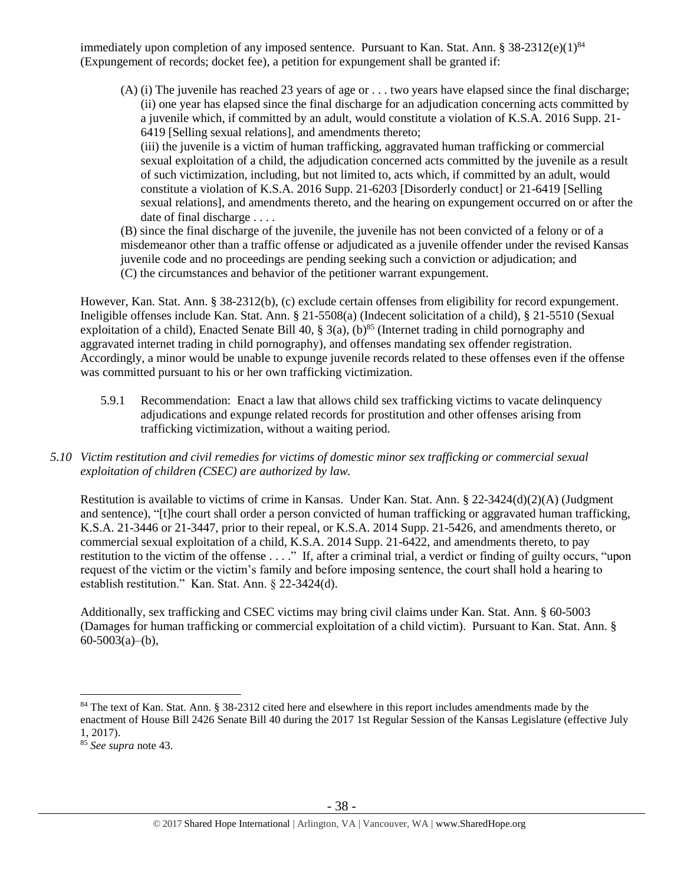immediately upon completion of any imposed sentence. Pursuant to Kan. Stat. Ann. § 38-2312(e)(1)[84] (Expungement of records; docket fee), a petition for expungement shall be granted if:

> (A) (i) The juvenile has reached 23 years of age or . . . two years have elapsed since the final discharge; (ii) one year has elapsed since the final discharge for an adjudication concerning acts committed by a juvenile which, if committed by an adult, would constitute a violation of K.S.A. 2016 Supp. 21-6419 [Selling sexual relations], and amendments thereto;
> (iii) the juvenile is a victim of human trafficking, aggravated human trafficking or commercial sexual exploitation of a child, the adjudication concerned acts committed by the juvenile as a result of such victimization, including, but not limited to, acts which, if committed by an adult, would constitute a violation of K.S.A. 2016 Supp. 21-6203 [Disorderly conduct] or 21-6419 [Selling sexual relations], and amendments thereto, and the hearing on expungement occurred on or after the date of final discharge . . . .
> (B) since the final discharge of the juvenile, the juvenile has not been convicted of a felony or of a misdemeanor other than a traffic offense or adjudicated as a juvenile offender under the revised Kansas juvenile code and no proceedings are pending seeking such a conviction or adjudication; and
> (C) the circumstances and behavior of the petitioner warrant expungement.

However, Kan. Stat. Ann. § 38-2312(b), (c) exclude certain offenses from eligibility for record expungement. Ineligible offenses include Kan. Stat. Ann. § 21-5508(a) (Indecent solicitation of a child), § 21-5510 (Sexual exploitation of a child), Enacted Senate Bill 40, § 3(a), (b)[85] (Internet trading in child pornography and aggravated internet trading in child pornography), and offenses mandating sex offender registration. Accordingly, a minor would be unable to expunge juvenile records related to these offenses even if the offense was committed pursuant to his or her own trafficking victimization.

> 5.9.1 Recommendation: Enact a law that allows child sex trafficking victims to vacate delinquency adjudications and expunge related records for prostitution and other offenses arising from trafficking victimization, without a waiting period.

*5.10 Victim restitution and civil remedies for victims of domestic minor sex trafficking or commercial sexual exploitation of children (CSEC) are authorized by law.*

Restitution is available to victims of crime in Kansas. Under Kan. Stat. Ann. § 22-3424(d)(2)(A) (Judgment and sentence), "[t]he court shall order a person convicted of human trafficking or aggravated human trafficking, K.S.A. 21-3446 or 21-3447, prior to their repeal, or K.S.A. 2014 Supp. 21-5426, and amendments thereto, or commercial sexual exploitation of a child, K.S.A. 2014 Supp. 21-6422, and amendments thereto, to pay restitution to the victim of the offense . . . ." If, after a criminal trial, a verdict or finding of guilty occurs, "upon request of the victim or the victim's family and before imposing sentence, the court shall hold a hearing to establish restitution." Kan. Stat. Ann. § 22-3424(d).

Additionally, sex trafficking and CSEC victims may bring civil claims under Kan. Stat. Ann. § 60-5003 (Damages for human trafficking or commercial exploitation of a child victim). Pursuant to Kan. Stat. Ann. § 60-5003(a)–(b),

---

[84] The text of Kan. Stat. Ann. § 38-2312 cited here and elsewhere in this report includes amendments made by the enactment of House Bill 2426 Senate Bill 40 during the 2017 1st Regular Session of the Kansas Legislature (effective July 1, 2017).

[85] *See supra* note 43.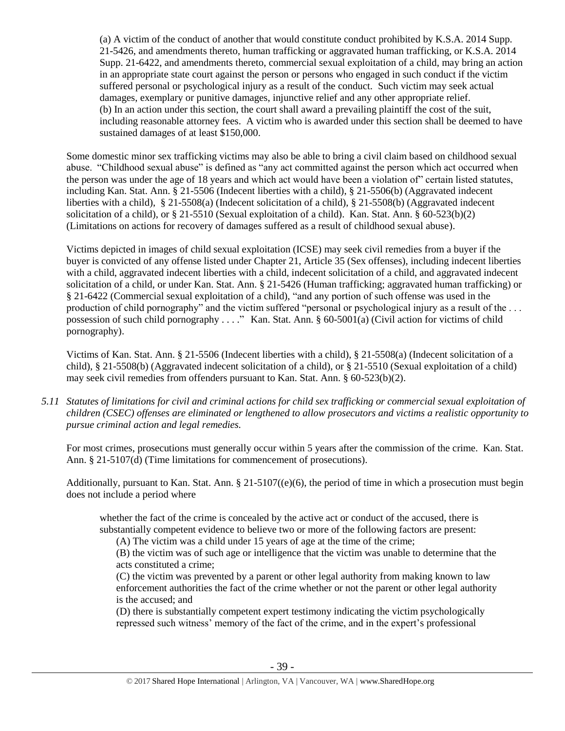> (a) A victim of the conduct of another that would constitute conduct prohibited by K.S.A. 2014 Supp. 21-5426, and amendments thereto, human trafficking or aggravated human trafficking, or K.S.A. 2014 Supp. 21-6422, and amendments thereto, commercial sexual exploitation of a child, may bring an action in an appropriate state court against the person or persons who engaged in such conduct if the victim suffered personal or psychological injury as a result of the conduct. Such victim may seek actual damages, exemplary or punitive damages, injunctive relief and any other appropriate relief.
> (b) In an action under this section, the court shall award a prevailing plaintiff the cost of the suit, including reasonable attorney fees. A victim who is awarded under this section shall be deemed to have sustained damages of at least $150,000.

Some domestic minor sex trafficking victims may also be able to bring a civil claim based on childhood sexual abuse. "Childhood sexual abuse" is defined as "any act committed against the person which act occurred when the person was under the age of 18 years and which act would have been a violation of" certain listed statutes, including Kan. Stat. Ann. § 21-5506 (Indecent liberties with a child), § 21-5506(b) (Aggravated indecent liberties with a child), § 21-5508(a) (Indecent solicitation of a child), § 21-5508(b) (Aggravated indecent solicitation of a child), or § 21-5510 (Sexual exploitation of a child). Kan. Stat. Ann. § 60-523(b)(2) (Limitations on actions for recovery of damages suffered as a result of childhood sexual abuse).

Victims depicted in images of child sexual exploitation (ICSE) may seek civil remedies from a buyer if the buyer is convicted of any offense listed under Chapter 21, Article 35 (Sex offenses), including indecent liberties with a child, aggravated indecent liberties with a child, indecent solicitation of a child, and aggravated indecent solicitation of a child, or under Kan. Stat. Ann. § 21-5426 (Human trafficking; aggravated human trafficking) or § 21-6422 (Commercial sexual exploitation of a child), "and any portion of such offense was used in the production of child pornography" and the victim suffered "personal or psychological injury as a result of the . . . possession of such child pornography . . . ." Kan. Stat. Ann. § 60-5001(a) (Civil action for victims of child pornography).

Victims of Kan. Stat. Ann. § 21-5506 (Indecent liberties with a child), § 21-5508(a) (Indecent solicitation of a child), § 21-5508(b) (Aggravated indecent solicitation of a child), or § 21-5510 (Sexual exploitation of a child) may seek civil remedies from offenders pursuant to Kan. Stat. Ann. § 60-523(b)(2).

*5.11 Statutes of limitations for civil and criminal actions for child sex trafficking or commercial sexual exploitation of children (CSEC) offenses are eliminated or lengthened to allow prosecutors and victims a realistic opportunity to pursue criminal action and legal remedies.*

For most crimes, prosecutions must generally occur within 5 years after the commission of the crime. Kan. Stat. Ann. § 21-5107(d) (Time limitations for commencement of prosecutions).

Additionally, pursuant to Kan. Stat. Ann. § 21-5107((e)(6), the period of time in which a prosecution must begin does not include a period where

> whether the fact of the crime is concealed by the active act or conduct of the accused, there is substantially competent evidence to believe two or more of the following factors are present:
> (A) The victim was a child under 15 years of age at the time of the crime;
> (B) the victim was of such age or intelligence that the victim was unable to determine that the acts constituted a crime;
> (C) the victim was prevented by a parent or other legal authority from making known to law enforcement authorities the fact of the crime whether or not the parent or other legal authority is the accused; and
> (D) there is substantially competent expert testimony indicating the victim psychologically repressed such witness' memory of the fact of the crime, and in the expert's professional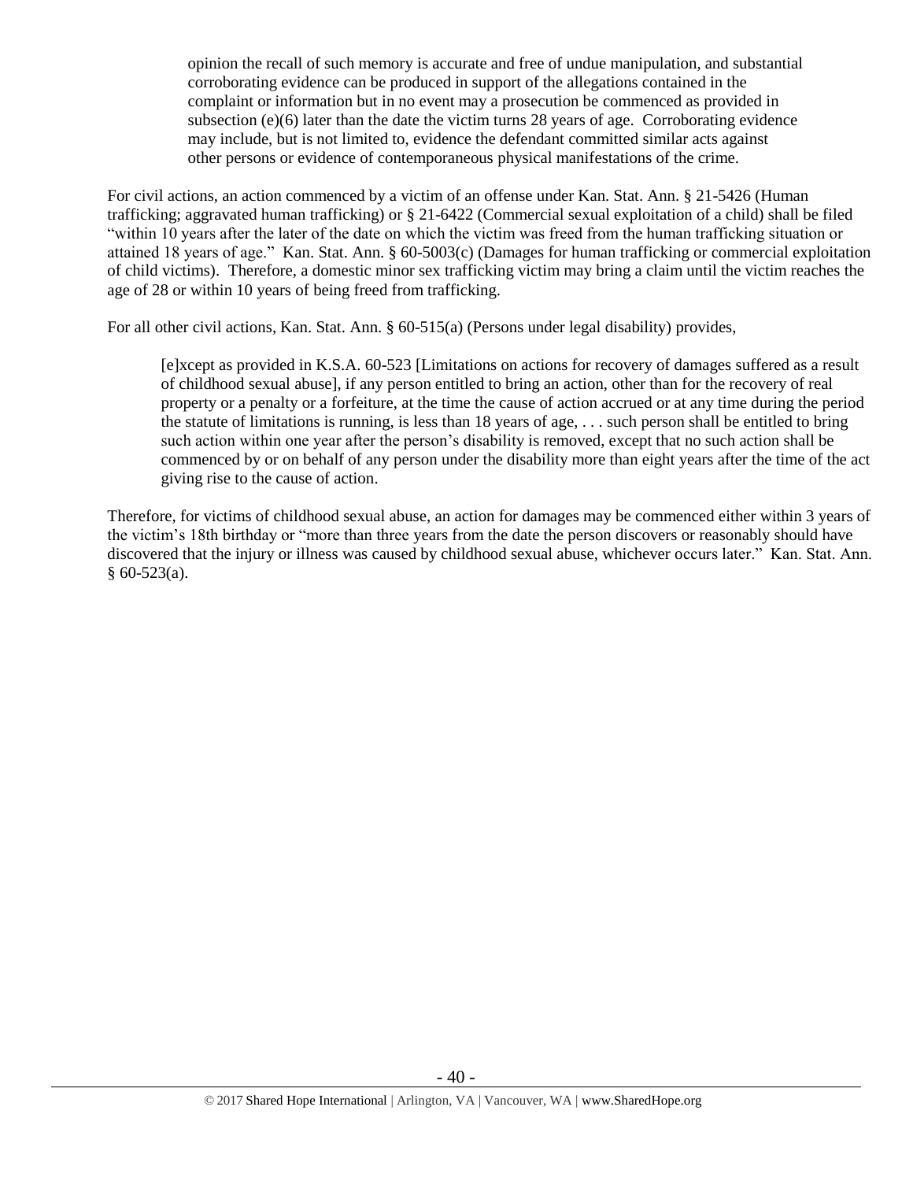> opinion the recall of such memory is accurate and free of undue manipulation, and substantial corroborating evidence can be produced in support of the allegations contained in the complaint or information but in no event may a prosecution be commenced as provided in subsection (e)(6) later than the date the victim turns 28 years of age. Corroborating evidence may include, but is not limited to, evidence the defendant committed similar acts against other persons or evidence of contemporaneous physical manifestations of the crime.

For civil actions, an action commenced by a victim of an offense under Kan. Stat. Ann. § 21-5426 (Human trafficking; aggravated human trafficking) or § 21-6422 (Commercial sexual exploitation of a child) shall be filed "within 10 years after the later of the date on which the victim was freed from the human trafficking situation or attained 18 years of age." Kan. Stat. Ann. § 60-5003(c) (Damages for human trafficking or commercial exploitation of child victims). Therefore, a domestic minor sex trafficking victim may bring a claim until the victim reaches the age of 28 or within 10 years of being freed from trafficking.

For all other civil actions, Kan. Stat. Ann. § 60-515(a) (Persons under legal disability) provides,

> [e]xcept as provided in K.S.A. 60-523 [Limitations on actions for recovery of damages suffered as a result of childhood sexual abuse], if any person entitled to bring an action, other than for the recovery of real property or a penalty or a forfeiture, at the time the cause of action accrued or at any time during the period the statute of limitations is running, is less than 18 years of age, . . . such person shall be entitled to bring such action within one year after the person's disability is removed, except that no such action shall be commenced by or on behalf of any person under the disability more than eight years after the time of the act giving rise to the cause of action.

Therefore, for victims of childhood sexual abuse, an action for damages may be commenced either within 3 years of the victim's 18th birthday or "more than three years from the date the person discovers or reasonably should have discovered that the injury or illness was caused by childhood sexual abuse, whichever occurs later." Kan. Stat. Ann. § 60-523(a).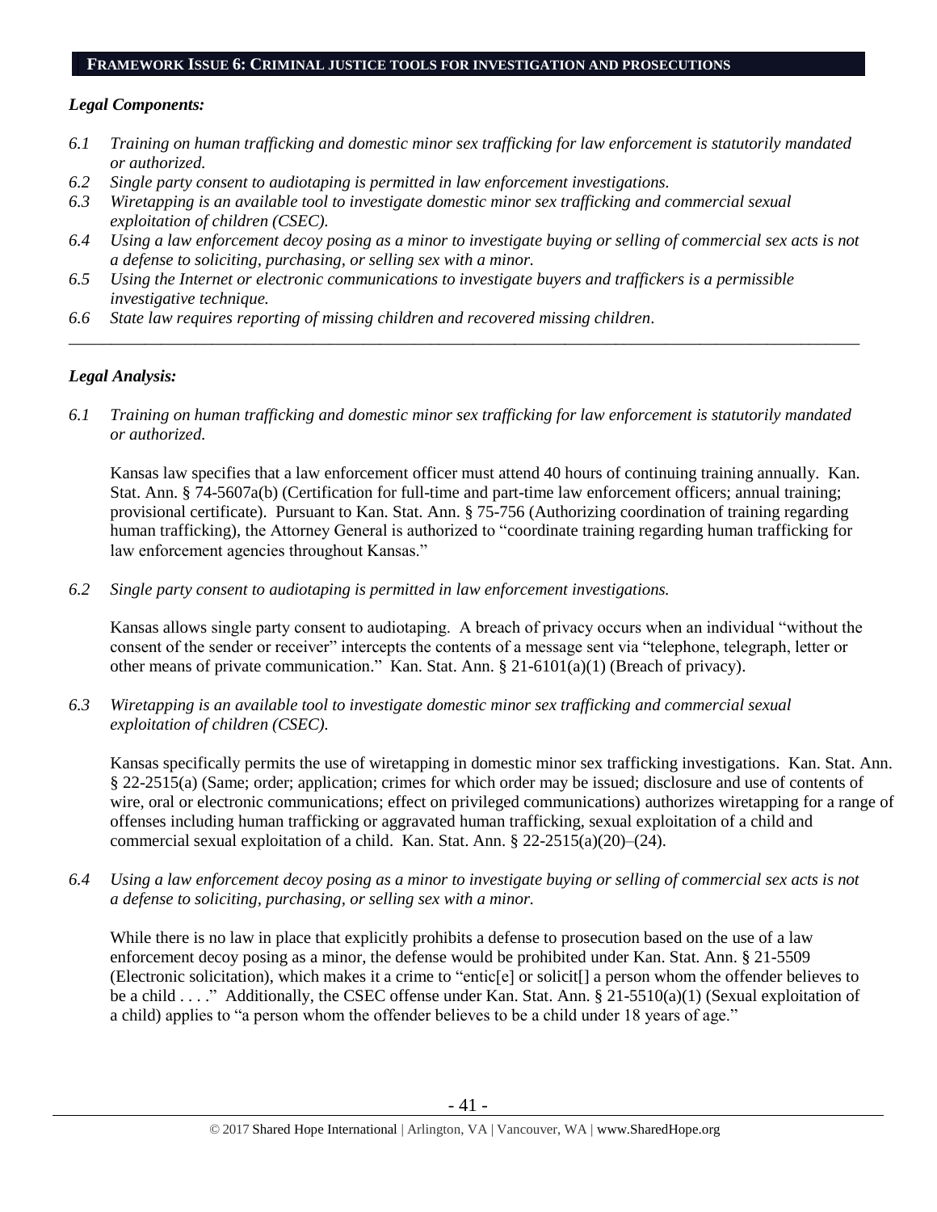## FRAMEWORK ISSUE 6: CRIMINAL JUSTICE TOOLS FOR INVESTIGATION AND PROSECUTIONS

### *Legal Components:*

*6.1 Training on human trafficking and domestic minor sex trafficking for law enforcement is statutorily mandated or authorized.*

*6.2 Single party consent to audiotaping is permitted in law enforcement investigations.*

*6.3 Wiretapping is an available tool to investigate domestic minor sex trafficking and commercial sexual exploitation of children (CSEC).*

*6.4 Using a law enforcement decoy posing as a minor to investigate buying or selling of commercial sex acts is not a defense to soliciting, purchasing, or selling sex with a minor.*

*6.5 Using the Internet or electronic communications to investigate buyers and traffickers is a permissible investigative technique.*

*6.6 State law requires reporting of missing children and recovered missing children.*

---

### *Legal Analysis:*

*6.1 Training on human trafficking and domestic minor sex trafficking for law enforcement is statutorily mandated or authorized.*

Kansas law specifies that a law enforcement officer must attend 40 hours of continuing training annually. Kan. Stat. Ann. § 74-5607a(b) (Certification for full-time and part-time law enforcement officers; annual training; provisional certificate). Pursuant to Kan. Stat. Ann. § 75-756 (Authorizing coordination of training regarding human trafficking), the Attorney General is authorized to "coordinate training regarding human trafficking for law enforcement agencies throughout Kansas."

*6.2 Single party consent to audiotaping is permitted in law enforcement investigations.*

Kansas allows single party consent to audiotaping. A breach of privacy occurs when an individual "without the consent of the sender or receiver" intercepts the contents of a message sent via "telephone, telegraph, letter or other means of private communication." Kan. Stat. Ann. § 21-6101(a)(1) (Breach of privacy).

*6.3 Wiretapping is an available tool to investigate domestic minor sex trafficking and commercial sexual exploitation of children (CSEC).*

Kansas specifically permits the use of wiretapping in domestic minor sex trafficking investigations. Kan. Stat. Ann. § 22-2515(a) (Same; order; application; crimes for which order may be issued; disclosure and use of contents of wire, oral or electronic communications; effect on privileged communications) authorizes wiretapping for a range of offenses including human trafficking or aggravated human trafficking, sexual exploitation of a child and commercial sexual exploitation of a child. Kan. Stat. Ann. § 22-2515(a)(20)–(24).

*6.4 Using a law enforcement decoy posing as a minor to investigate buying or selling of commercial sex acts is not a defense to soliciting, purchasing, or selling sex with a minor.*

While there is no law in place that explicitly prohibits a defense to prosecution based on the use of a law enforcement decoy posing as a minor, the defense would be prohibited under Kan. Stat. Ann. § 21-5509 (Electronic solicitation), which makes it a crime to "entic[e] or solicit[] a person whom the offender believes to be a child . . . ." Additionally, the CSEC offense under Kan. Stat. Ann. § 21-5510(a)(1) (Sexual exploitation of a child) applies to "a person whom the offender believes to be a child under 18 years of age."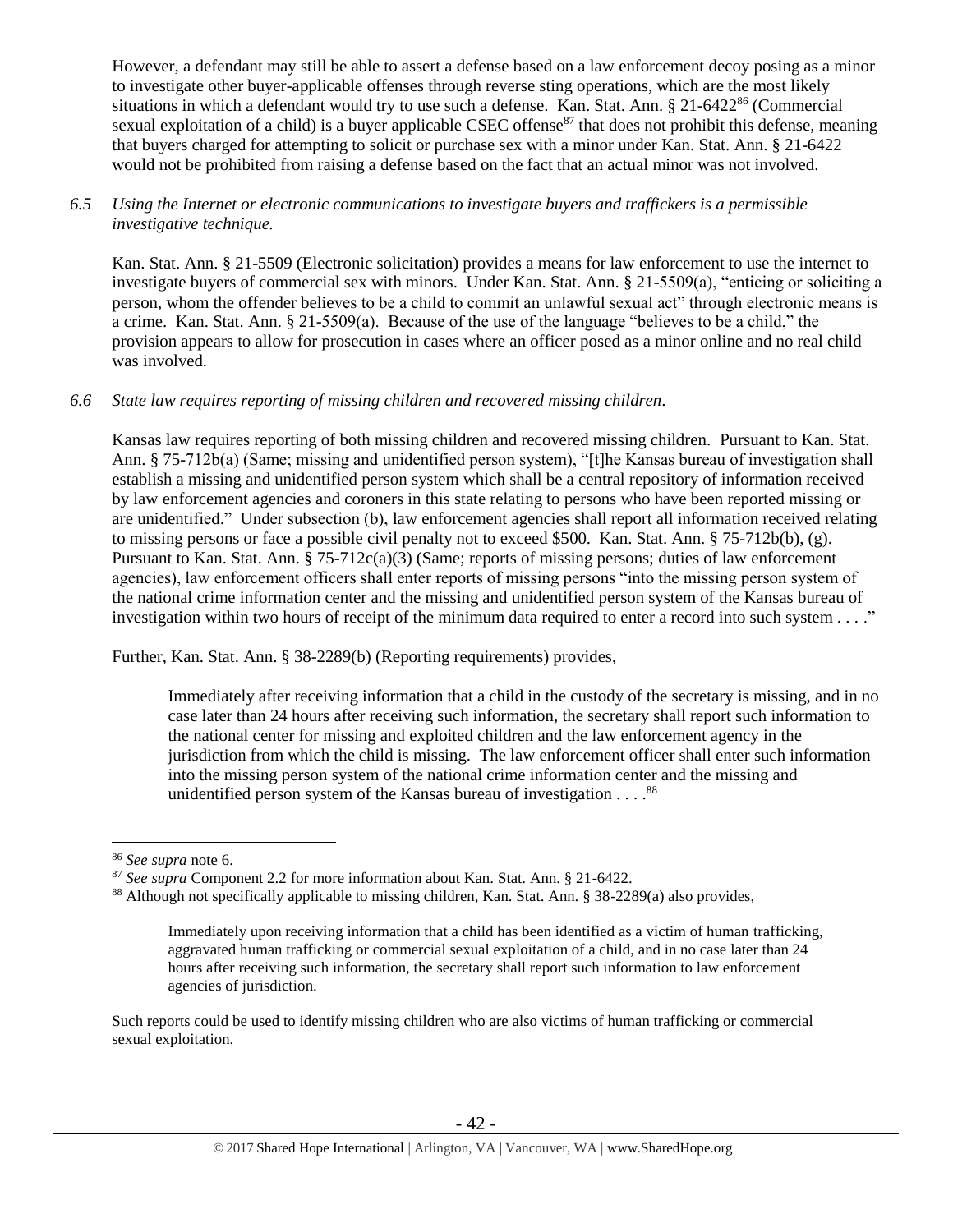However, a defendant may still be able to assert a defense based on a law enforcement decoy posing as a minor to investigate other buyer-applicable offenses through reverse sting operations, which are the most likely situations in which a defendant would try to use such a defense. Kan. Stat. Ann. § 21-6422[86] (Commercial sexual exploitation of a child) is a buyer applicable CSEC offense[87] that does not prohibit this defense, meaning that buyers charged for attempting to solicit or purchase sex with a minor under Kan. Stat. Ann. § 21-6422 would not be prohibited from raising a defense based on the fact that an actual minor was not involved.

*6.5 Using the Internet or electronic communications to investigate buyers and traffickers is a permissible investigative technique.*

Kan. Stat. Ann. § 21-5509 (Electronic solicitation) provides a means for law enforcement to use the internet to investigate buyers of commercial sex with minors. Under Kan. Stat. Ann. § 21-5509(a), "enticing or soliciting a person, whom the offender believes to be a child to commit an unlawful sexual act" through electronic means is a crime. Kan. Stat. Ann. § 21-5509(a). Because of the use of the language "believes to be a child," the provision appears to allow for prosecution in cases where an officer posed as a minor online and no real child was involved.

*6.6 State law requires reporting of missing children and recovered missing children.*

Kansas law requires reporting of both missing children and recovered missing children. Pursuant to Kan. Stat. Ann. § 75-712b(a) (Same; missing and unidentified person system), "[t]he Kansas bureau of investigation shall establish a missing and unidentified person system which shall be a central repository of information received by law enforcement agencies and coroners in this state relating to persons who have been reported missing or are unidentified." Under subsection (b), law enforcement agencies shall report all information received relating to missing persons or face a possible civil penalty not to exceed $500. Kan. Stat. Ann. § 75-712b(b), (g). Pursuant to Kan. Stat. Ann. § 75-712c(a)(3) (Same; reports of missing persons; duties of law enforcement agencies), law enforcement officers shall enter reports of missing persons "into the missing person system of the national crime information center and the missing and unidentified person system of the Kansas bureau of investigation within two hours of receipt of the minimum data required to enter a record into such system . . . ."

Further, Kan. Stat. Ann. § 38-2289(b) (Reporting requirements) provides,

> Immediately after receiving information that a child in the custody of the secretary is missing, and in no case later than 24 hours after receiving such information, the secretary shall report such information to the national center for missing and exploited children and the law enforcement agency in the jurisdiction from which the child is missing. The law enforcement officer shall enter such information into the missing person system of the national crime information center and the missing and unidentified person system of the Kansas bureau of investigation . . . .[88]

---

[86] *See supra* note 6.

[87] *See supra* Component 2.2 for more information about Kan. Stat. Ann. § 21-6422.

[88] Although not specifically applicable to missing children, Kan. Stat. Ann. § 38-2289(a) also provides,

> Immediately upon receiving information that a child has been identified as a victim of human trafficking, aggravated human trafficking or commercial sexual exploitation of a child, and in no case later than 24 hours after receiving such information, the secretary shall report such information to law enforcement agencies of jurisdiction.

Such reports could be used to identify missing children who are also victims of human trafficking or commercial sexual exploitation.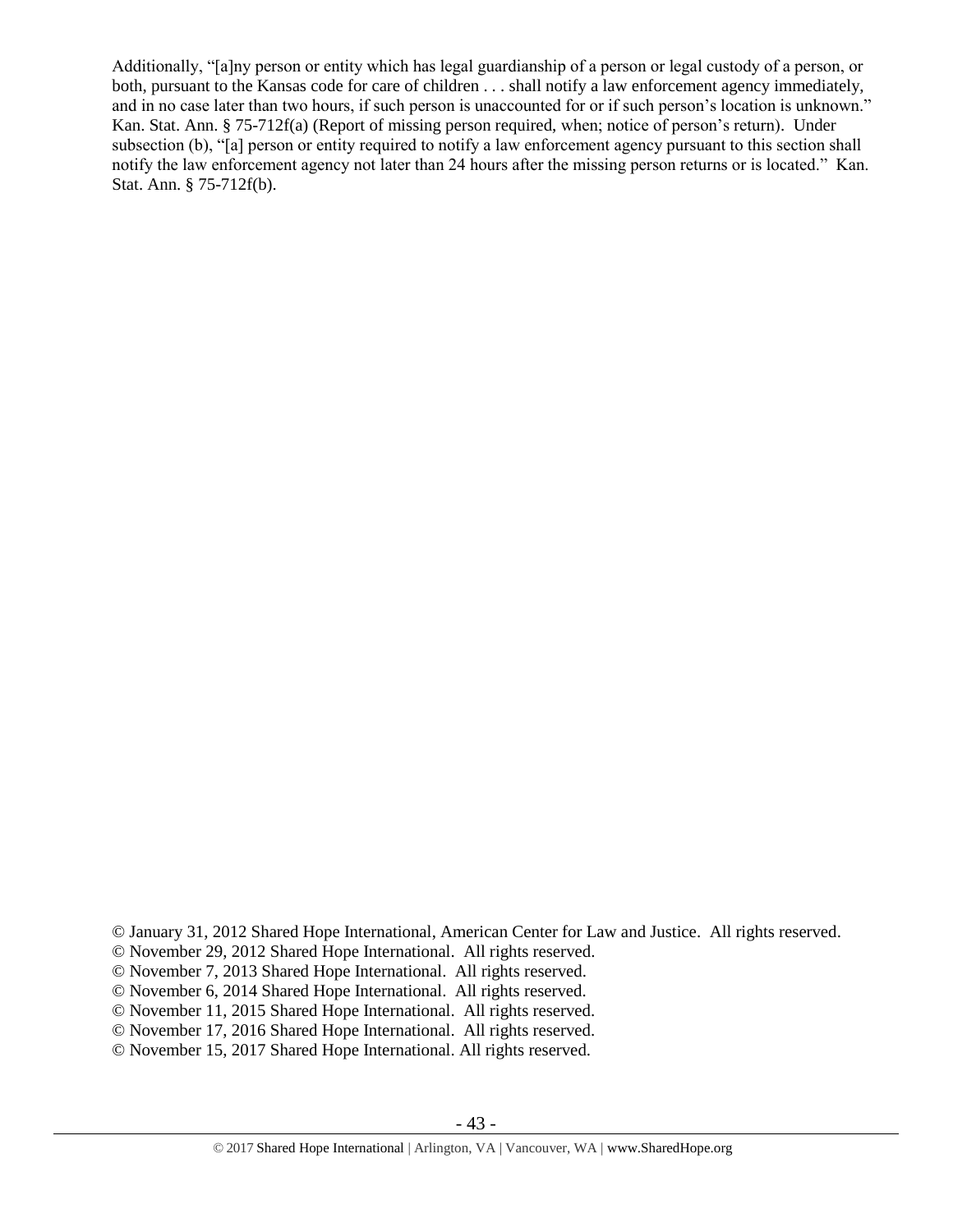Additionally, "[a]ny person or entity which has legal guardianship of a person or legal custody of a person, or both, pursuant to the Kansas code for care of children . . . shall notify a law enforcement agency immediately, and in no case later than two hours, if such person is unaccounted for or if such person's location is unknown." Kan. Stat. Ann. § 75-712f(a) (Report of missing person required, when; notice of person's return). Under subsection (b), "[a] person or entity required to notify a law enforcement agency pursuant to this section shall notify the law enforcement agency not later than 24 hours after the missing person returns or is located." Kan. Stat. Ann. § 75-712f(b).

© January 31, 2012 Shared Hope International, American Center for Law and Justice. All rights reserved.
© November 29, 2012 Shared Hope International. All rights reserved.
© November 7, 2013 Shared Hope International. All rights reserved.
© November 6, 2014 Shared Hope International. All rights reserved.
© November 11, 2015 Shared Hope International. All rights reserved.
© November 17, 2016 Shared Hope International. All rights reserved.
© November 15, 2017 Shared Hope International. All rights reserved.